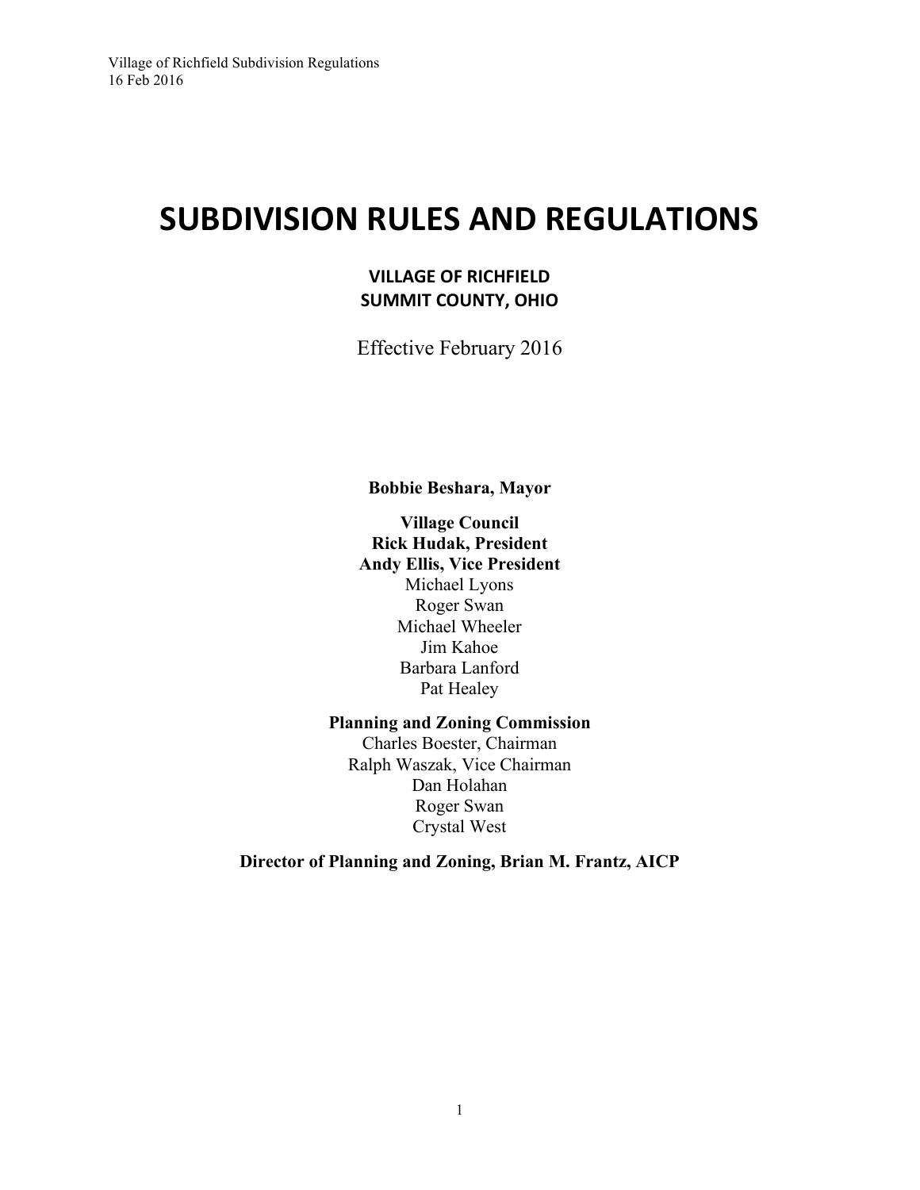# SUBDIVISION RULES AND REGULATIONS

**VILLAGE OF RICHFIELD**
**SUMMIT COUNTY, OHIO**

Effective February 2016

**Bobbie Beshara, Mayor**

**Village Council**
**Rick Hudak, President**
**Andy Ellis, Vice President**
Michael Lyons
Roger Swan
Michael Wheeler
Jim Kahoe
Barbara Lanford
Pat Healey

**Planning and Zoning Commission**
Charles Boester, Chairman
Ralph Waszak, Vice Chairman
Dan Holahan
Roger Swan
Crystal West

**Director of Planning and Zoning, Brian M. Frantz, AICP**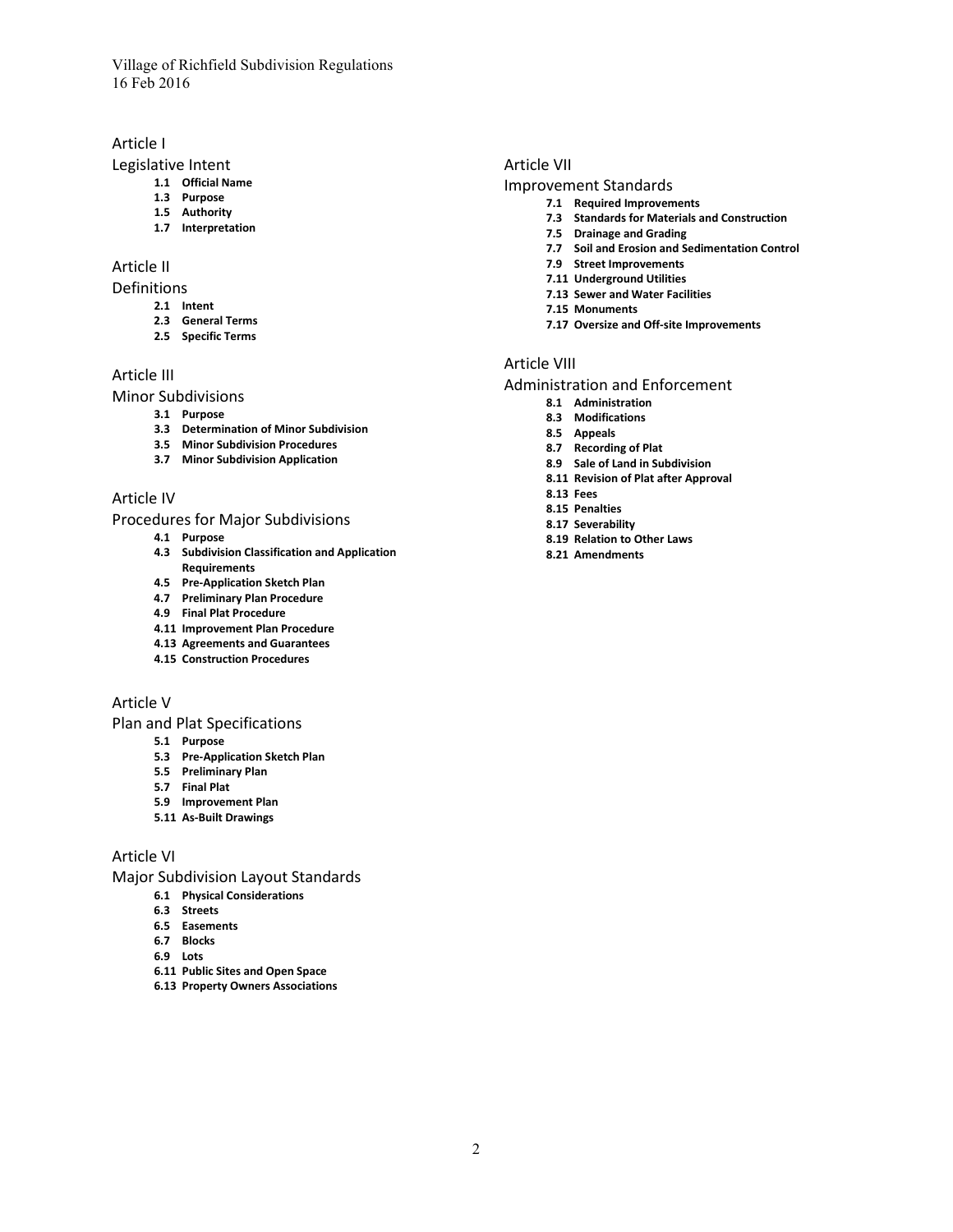## Article I

### Legislative Intent

- **1.1 Official Name**
- **1.3 Purpose**
- **1.5 Authority**
- **1.7 Interpretation**

## Article II

### Definitions

- **2.1 Intent**
- **2.3 General Terms**
- **2.5 Specific Terms**

## Article III

### Minor Subdivisions

- **3.1 Purpose**
- **3.3 Determination of Minor Subdivision**
- **3.5 Minor Subdivision Procedures**
- **3.7 Minor Subdivision Application**

## Article IV

### Procedures for Major Subdivisions

- **4.1 Purpose**
- **4.3 Subdivision Classification and Application Requirements**
- **4.5 Pre-Application Sketch Plan**
- **4.7 Preliminary Plan Procedure**
- **4.9 Final Plat Procedure**
- **4.11 Improvement Plan Procedure**
- **4.13 Agreements and Guarantees**
- **4.15 Construction Procedures**

## Article V

### Plan and Plat Specifications

- **5.1 Purpose**
- **5.3 Pre-Application Sketch Plan**
- **5.5 Preliminary Plan**
- **5.7 Final Plat**
- **5.9 Improvement Plan**
- **5.11 As-Built Drawings**

## Article VI

### Major Subdivision Layout Standards

- **6.1 Physical Considerations**
- **6.3 Streets**
- **6.5 Easements**
- **6.7 Blocks**
- **6.9 Lots**
- **6.11 Public Sites and Open Space**
- **6.13 Property Owners Associations**

## Article VII

### Improvement Standards

- **7.1 Required Improvements**
- **7.3 Standards for Materials and Construction**
- **7.5 Drainage and Grading**
- **7.7 Soil and Erosion and Sedimentation Control**
- **7.9 Street Improvements**
- **7.11 Underground Utilities**
- **7.13 Sewer and Water Facilities**
- **7.15 Monuments**
- **7.17 Oversize and Off-site Improvements**

## Article VIII

### Administration and Enforcement

- **8.1 Administration**
- **8.3 Modifications**
- **8.5 Appeals**
- **8.7 Recording of Plat**
- **8.9 Sale of Land in Subdivision**
- **8.11 Revision of Plat after Approval**
- **8.13 Fees**
- **8.15 Penalties**
- **8.17 Severability**
- **8.19 Relation to Other Laws**
- **8.21 Amendments**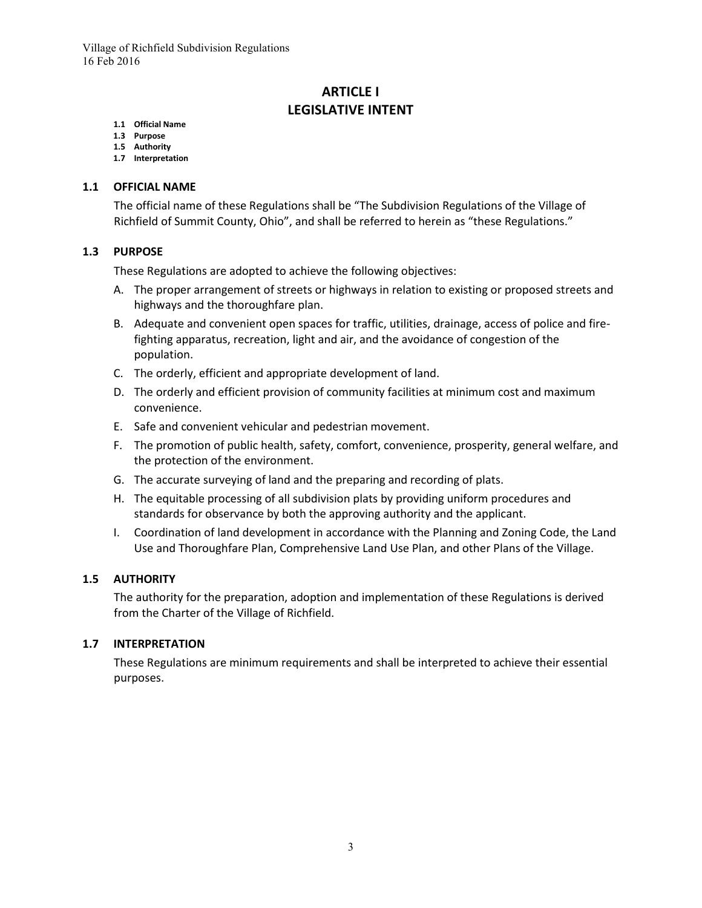# ARTICLE I
# LEGISLATIVE INTENT

**1.1 Official Name**
**1.3 Purpose**
**1.5 Authority**
**1.7 Interpretation**

## 1.1 OFFICIAL NAME

The official name of these Regulations shall be "The Subdivision Regulations of the Village of Richfield of Summit County, Ohio", and shall be referred to herein as "these Regulations."

## 1.3 PURPOSE

These Regulations are adopted to achieve the following objectives:

A. The proper arrangement of streets or highways in relation to existing or proposed streets and highways and the thoroughfare plan.

B. Adequate and convenient open spaces for traffic, utilities, drainage, access of police and fire-fighting apparatus, recreation, light and air, and the avoidance of congestion of the population.

C. The orderly, efficient and appropriate development of land.

D. The orderly and efficient provision of community facilities at minimum cost and maximum convenience.

E. Safe and convenient vehicular and pedestrian movement.

F. The promotion of public health, safety, comfort, convenience, prosperity, general welfare, and the protection of the environment.

G. The accurate surveying of land and the preparing and recording of plats.

H. The equitable processing of all subdivision plats by providing uniform procedures and standards for observance by both the approving authority and the applicant.

I. Coordination of land development in accordance with the Planning and Zoning Code, the Land Use and Thoroughfare Plan, Comprehensive Land Use Plan, and other Plans of the Village.

## 1.5 AUTHORITY

The authority for the preparation, adoption and implementation of these Regulations is derived from the Charter of the Village of Richfield.

## 1.7 INTERPRETATION

These Regulations are minimum requirements and shall be interpreted to achieve their essential purposes.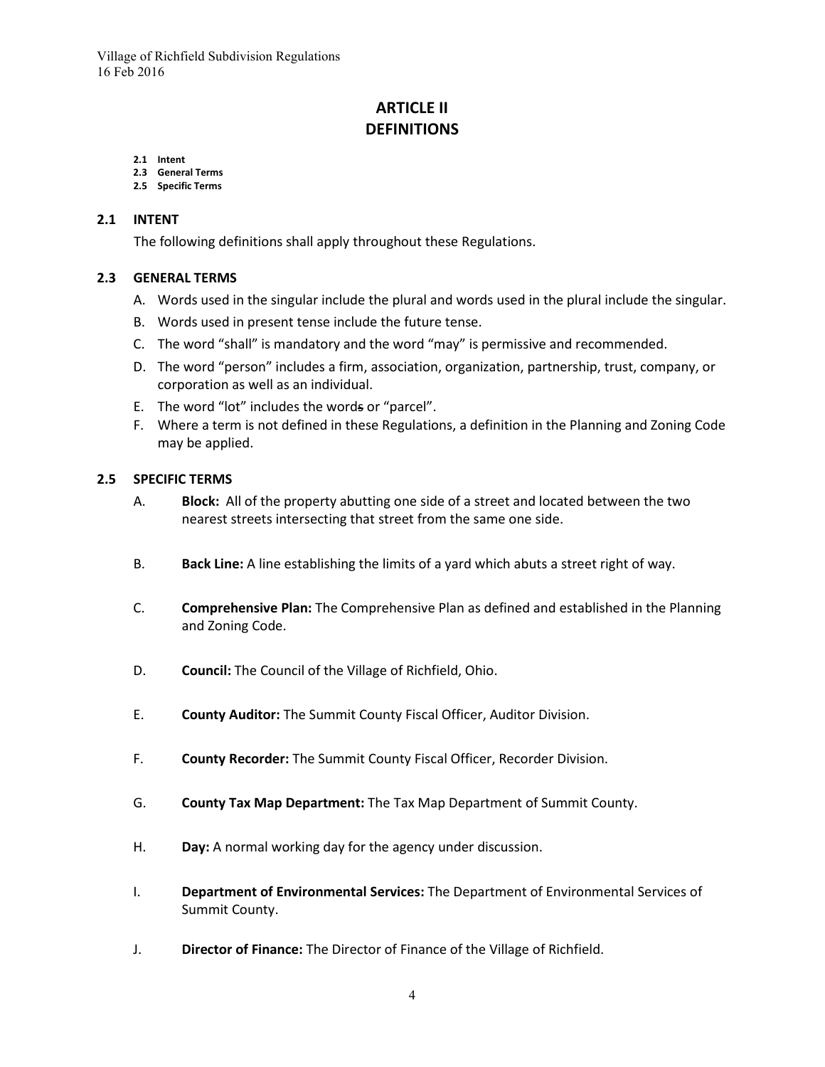# ARTICLE II
# DEFINITIONS

**2.1 Intent**
**2.3 General Terms**
**2.5 Specific Terms**

## 2.1 INTENT

The following definitions shall apply throughout these Regulations.

## 2.3 GENERAL TERMS

A. Words used in the singular include the plural and words used in the plural include the singular.

B. Words used in present tense include the future tense.

C. The word "shall" is mandatory and the word "may" is permissive and recommended.

D. The word "person" includes a firm, association, organization, partnership, trust, company, or corporation as well as an individual.

E. The word "lot" includes the words or "parcel".

F. Where a term is not defined in these Regulations, a definition in the Planning and Zoning Code may be applied.

## 2.5 SPECIFIC TERMS

A. **Block:** All of the property abutting one side of a street and located between the two nearest streets intersecting that street from the same one side.

B. **Back Line:** A line establishing the limits of a yard which abuts a street right of way.

C. **Comprehensive Plan:** The Comprehensive Plan as defined and established in the Planning and Zoning Code.

D. **Council:** The Council of the Village of Richfield, Ohio.

E. **County Auditor:** The Summit County Fiscal Officer, Auditor Division.

F. **County Recorder:** The Summit County Fiscal Officer, Recorder Division.

G. **County Tax Map Department:** The Tax Map Department of Summit County.

H. **Day:** A normal working day for the agency under discussion.

I. **Department of Environmental Services:** The Department of Environmental Services of Summit County.

J. **Director of Finance:** The Director of Finance of the Village of Richfield.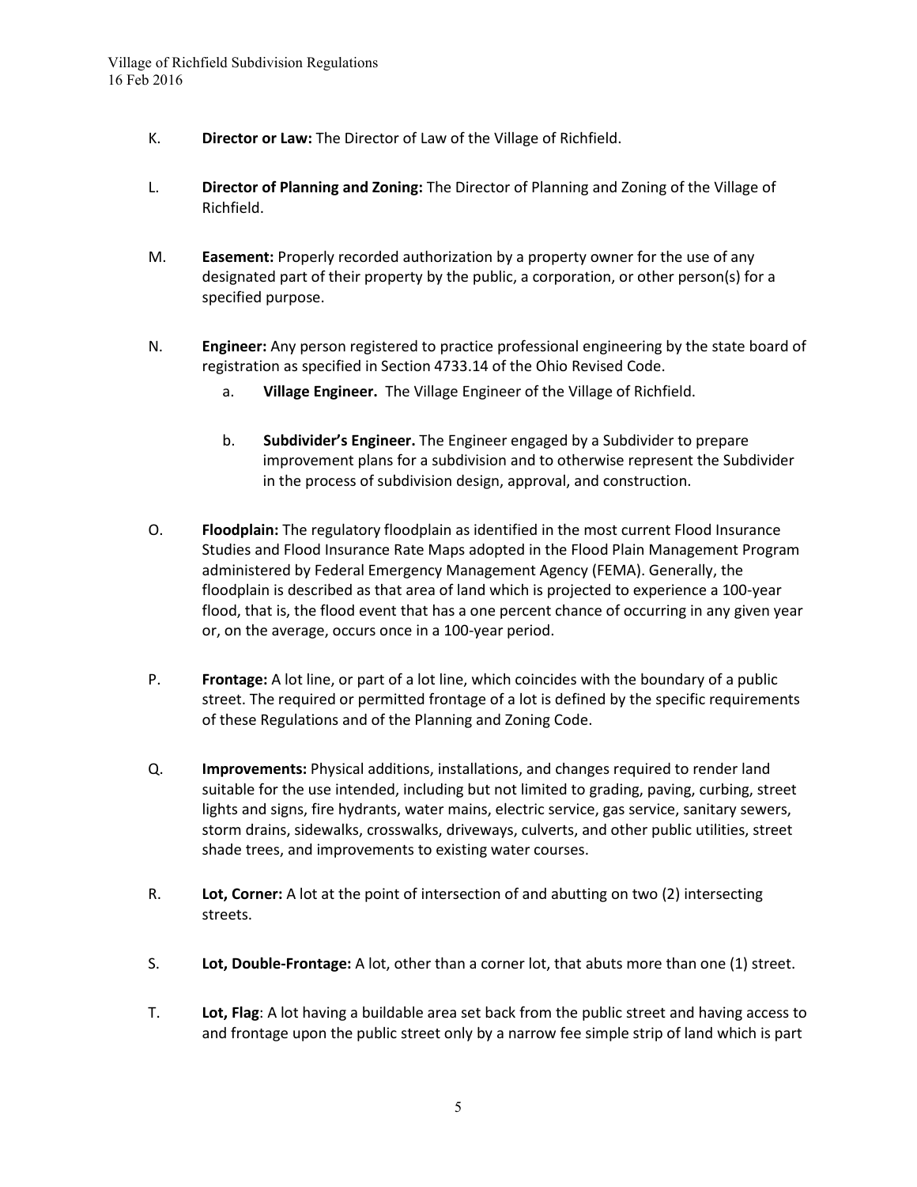K. **Director or Law:** The Director of Law of the Village of Richfield.

L. **Director of Planning and Zoning:** The Director of Planning and Zoning of the Village of Richfield.

M. **Easement:** Properly recorded authorization by a property owner for the use of any designated part of their property by the public, a corporation, or other person(s) for a specified purpose.

N. **Engineer:** Any person registered to practice professional engineering by the state board of registration as specified in Section 4733.14 of the Ohio Revised Code.

   a. **Village Engineer.** The Village Engineer of the Village of Richfield.

   b. **Subdivider's Engineer.** The Engineer engaged by a Subdivider to prepare improvement plans for a subdivision and to otherwise represent the Subdivider in the process of subdivision design, approval, and construction.

O. **Floodplain:** The regulatory floodplain as identified in the most current Flood Insurance Studies and Flood Insurance Rate Maps adopted in the Flood Plain Management Program administered by Federal Emergency Management Agency (FEMA). Generally, the floodplain is described as that area of land which is projected to experience a 100-year flood, that is, the flood event that has a one percent chance of occurring in any given year or, on the average, occurs once in a 100-year period.

P. **Frontage:** A lot line, or part of a lot line, which coincides with the boundary of a public street. The required or permitted frontage of a lot is defined by the specific requirements of these Regulations and of the Planning and Zoning Code.

Q. **Improvements:** Physical additions, installations, and changes required to render land suitable for the use intended, including but not limited to grading, paving, curbing, street lights and signs, fire hydrants, water mains, electric service, gas service, sanitary sewers, storm drains, sidewalks, crosswalks, driveways, culverts, and other public utilities, street shade trees, and improvements to existing water courses.

R. **Lot, Corner:** A lot at the point of intersection of and abutting on two (2) intersecting streets.

S. **Lot, Double-Frontage:** A lot, other than a corner lot, that abuts more than one (1) street.

T. **Lot, Flag**: A lot having a buildable area set back from the public street and having access to and frontage upon the public street only by a narrow fee simple strip of land which is part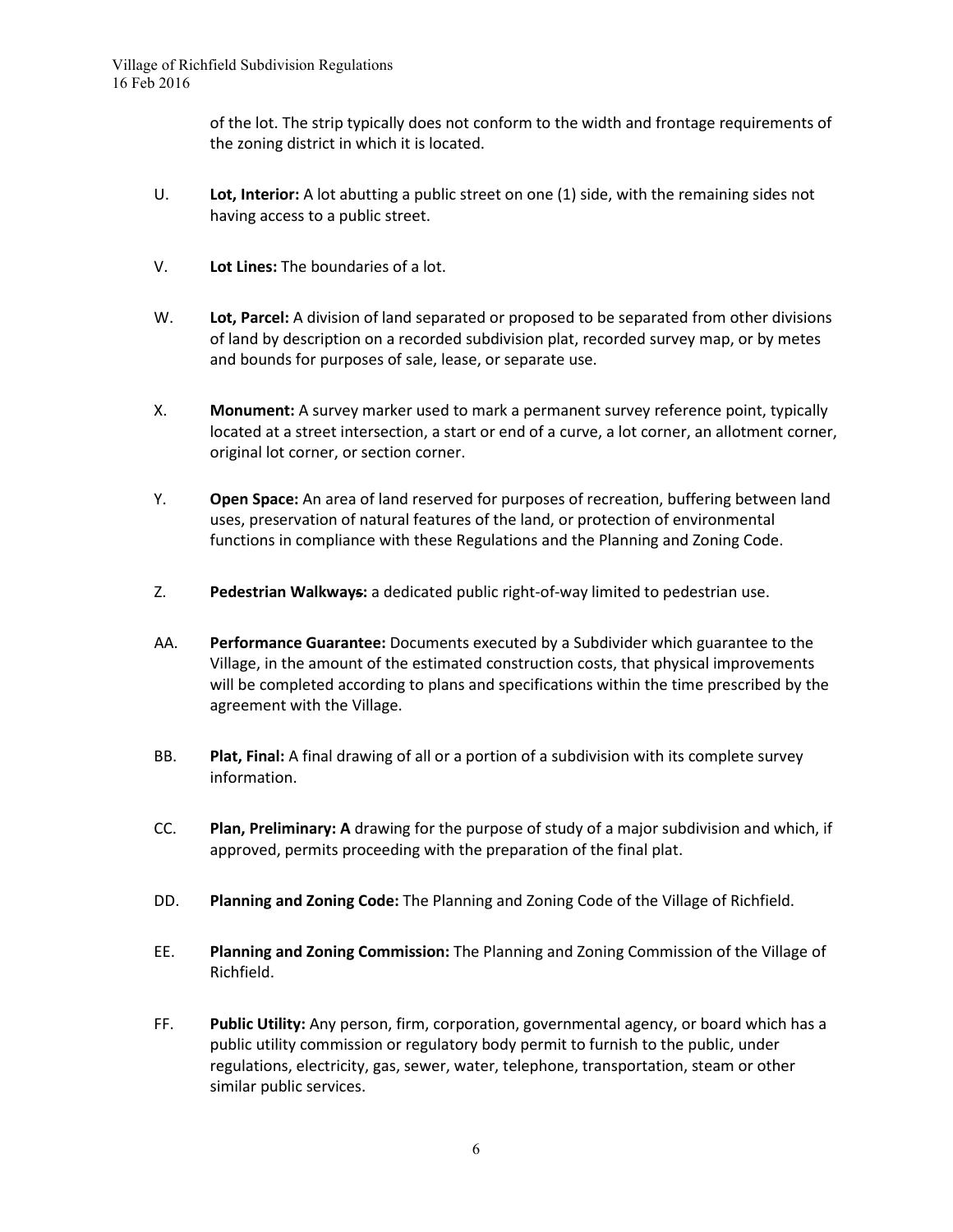of the lot. The strip typically does not conform to the width and frontage requirements of the zoning district in which it is located.

U. **Lot, Interior:** A lot abutting a public street on one (1) side, with the remaining sides not having access to a public street.

V. **Lot Lines:** The boundaries of a lot.

W. **Lot, Parcel:** A division of land separated or proposed to be separated from other divisions of land by description on a recorded subdivision plat, recorded survey map, or by metes and bounds for purposes of sale, lease, or separate use.

X. **Monument:** A survey marker used to mark a permanent survey reference point, typically located at a street intersection, a start or end of a curve, a lot corner, an allotment corner, original lot corner, or section corner.

Y. **Open Space:** An area of land reserved for purposes of recreation, buffering between land uses, preservation of natural features of the land, or protection of environmental functions in compliance with these Regulations and the Planning and Zoning Code.

Z. **Pedestrian Walkways:** a dedicated public right-of-way limited to pedestrian use.

AA. **Performance Guarantee:** Documents executed by a Subdivider which guarantee to the Village, in the amount of the estimated construction costs, that physical improvements will be completed according to plans and specifications within the time prescribed by the agreement with the Village.

BB. **Plat, Final:** A final drawing of all or a portion of a subdivision with its complete survey information.

CC. **Plan, Preliminary: A** drawing for the purpose of study of a major subdivision and which, if approved, permits proceeding with the preparation of the final plat.

DD. **Planning and Zoning Code:** The Planning and Zoning Code of the Village of Richfield.

EE. **Planning and Zoning Commission:** The Planning and Zoning Commission of the Village of Richfield.

FF. **Public Utility:** Any person, firm, corporation, governmental agency, or board which has a public utility commission or regulatory body permit to furnish to the public, under regulations, electricity, gas, sewer, water, telephone, transportation, steam or other similar public services.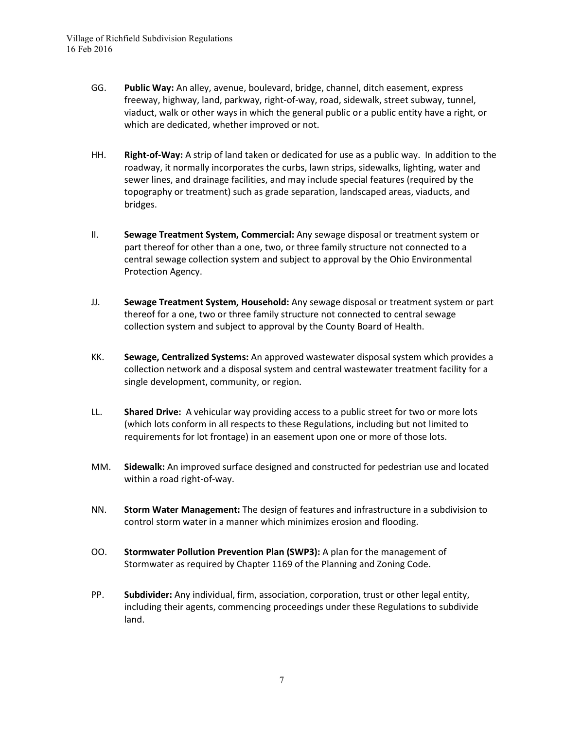GG. **Public Way:** An alley, avenue, boulevard, bridge, channel, ditch easement, express freeway, highway, land, parkway, right-of-way, road, sidewalk, street subway, tunnel, viaduct, walk or other ways in which the general public or a public entity have a right, or which are dedicated, whether improved or not.

HH. **Right-of-Way:** A strip of land taken or dedicated for use as a public way. In addition to the roadway, it normally incorporates the curbs, lawn strips, sidewalks, lighting, water and sewer lines, and drainage facilities, and may include special features (required by the topography or treatment) such as grade separation, landscaped areas, viaducts, and bridges.

II. **Sewage Treatment System, Commercial:** Any sewage disposal or treatment system or part thereof for other than a one, two, or three family structure not connected to a central sewage collection system and subject to approval by the Ohio Environmental Protection Agency.

JJ. **Sewage Treatment System, Household:** Any sewage disposal or treatment system or part thereof for a one, two or three family structure not connected to central sewage collection system and subject to approval by the County Board of Health.

KK. **Sewage, Centralized Systems:** An approved wastewater disposal system which provides a collection network and a disposal system and central wastewater treatment facility for a single development, community, or region.

LL. **Shared Drive:** A vehicular way providing access to a public street for two or more lots (which lots conform in all respects to these Regulations, including but not limited to requirements for lot frontage) in an easement upon one or more of those lots.

MM. **Sidewalk:** An improved surface designed and constructed for pedestrian use and located within a road right-of-way.

NN. **Storm Water Management:** The design of features and infrastructure in a subdivision to control storm water in a manner which minimizes erosion and flooding.

OO. **Stormwater Pollution Prevention Plan (SWP3):** A plan for the management of Stormwater as required by Chapter 1169 of the Planning and Zoning Code.

PP. **Subdivider:** Any individual, firm, association, corporation, trust or other legal entity, including their agents, commencing proceedings under these Regulations to subdivide land.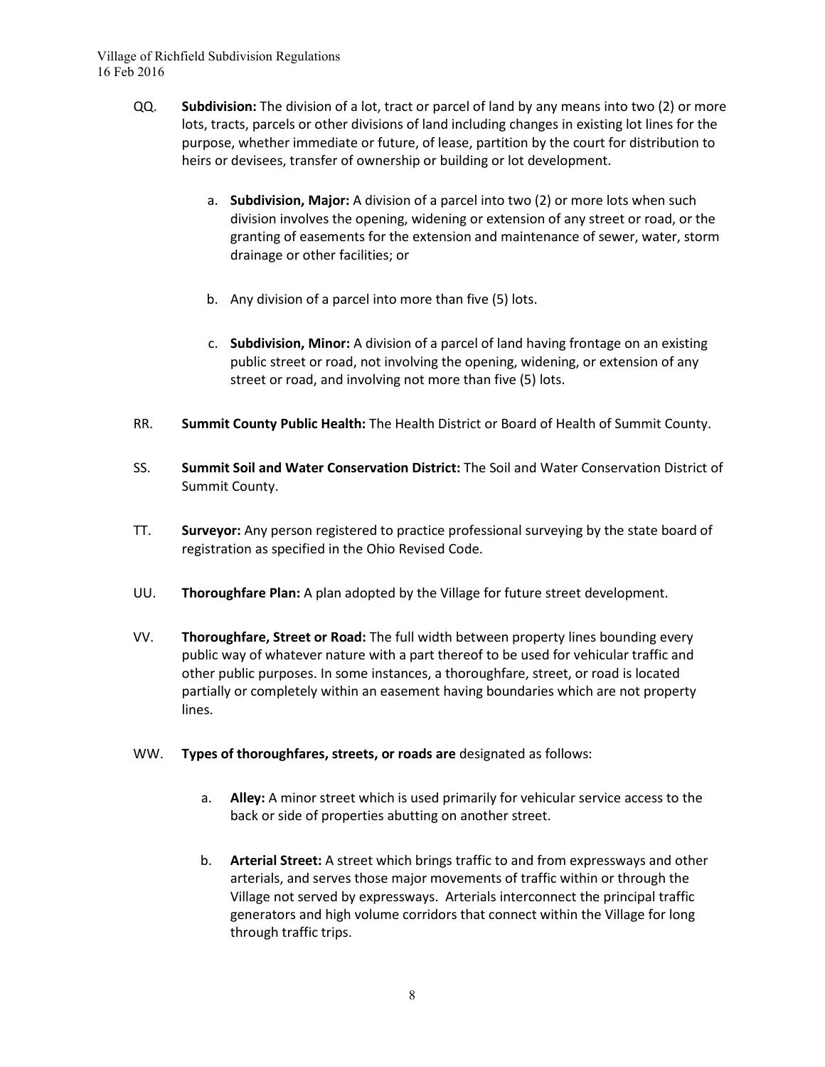QQ. **Subdivision:** The division of a lot, tract or parcel of land by any means into two (2) or more lots, tracts, parcels or other divisions of land including changes in existing lot lines for the purpose, whether immediate or future, of lease, partition by the court for distribution to heirs or devisees, transfer of ownership or building or lot development.

   a. **Subdivision, Major:** A division of a parcel into two (2) or more lots when such division involves the opening, widening or extension of any street or road, or the granting of easements for the extension and maintenance of sewer, water, storm drainage or other facilities; or

   b. Any division of a parcel into more than five (5) lots.

   c. **Subdivision, Minor:** A division of a parcel of land having frontage on an existing public street or road, not involving the opening, widening, or extension of any street or road, and involving not more than five (5) lots.

RR. **Summit County Public Health:** The Health District or Board of Health of Summit County.

SS. **Summit Soil and Water Conservation District:** The Soil and Water Conservation District of Summit County.

TT. **Surveyor:** Any person registered to practice professional surveying by the state board of registration as specified in the Ohio Revised Code.

UU. **Thoroughfare Plan:** A plan adopted by the Village for future street development.

VV. **Thoroughfare, Street or Road:** The full width between property lines bounding every public way of whatever nature with a part thereof to be used for vehicular traffic and other public purposes. In some instances, a thoroughfare, street, or road is located partially or completely within an easement having boundaries which are not property lines.

WW. **Types of thoroughfares, streets, or roads are** designated as follows:

   a. **Alley:** A minor street which is used primarily for vehicular service access to the back or side of properties abutting on another street.

   b. **Arterial Street:** A street which brings traffic to and from expressways and other arterials, and serves those major movements of traffic within or through the Village not served by expressways. Arterials interconnect the principal traffic generators and high volume corridors that connect within the Village for long through traffic trips.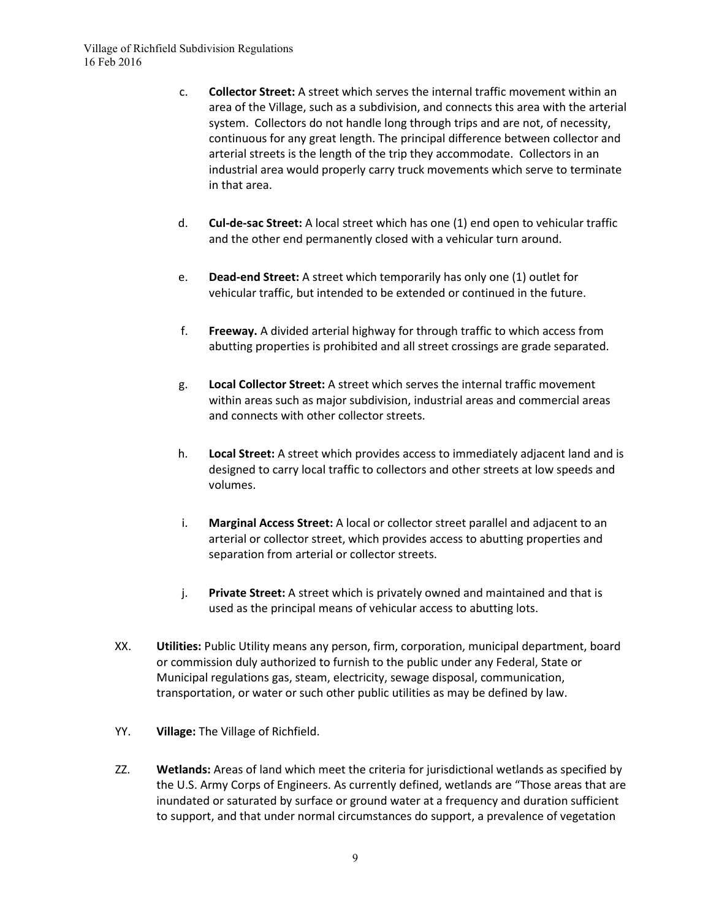c. **Collector Street:** A street which serves the internal traffic movement within an area of the Village, such as a subdivision, and connects this area with the arterial system. Collectors do not handle long through trips and are not, of necessity, continuous for any great length. The principal difference between collector and arterial streets is the length of the trip they accommodate. Collectors in an industrial area would properly carry truck movements which serve to terminate in that area.

d. **Cul-de-sac Street:** A local street which has one (1) end open to vehicular traffic and the other end permanently closed with a vehicular turn around.

e. **Dead-end Street:** A street which temporarily has only one (1) outlet for vehicular traffic, but intended to be extended or continued in the future.

f. **Freeway.** A divided arterial highway for through traffic to which access from abutting properties is prohibited and all street crossings are grade separated.

g. **Local Collector Street:** A street which serves the internal traffic movement within areas such as major subdivision, industrial areas and commercial areas and connects with other collector streets.

h. **Local Street:** A street which provides access to immediately adjacent land and is designed to carry local traffic to collectors and other streets at low speeds and volumes.

i. **Marginal Access Street:** A local or collector street parallel and adjacent to an arterial or collector street, which provides access to abutting properties and separation from arterial or collector streets.

j. **Private Street:** A street which is privately owned and maintained and that is used as the principal means of vehicular access to abutting lots.

XX. **Utilities:** Public Utility means any person, firm, corporation, municipal department, board or commission duly authorized to furnish to the public under any Federal, State or Municipal regulations gas, steam, electricity, sewage disposal, communication, transportation, or water or such other public utilities as may be defined by law.

YY. **Village:** The Village of Richfield.

ZZ. **Wetlands:** Areas of land which meet the criteria for jurisdictional wetlands as specified by the U.S. Army Corps of Engineers. As currently defined, wetlands are "Those areas that are inundated or saturated by surface or ground water at a frequency and duration sufficient to support, and that under normal circumstances do support, a prevalence of vegetation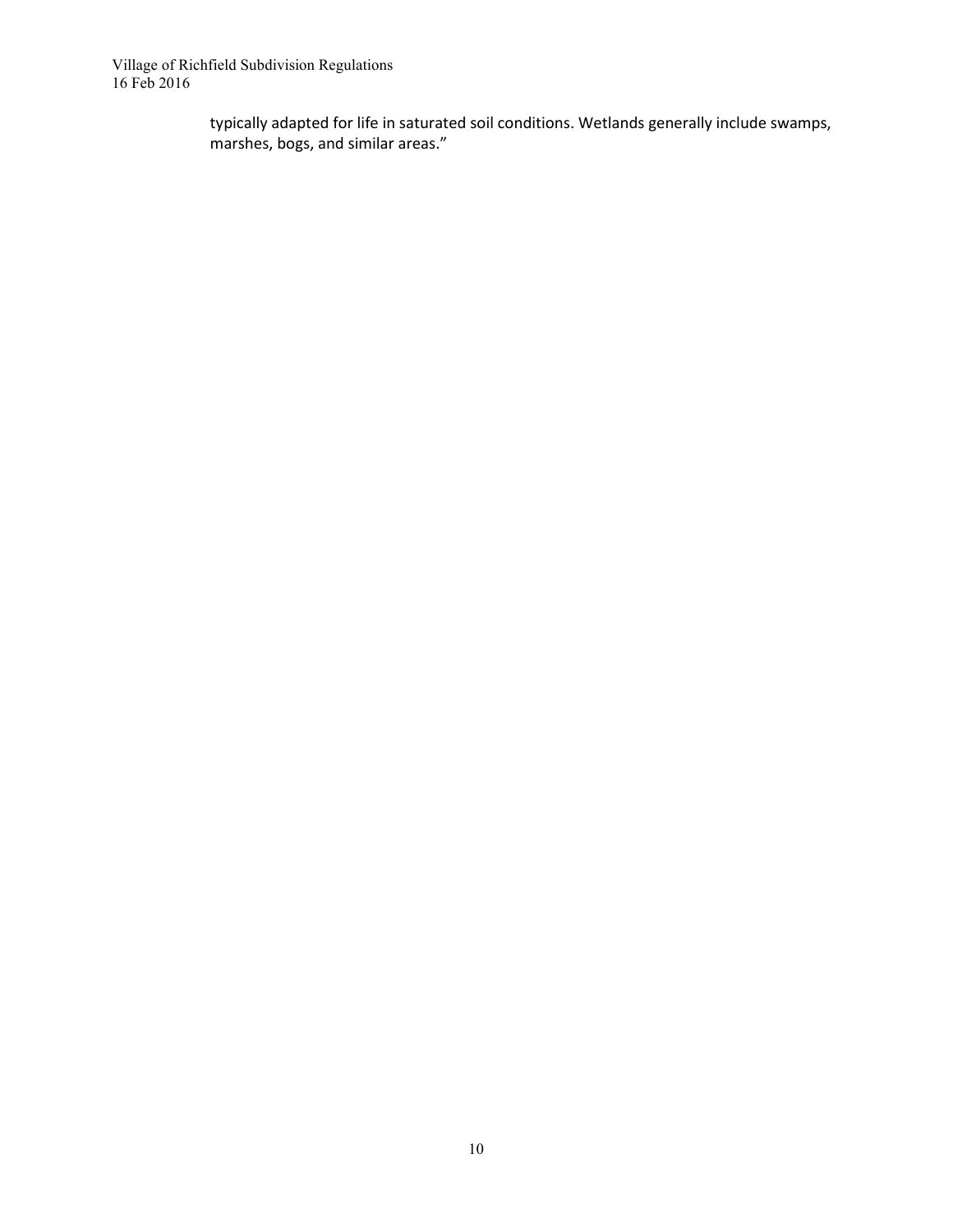typically adapted for life in saturated soil conditions. Wetlands generally include swamps, marshes, bogs, and similar areas."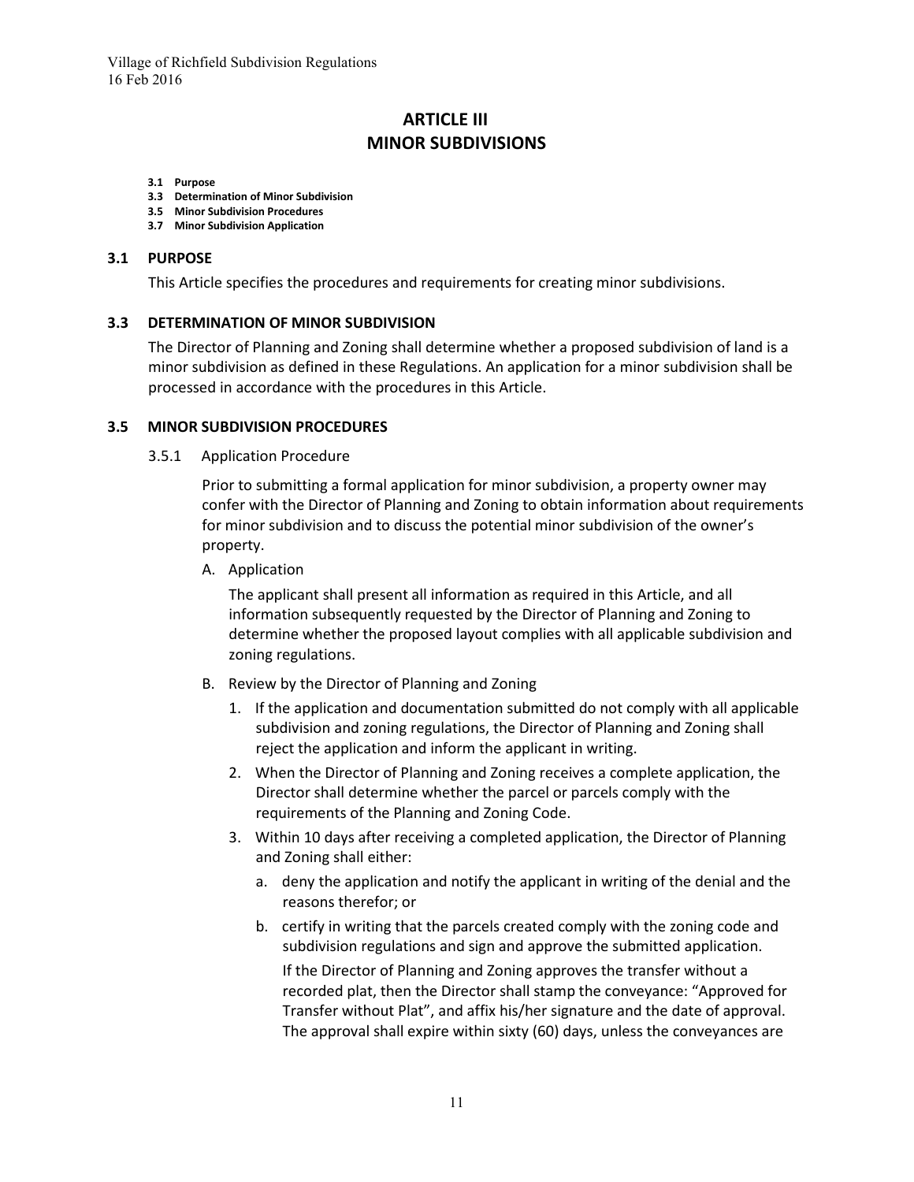# ARTICLE III
# MINOR SUBDIVISIONS

- **3.1 Purpose**
- **3.3 Determination of Minor Subdivision**
- **3.5 Minor Subdivision Procedures**
- **3.7 Minor Subdivision Application**

## 3.1 PURPOSE

This Article specifies the procedures and requirements for creating minor subdivisions.

## 3.3 DETERMINATION OF MINOR SUBDIVISION

The Director of Planning and Zoning shall determine whether a proposed subdivision of land is a minor subdivision as defined in these Regulations. An application for a minor subdivision shall be processed in accordance with the procedures in this Article.

## 3.5 MINOR SUBDIVISION PROCEDURES

3.5.1 Application Procedure

Prior to submitting a formal application for minor subdivision, a property owner may confer with the Director of Planning and Zoning to obtain information about requirements for minor subdivision and to discuss the potential minor subdivision of the owner's property.

A. Application

The applicant shall present all information as required in this Article, and all information subsequently requested by the Director of Planning and Zoning to determine whether the proposed layout complies with all applicable subdivision and zoning regulations.

B. Review by the Director of Planning and Zoning

1. If the application and documentation submitted do not comply with all applicable subdivision and zoning regulations, the Director of Planning and Zoning shall reject the application and inform the applicant in writing.
2. When the Director of Planning and Zoning receives a complete application, the Director shall determine whether the parcel or parcels comply with the requirements of the Planning and Zoning Code.
3. Within 10 days after receiving a completed application, the Director of Planning and Zoning shall either:
   a. deny the application and notify the applicant in writing of the denial and the reasons therefor; or
   b. certify in writing that the parcels created comply with the zoning code and subdivision regulations and sign and approve the submitted application.

      If the Director of Planning and Zoning approves the transfer without a recorded plat, then the Director shall stamp the conveyance: "Approved for Transfer without Plat", and affix his/her signature and the date of approval. The approval shall expire within sixty (60) days, unless the conveyances are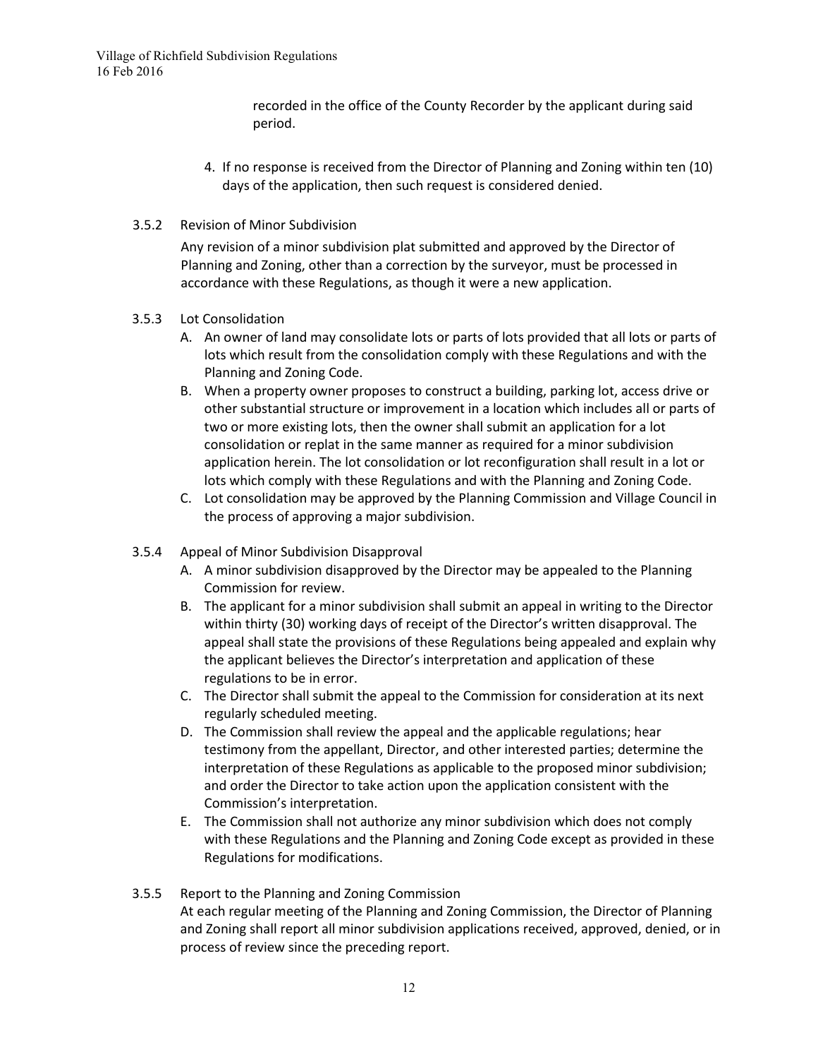recorded in the office of the County Recorder by the applicant during said period.

4. If no response is received from the Director of Planning and Zoning within ten (10) days of the application, then such request is considered denied.

### 3.5.2 Revision of Minor Subdivision

Any revision of a minor subdivision plat submitted and approved by the Director of Planning and Zoning, other than a correction by the surveyor, must be processed in accordance with these Regulations, as though it were a new application.

### 3.5.3 Lot Consolidation

A. An owner of land may consolidate lots or parts of lots provided that all lots or parts of lots which result from the consolidation comply with these Regulations and with the Planning and Zoning Code.

B. When a property owner proposes to construct a building, parking lot, access drive or other substantial structure or improvement in a location which includes all or parts of two or more existing lots, then the owner shall submit an application for a lot consolidation or replat in the same manner as required for a minor subdivision application herein. The lot consolidation or lot reconfiguration shall result in a lot or lots which comply with these Regulations and with the Planning and Zoning Code.

C. Lot consolidation may be approved by the Planning Commission and Village Council in the process of approving a major subdivision.

### 3.5.4 Appeal of Minor Subdivision Disapproval

A. A minor subdivision disapproved by the Director may be appealed to the Planning Commission for review.

B. The applicant for a minor subdivision shall submit an appeal in writing to the Director within thirty (30) working days of receipt of the Director's written disapproval. The appeal shall state the provisions of these Regulations being appealed and explain why the applicant believes the Director's interpretation and application of these regulations to be in error.

C. The Director shall submit the appeal to the Commission for consideration at its next regularly scheduled meeting.

D. The Commission shall review the appeal and the applicable regulations; hear testimony from the appellant, Director, and other interested parties; determine the interpretation of these Regulations as applicable to the proposed minor subdivision; and order the Director to take action upon the application consistent with the Commission's interpretation.

E. The Commission shall not authorize any minor subdivision which does not comply with these Regulations and the Planning and Zoning Code except as provided in these Regulations for modifications.

### 3.5.5 Report to the Planning and Zoning Commission

At each regular meeting of the Planning and Zoning Commission, the Director of Planning and Zoning shall report all minor subdivision applications received, approved, denied, or in process of review since the preceding report.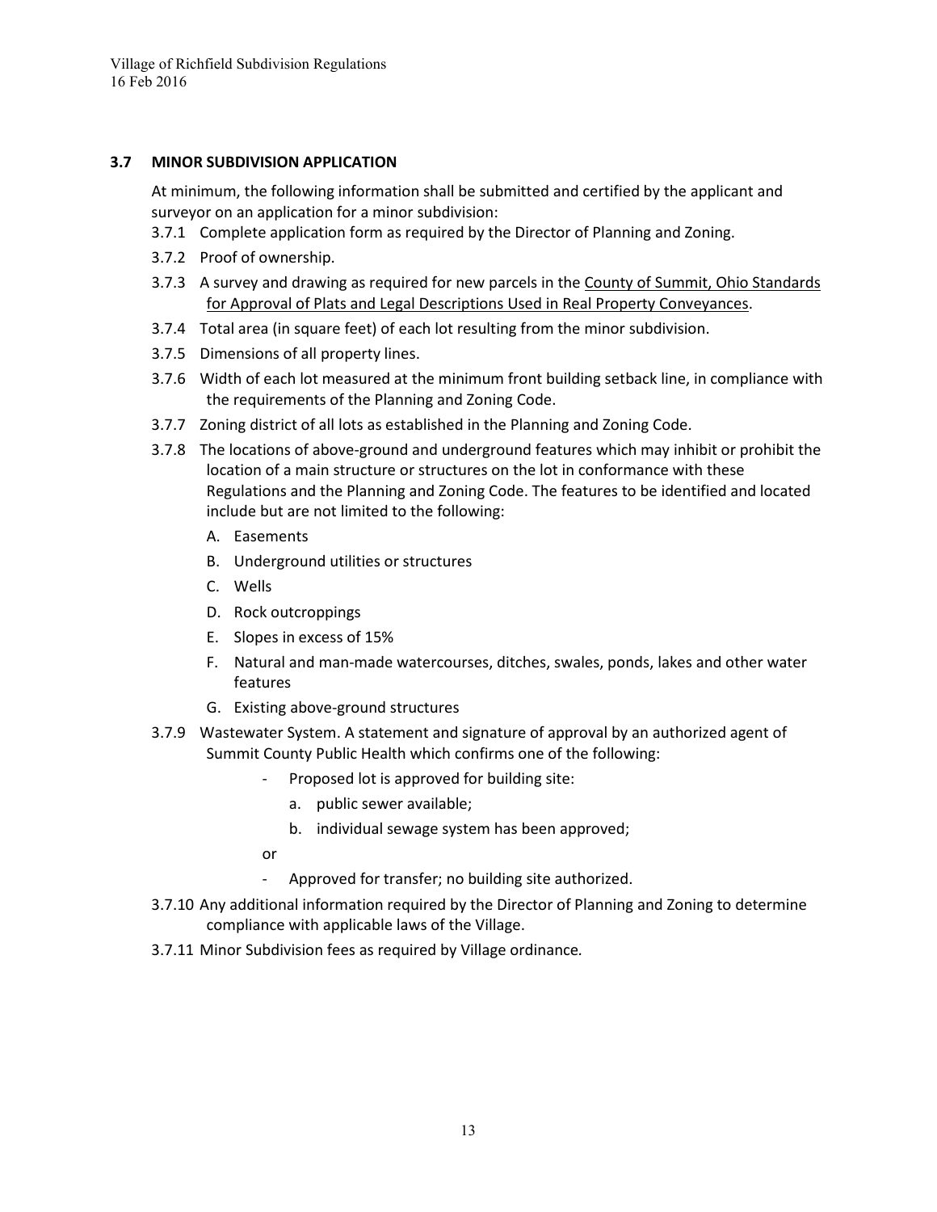### 3.7 MINOR SUBDIVISION APPLICATION

At minimum, the following information shall be submitted and certified by the applicant and surveyor on an application for a minor subdivision:

3.7.1 Complete application form as required by the Director of Planning and Zoning.

3.7.2 Proof of ownership.

3.7.3 A survey and drawing as required for new parcels in the County of Summit, Ohio Standards for Approval of Plats and Legal Descriptions Used in Real Property Conveyances.

3.7.4 Total area (in square feet) of each lot resulting from the minor subdivision.

3.7.5 Dimensions of all property lines.

3.7.6 Width of each lot measured at the minimum front building setback line, in compliance with the requirements of the Planning and Zoning Code.

3.7.7 Zoning district of all lots as established in the Planning and Zoning Code.

3.7.8 The locations of above-ground and underground features which may inhibit or prohibit the location of a main structure or structures on the lot in conformance with these Regulations and the Planning and Zoning Code. The features to be identified and located include but are not limited to the following:

- A. Easements
- B. Underground utilities or structures
- C. Wells
- D. Rock outcroppings
- E. Slopes in excess of 15%
- F. Natural and man-made watercourses, ditches, swales, ponds, lakes and other water features
- G. Existing above-ground structures

3.7.9 Wastewater System. A statement and signature of approval by an authorized agent of Summit County Public Health which confirms one of the following:

- Proposed lot is approved for building site:
  - a. public sewer available;
  - b. individual sewage system has been approved;

  or
- Approved for transfer; no building site authorized.

3.7.10 Any additional information required by the Director of Planning and Zoning to determine compliance with applicable laws of the Village.

3.7.11 Minor Subdivision fees as required by Village ordinance.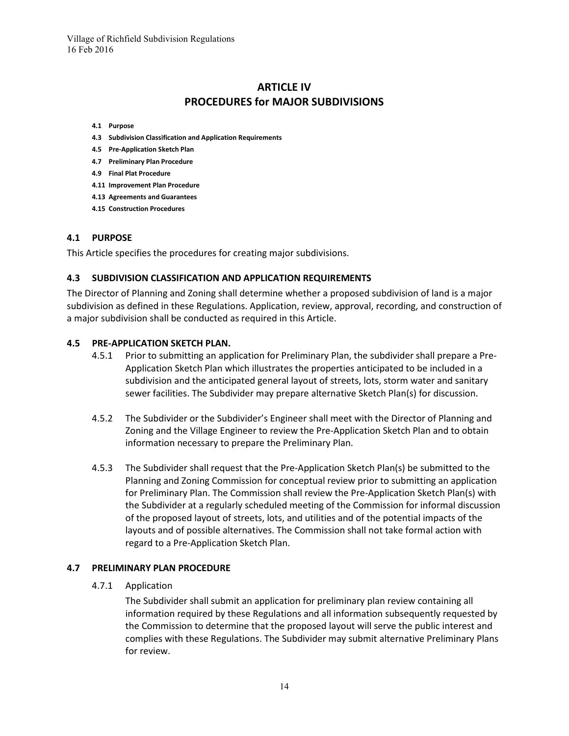# ARTICLE IV
# PROCEDURES for MAJOR SUBDIVISIONS

- **4.1 Purpose**
- **4.3 Subdivision Classification and Application Requirements**
- **4.5 Pre-Application Sketch Plan**
- **4.7 Preliminary Plan Procedure**
- **4.9 Final Plat Procedure**
- **4.11 Improvement Plan Procedure**
- **4.13 Agreements and Guarantees**
- **4.15 Construction Procedures**

## 4.1 PURPOSE

This Article specifies the procedures for creating major subdivisions.

## 4.3 SUBDIVISION CLASSIFICATION AND APPLICATION REQUIREMENTS

The Director of Planning and Zoning shall determine whether a proposed subdivision of land is a major subdivision as defined in these Regulations. Application, review, approval, recording, and construction of a major subdivision shall be conducted as required in this Article.

## 4.5 PRE-APPLICATION SKETCH PLAN.

4.5.1 Prior to submitting an application for Preliminary Plan, the subdivider shall prepare a Pre-Application Sketch Plan which illustrates the properties anticipated to be included in a subdivision and the anticipated general layout of streets, lots, storm water and sanitary sewer facilities. The Subdivider may prepare alternative Sketch Plan(s) for discussion.

4.5.2 The Subdivider or the Subdivider's Engineer shall meet with the Director of Planning and Zoning and the Village Engineer to review the Pre-Application Sketch Plan and to obtain information necessary to prepare the Preliminary Plan.

4.5.3 The Subdivider shall request that the Pre-Application Sketch Plan(s) be submitted to the Planning and Zoning Commission for conceptual review prior to submitting an application for Preliminary Plan. The Commission shall review the Pre-Application Sketch Plan(s) with the Subdivider at a regularly scheduled meeting of the Commission for informal discussion of the proposed layout of streets, lots, and utilities and of the potential impacts of the layouts and of possible alternatives. The Commission shall not take formal action with regard to a Pre-Application Sketch Plan.

## 4.7 PRELIMINARY PLAN PROCEDURE

4.7.1 Application

The Subdivider shall submit an application for preliminary plan review containing all information required by these Regulations and all information subsequently requested by the Commission to determine that the proposed layout will serve the public interest and complies with these Regulations. The Subdivider may submit alternative Preliminary Plans for review.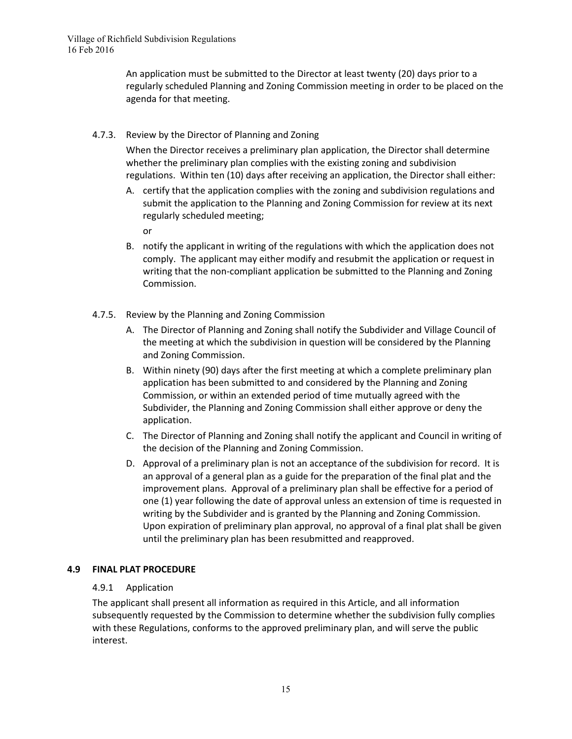An application must be submitted to the Director at least twenty (20) days prior to a regularly scheduled Planning and Zoning Commission meeting in order to be placed on the agenda for that meeting.

#### 4.7.3. Review by the Director of Planning and Zoning

When the Director receives a preliminary plan application, the Director shall determine whether the preliminary plan complies with the existing zoning and subdivision regulations. Within ten (10) days after receiving an application, the Director shall either:

A. certify that the application complies with the zoning and subdivision regulations and submit the application to the Planning and Zoning Commission for review at its next regularly scheduled meeting;

or

B. notify the applicant in writing of the regulations with which the application does not comply. The applicant may either modify and resubmit the application or request in writing that the non-compliant application be submitted to the Planning and Zoning Commission.

#### 4.7.5. Review by the Planning and Zoning Commission

A. The Director of Planning and Zoning shall notify the Subdivider and Village Council of the meeting at which the subdivision in question will be considered by the Planning and Zoning Commission.

B. Within ninety (90) days after the first meeting at which a complete preliminary plan application has been submitted to and considered by the Planning and Zoning Commission, or within an extended period of time mutually agreed with the Subdivider, the Planning and Zoning Commission shall either approve or deny the application.

C. The Director of Planning and Zoning shall notify the applicant and Council in writing of the decision of the Planning and Zoning Commission.

D. Approval of a preliminary plan is not an acceptance of the subdivision for record. It is an approval of a general plan as a guide for the preparation of the final plat and the improvement plans. Approval of a preliminary plan shall be effective for a period of one (1) year following the date of approval unless an extension of time is requested in writing by the Subdivider and is granted by the Planning and Zoning Commission. Upon expiration of preliminary plan approval, no approval of a final plat shall be given until the preliminary plan has been resubmitted and reapproved.

### 4.9 FINAL PLAT PROCEDURE

#### 4.9.1 Application

The applicant shall present all information as required in this Article, and all information subsequently requested by the Commission to determine whether the subdivision fully complies with these Regulations, conforms to the approved preliminary plan, and will serve the public interest.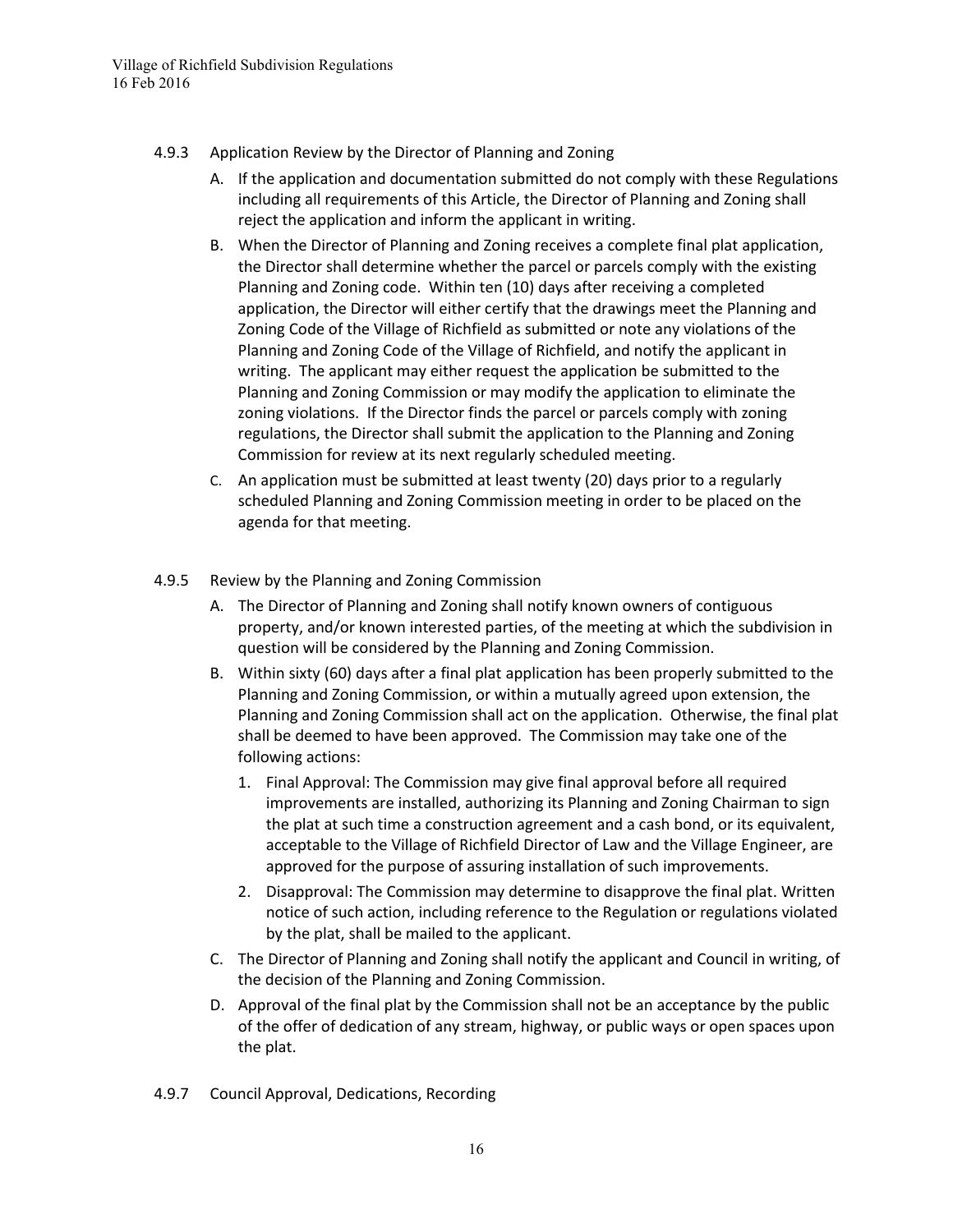### 4.9.3 Application Review by the Director of Planning and Zoning

A. If the application and documentation submitted do not comply with these Regulations including all requirements of this Article, the Director of Planning and Zoning shall reject the application and inform the applicant in writing.

B. When the Director of Planning and Zoning receives a complete final plat application, the Director shall determine whether the parcel or parcels comply with the existing Planning and Zoning code. Within ten (10) days after receiving a completed application, the Director will either certify that the drawings meet the Planning and Zoning Code of the Village of Richfield as submitted or note any violations of the Planning and Zoning Code of the Village of Richfield, and notify the applicant in writing. The applicant may either request the application be submitted to the Planning and Zoning Commission or may modify the application to eliminate the zoning violations. If the Director finds the parcel or parcels comply with zoning regulations, the Director shall submit the application to the Planning and Zoning Commission for review at its next regularly scheduled meeting.

C. An application must be submitted at least twenty (20) days prior to a regularly scheduled Planning and Zoning Commission meeting in order to be placed on the agenda for that meeting.

### 4.9.5 Review by the Planning and Zoning Commission

A. The Director of Planning and Zoning shall notify known owners of contiguous property, and/or known interested parties, of the meeting at which the subdivision in question will be considered by the Planning and Zoning Commission.

B. Within sixty (60) days after a final plat application has been properly submitted to the Planning and Zoning Commission, or within a mutually agreed upon extension, the Planning and Zoning Commission shall act on the application. Otherwise, the final plat shall be deemed to have been approved. The Commission may take one of the following actions:

   1. Final Approval: The Commission may give final approval before all required improvements are installed, authorizing its Planning and Zoning Chairman to sign the plat at such time a construction agreement and a cash bond, or its equivalent, acceptable to the Village of Richfield Director of Law and the Village Engineer, are approved for the purpose of assuring installation of such improvements.

   2. Disapproval: The Commission may determine to disapprove the final plat. Written notice of such action, including reference to the Regulation or regulations violated by the plat, shall be mailed to the applicant.

C. The Director of Planning and Zoning shall notify the applicant and Council in writing, of the decision of the Planning and Zoning Commission.

D. Approval of the final plat by the Commission shall not be an acceptance by the public of the offer of dedication of any stream, highway, or public ways or open spaces upon the plat.

### 4.9.7 Council Approval, Dedications, Recording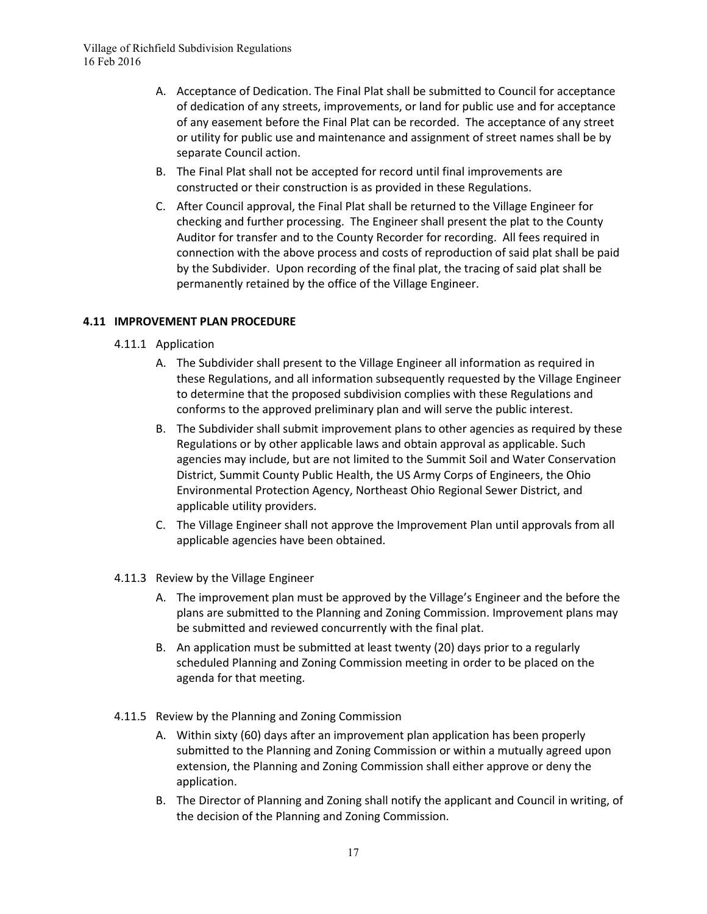A. Acceptance of Dedication. The Final Plat shall be submitted to Council for acceptance of dedication of any streets, improvements, or land for public use and for acceptance of any easement before the Final Plat can be recorded. The acceptance of any street or utility for public use and maintenance and assignment of street names shall be by separate Council action.

B. The Final Plat shall not be accepted for record until final improvements are constructed or their construction is as provided in these Regulations.

C. After Council approval, the Final Plat shall be returned to the Village Engineer for checking and further processing. The Engineer shall present the plat to the County Auditor for transfer and to the County Recorder for recording. All fees required in connection with the above process and costs of reproduction of said plat shall be paid by the Subdivider. Upon recording of the final plat, the tracing of said plat shall be permanently retained by the office of the Village Engineer.

## 4.11 IMPROVEMENT PLAN PROCEDURE

### 4.11.1 Application

A. The Subdivider shall present to the Village Engineer all information as required in these Regulations, and all information subsequently requested by the Village Engineer to determine that the proposed subdivision complies with these Regulations and conforms to the approved preliminary plan and will serve the public interest.

B. The Subdivider shall submit improvement plans to other agencies as required by these Regulations or by other applicable laws and obtain approval as applicable. Such agencies may include, but are not limited to the Summit Soil and Water Conservation District, Summit County Public Health, the US Army Corps of Engineers, the Ohio Environmental Protection Agency, Northeast Ohio Regional Sewer District, and applicable utility providers.

C. The Village Engineer shall not approve the Improvement Plan until approvals from all applicable agencies have been obtained.

### 4.11.3 Review by the Village Engineer

A. The improvement plan must be approved by the Village's Engineer and the before the plans are submitted to the Planning and Zoning Commission. Improvement plans may be submitted and reviewed concurrently with the final plat.

B. An application must be submitted at least twenty (20) days prior to a regularly scheduled Planning and Zoning Commission meeting in order to be placed on the agenda for that meeting.

### 4.11.5 Review by the Planning and Zoning Commission

A. Within sixty (60) days after an improvement plan application has been properly submitted to the Planning and Zoning Commission or within a mutually agreed upon extension, the Planning and Zoning Commission shall either approve or deny the application.

B. The Director of Planning and Zoning shall notify the applicant and Council in writing, of the decision of the Planning and Zoning Commission.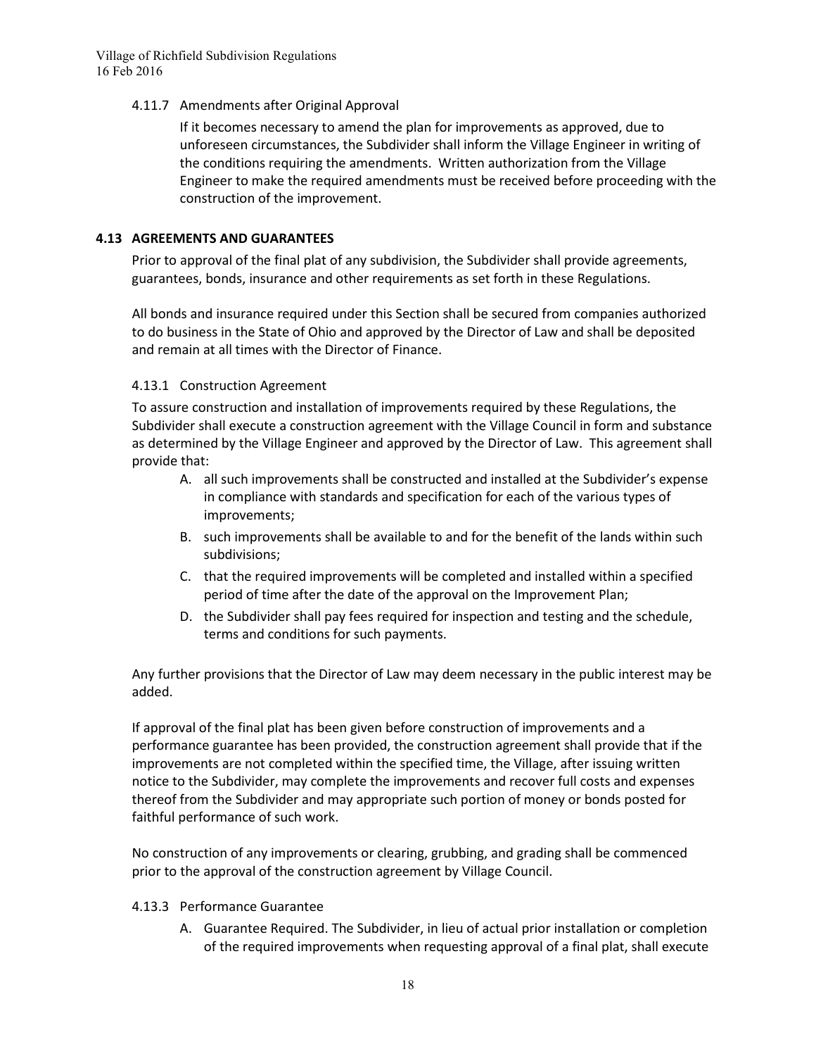#### 4.11.7 Amendments after Original Approval

If it becomes necessary to amend the plan for improvements as approved, due to unforeseen circumstances, the Subdivider shall inform the Village Engineer in writing of the conditions requiring the amendments. Written authorization from the Village Engineer to make the required amendments must be received before proceeding with the construction of the improvement.

### 4.13 AGREEMENTS AND GUARANTEES

Prior to approval of the final plat of any subdivision, the Subdivider shall provide agreements, guarantees, bonds, insurance and other requirements as set forth in these Regulations.

All bonds and insurance required under this Section shall be secured from companies authorized to do business in the State of Ohio and approved by the Director of Law and shall be deposited and remain at all times with the Director of Finance.

#### 4.13.1 Construction Agreement

To assure construction and installation of improvements required by these Regulations, the Subdivider shall execute a construction agreement with the Village Council in form and substance as determined by the Village Engineer and approved by the Director of Law. This agreement shall provide that:

A. all such improvements shall be constructed and installed at the Subdivider's expense in compliance with standards and specification for each of the various types of improvements;
B. such improvements shall be available to and for the benefit of the lands within such subdivisions;
C. that the required improvements will be completed and installed within a specified period of time after the date of the approval on the Improvement Plan;
D. the Subdivider shall pay fees required for inspection and testing and the schedule, terms and conditions for such payments.

Any further provisions that the Director of Law may deem necessary in the public interest may be added.

If approval of the final plat has been given before construction of improvements and a performance guarantee has been provided, the construction agreement shall provide that if the improvements are not completed within the specified time, the Village, after issuing written notice to the Subdivider, may complete the improvements and recover full costs and expenses thereof from the Subdivider and may appropriate such portion of money or bonds posted for faithful performance of such work.

No construction of any improvements or clearing, grubbing, and grading shall be commenced prior to the approval of the construction agreement by Village Council.

#### 4.13.3 Performance Guarantee

A. Guarantee Required. The Subdivider, in lieu of actual prior installation or completion of the required improvements when requesting approval of a final plat, shall execute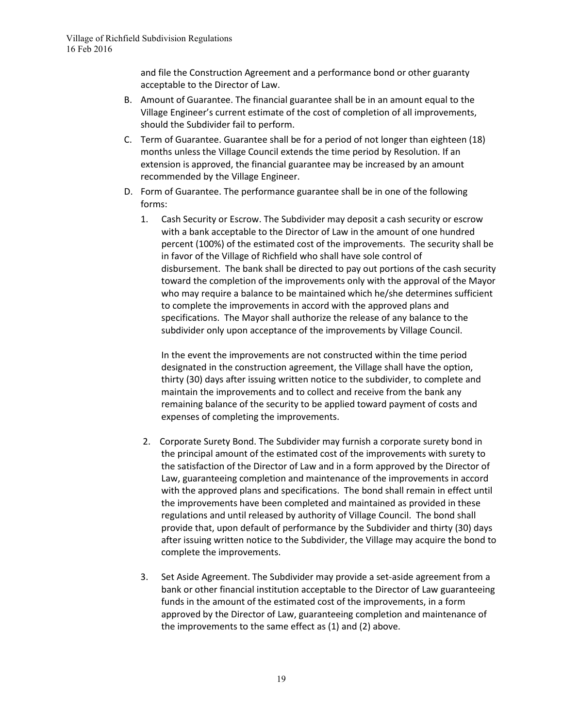and file the Construction Agreement and a performance bond or other guaranty acceptable to the Director of Law.

B. Amount of Guarantee. The financial guarantee shall be in an amount equal to the Village Engineer's current estimate of the cost of completion of all improvements, should the Subdivider fail to perform.

C. Term of Guarantee. Guarantee shall be for a period of not longer than eighteen (18) months unless the Village Council extends the time period by Resolution. If an extension is approved, the financial guarantee may be increased by an amount recommended by the Village Engineer.

D. Form of Guarantee. The performance guarantee shall be in one of the following forms:

   1. Cash Security or Escrow. The Subdivider may deposit a cash security or escrow with a bank acceptable to the Director of Law in the amount of one hundred percent (100%) of the estimated cost of the improvements. The security shall be in favor of the Village of Richfield who shall have sole control of disbursement. The bank shall be directed to pay out portions of the cash security toward the completion of the improvements only with the approval of the Mayor who may require a balance to be maintained which he/she determines sufficient to complete the improvements in accord with the approved plans and specifications. The Mayor shall authorize the release of any balance to the subdivider only upon acceptance of the improvements by Village Council.

      In the event the improvements are not constructed within the time period designated in the construction agreement, the Village shall have the option, thirty (30) days after issuing written notice to the subdivider, to complete and maintain the improvements and to collect and receive from the bank any remaining balance of the security to be applied toward payment of costs and expenses of completing the improvements.

   2. Corporate Surety Bond. The Subdivider may furnish a corporate surety bond in the principal amount of the estimated cost of the improvements with surety to the satisfaction of the Director of Law and in a form approved by the Director of Law, guaranteeing completion and maintenance of the improvements in accord with the approved plans and specifications. The bond shall remain in effect until the improvements have been completed and maintained as provided in these regulations and until released by authority of Village Council. The bond shall provide that, upon default of performance by the Subdivider and thirty (30) days after issuing written notice to the Subdivider, the Village may acquire the bond to complete the improvements.

   3. Set Aside Agreement. The Subdivider may provide a set-aside agreement from a bank or other financial institution acceptable to the Director of Law guaranteeing funds in the amount of the estimated cost of the improvements, in a form approved by the Director of Law, guaranteeing completion and maintenance of the improvements to the same effect as (1) and (2) above.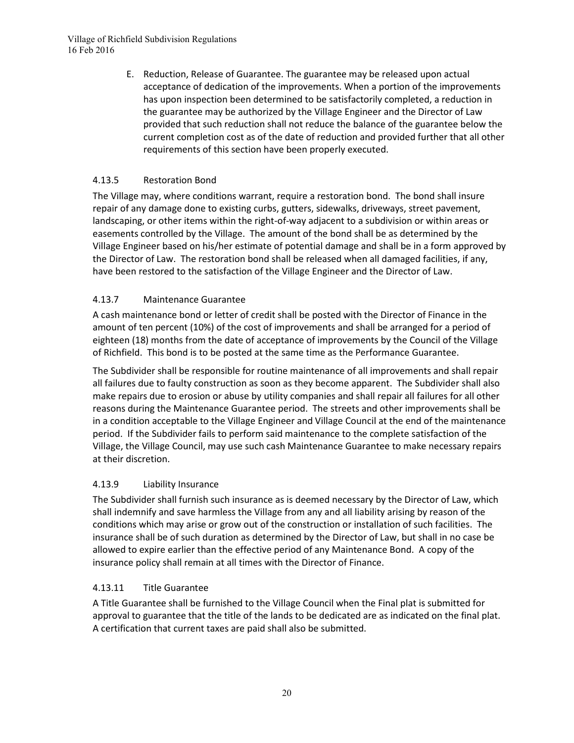E. Reduction, Release of Guarantee. The guarantee may be released upon actual acceptance of dedication of the improvements. When a portion of the improvements has upon inspection been determined to be satisfactorily completed, a reduction in the guarantee may be authorized by the Village Engineer and the Director of Law provided that such reduction shall not reduce the balance of the guarantee below the current completion cost as of the date of reduction and provided further that all other requirements of this section have been properly executed.

### 4.13.5 Restoration Bond

The Village may, where conditions warrant, require a restoration bond. The bond shall insure repair of any damage done to existing curbs, gutters, sidewalks, driveways, street pavement, landscaping, or other items within the right-of-way adjacent to a subdivision or within areas or easements controlled by the Village. The amount of the bond shall be as determined by the Village Engineer based on his/her estimate of potential damage and shall be in a form approved by the Director of Law. The restoration bond shall be released when all damaged facilities, if any, have been restored to the satisfaction of the Village Engineer and the Director of Law.

### 4.13.7 Maintenance Guarantee

A cash maintenance bond or letter of credit shall be posted with the Director of Finance in the amount of ten percent (10%) of the cost of improvements and shall be arranged for a period of eighteen (18) months from the date of acceptance of improvements by the Council of the Village of Richfield. This bond is to be posted at the same time as the Performance Guarantee.

The Subdivider shall be responsible for routine maintenance of all improvements and shall repair all failures due to faulty construction as soon as they become apparent. The Subdivider shall also make repairs due to erosion or abuse by utility companies and shall repair all failures for all other reasons during the Maintenance Guarantee period. The streets and other improvements shall be in a condition acceptable to the Village Engineer and Village Council at the end of the maintenance period. If the Subdivider fails to perform said maintenance to the complete satisfaction of the Village, the Village Council, may use such cash Maintenance Guarantee to make necessary repairs at their discretion.

### 4.13.9 Liability Insurance

The Subdivider shall furnish such insurance as is deemed necessary by the Director of Law, which shall indemnify and save harmless the Village from any and all liability arising by reason of the conditions which may arise or grow out of the construction or installation of such facilities. The insurance shall be of such duration as determined by the Director of Law, but shall in no case be allowed to expire earlier than the effective period of any Maintenance Bond. A copy of the insurance policy shall remain at all times with the Director of Finance.

### 4.13.11 Title Guarantee

A Title Guarantee shall be furnished to the Village Council when the Final plat is submitted for approval to guarantee that the title of the lands to be dedicated are as indicated on the final plat. A certification that current taxes are paid shall also be submitted.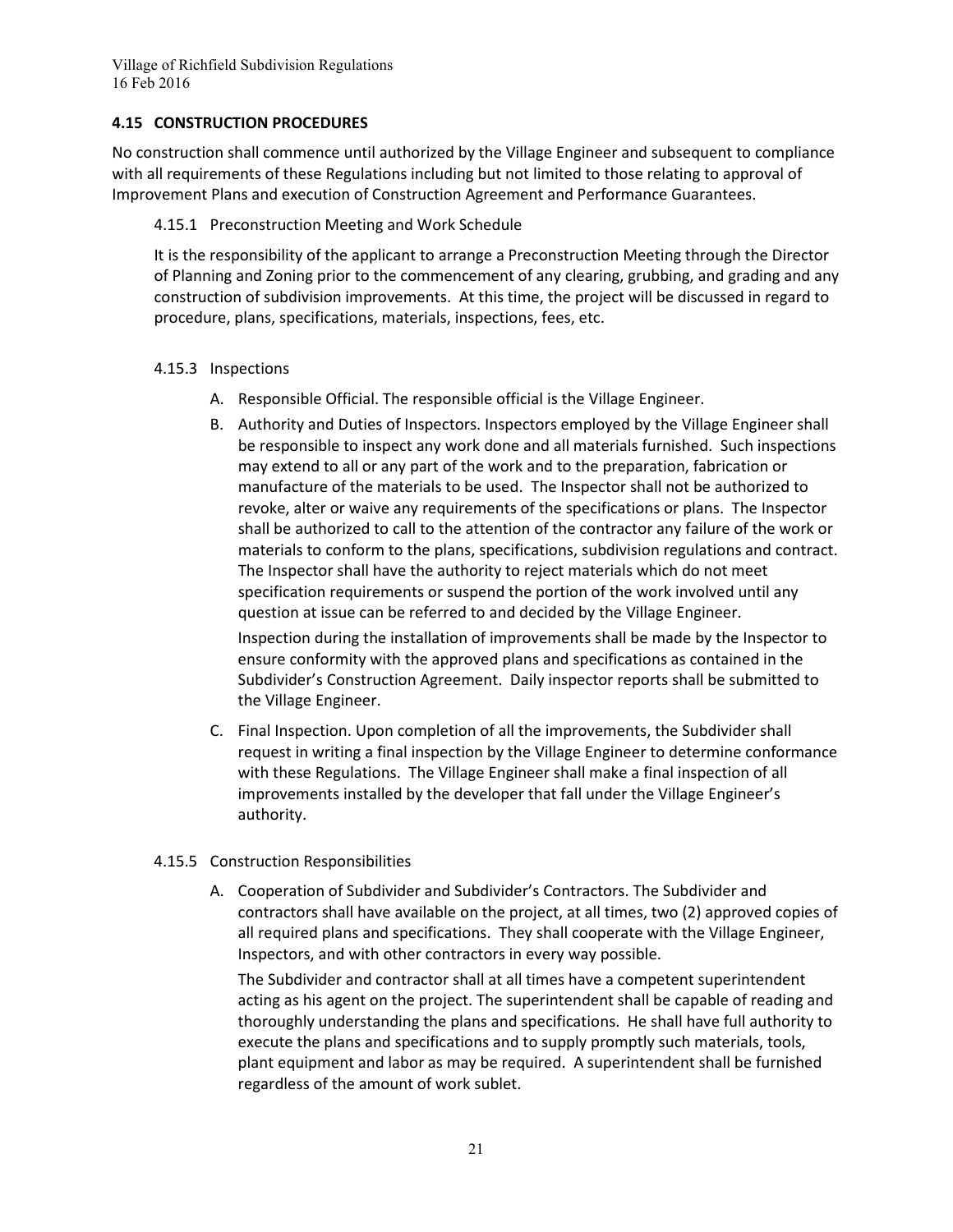## 4.15 CONSTRUCTION PROCEDURES

No construction shall commence until authorized by the Village Engineer and subsequent to compliance with all requirements of these Regulations including but not limited to those relating to approval of Improvement Plans and execution of Construction Agreement and Performance Guarantees.

### 4.15.1 Preconstruction Meeting and Work Schedule

It is the responsibility of the applicant to arrange a Preconstruction Meeting through the Director of Planning and Zoning prior to the commencement of any clearing, grubbing, and grading and any construction of subdivision improvements. At this time, the project will be discussed in regard to procedure, plans, specifications, materials, inspections, fees, etc.

### 4.15.3 Inspections

A. Responsible Official. The responsible official is the Village Engineer.

B. Authority and Duties of Inspectors. Inspectors employed by the Village Engineer shall be responsible to inspect any work done and all materials furnished. Such inspections may extend to all or any part of the work and to the preparation, fabrication or manufacture of the materials to be used. The Inspector shall not be authorized to revoke, alter or waive any requirements of the specifications or plans. The Inspector shall be authorized to call to the attention of the contractor any failure of the work or materials to conform to the plans, specifications, subdivision regulations and contract. The Inspector shall have the authority to reject materials which do not meet specification requirements or suspend the portion of the work involved until any question at issue can be referred to and decided by the Village Engineer.

   Inspection during the installation of improvements shall be made by the Inspector to ensure conformity with the approved plans and specifications as contained in the Subdivider's Construction Agreement. Daily inspector reports shall be submitted to the Village Engineer.

C. Final Inspection. Upon completion of all the improvements, the Subdivider shall request in writing a final inspection by the Village Engineer to determine conformance with these Regulations. The Village Engineer shall make a final inspection of all improvements installed by the developer that fall under the Village Engineer's authority.

### 4.15.5 Construction Responsibilities

A. Cooperation of Subdivider and Subdivider's Contractors. The Subdivider and contractors shall have available on the project, at all times, two (2) approved copies of all required plans and specifications. They shall cooperate with the Village Engineer, Inspectors, and with other contractors in every way possible.

   The Subdivider and contractor shall at all times have a competent superintendent acting as his agent on the project. The superintendent shall be capable of reading and thoroughly understanding the plans and specifications. He shall have full authority to execute the plans and specifications and to supply promptly such materials, tools, plant equipment and labor as may be required. A superintendent shall be furnished regardless of the amount of work sublet.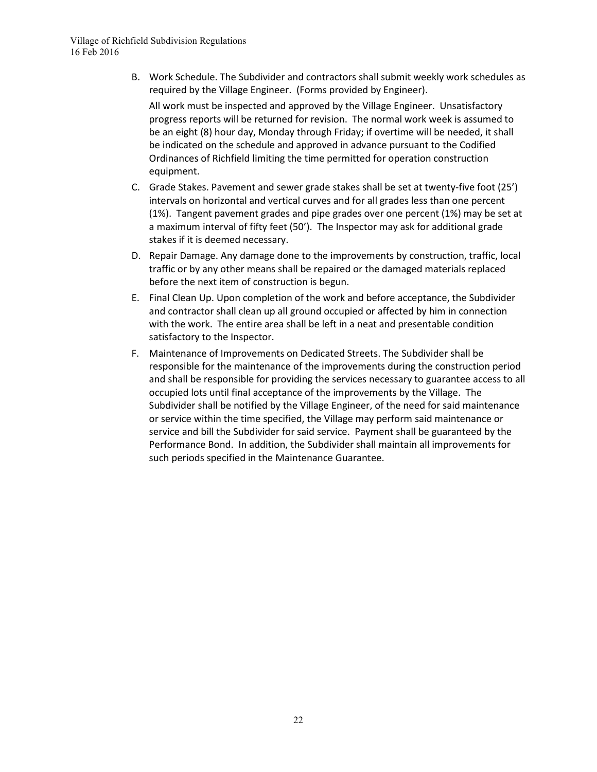B. Work Schedule. The Subdivider and contractors shall submit weekly work schedules as required by the Village Engineer. (Forms provided by Engineer).

   All work must be inspected and approved by the Village Engineer. Unsatisfactory progress reports will be returned for revision. The normal work week is assumed to be an eight (8) hour day, Monday through Friday; if overtime will be needed, it shall be indicated on the schedule and approved in advance pursuant to the Codified Ordinances of Richfield limiting the time permitted for operation construction equipment.

C. Grade Stakes. Pavement and sewer grade stakes shall be set at twenty-five foot (25') intervals on horizontal and vertical curves and for all grades less than one percent (1%). Tangent pavement grades and pipe grades over one percent (1%) may be set at a maximum interval of fifty feet (50'). The Inspector may ask for additional grade stakes if it is deemed necessary.

D. Repair Damage. Any damage done to the improvements by construction, traffic, local traffic or by any other means shall be repaired or the damaged materials replaced before the next item of construction is begun.

E. Final Clean Up. Upon completion of the work and before acceptance, the Subdivider and contractor shall clean up all ground occupied or affected by him in connection with the work. The entire area shall be left in a neat and presentable condition satisfactory to the Inspector.

F. Maintenance of Improvements on Dedicated Streets. The Subdivider shall be responsible for the maintenance of the improvements during the construction period and shall be responsible for providing the services necessary to guarantee access to all occupied lots until final acceptance of the improvements by the Village. The Subdivider shall be notified by the Village Engineer, of the need for said maintenance or service within the time specified, the Village may perform said maintenance or service and bill the Subdivider for said service. Payment shall be guaranteed by the Performance Bond. In addition, the Subdivider shall maintain all improvements for such periods specified in the Maintenance Guarantee.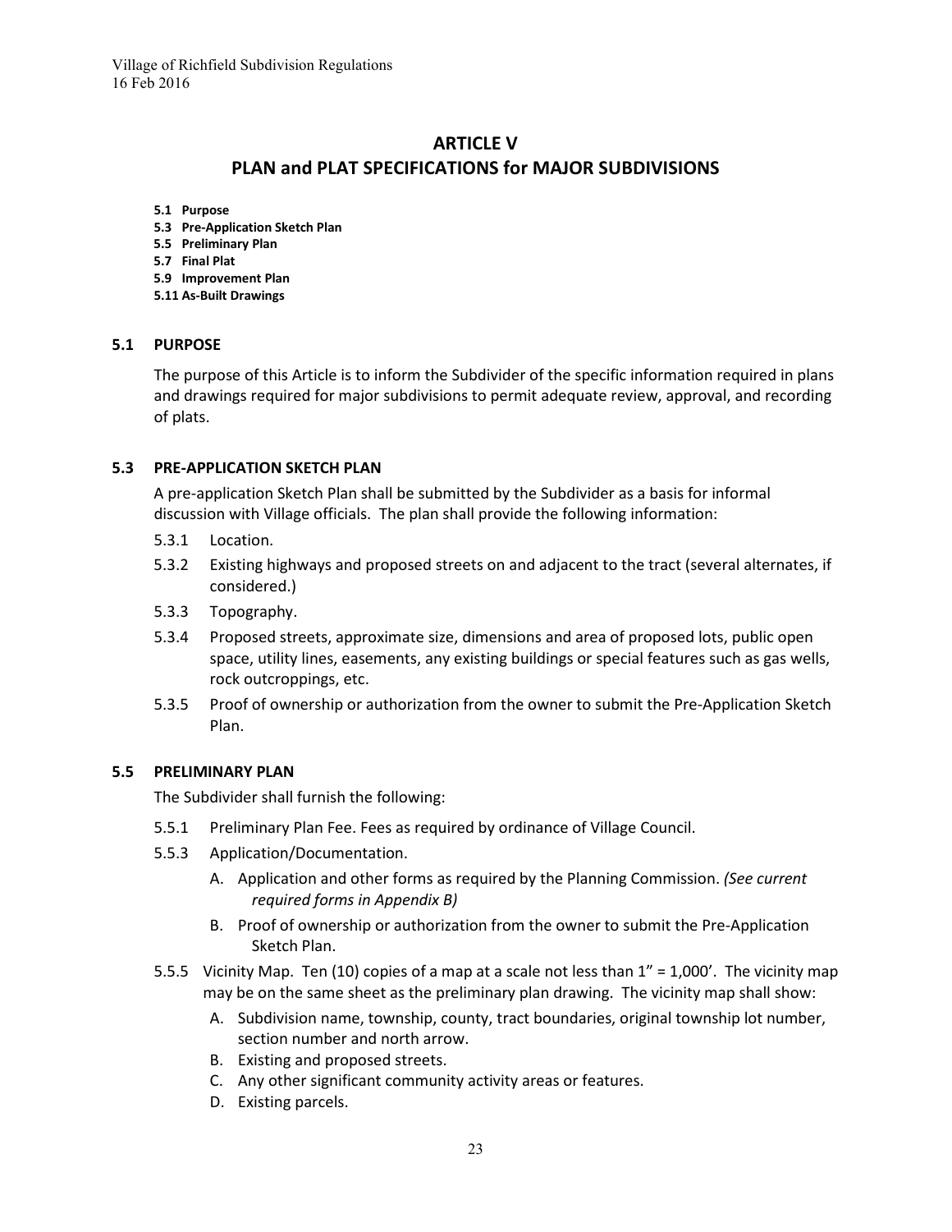# ARTICLE V
# PLAN and PLAT SPECIFICATIONS for MAJOR SUBDIVISIONS

**5.1 Purpose**
**5.3 Pre-Application Sketch Plan**
**5.5 Preliminary Plan**
**5.7 Final Plat**
**5.9 Improvement Plan**
**5.11 As-Built Drawings**

## 5.1 PURPOSE

The purpose of this Article is to inform the Subdivider of the specific information required in plans and drawings required for major subdivisions to permit adequate review, approval, and recording of plats.

## 5.3 PRE-APPLICATION SKETCH PLAN

A pre-application Sketch Plan shall be submitted by the Subdivider as a basis for informal discussion with Village officials. The plan shall provide the following information:

5.3.1 Location.

5.3.2 Existing highways and proposed streets on and adjacent to the tract (several alternates, if considered.)

5.3.3 Topography.

5.3.4 Proposed streets, approximate size, dimensions and area of proposed lots, public open space, utility lines, easements, any existing buildings or special features such as gas wells, rock outcroppings, etc.

5.3.5 Proof of ownership or authorization from the owner to submit the Pre-Application Sketch Plan.

## 5.5 PRELIMINARY PLAN

The Subdivider shall furnish the following:

5.5.1 Preliminary Plan Fee. Fees as required by ordinance of Village Council.

5.5.3 Application/Documentation.

A. Application and other forms as required by the Planning Commission. *(See current required forms in Appendix B)*

B. Proof of ownership or authorization from the owner to submit the Pre-Application Sketch Plan.

5.5.5 Vicinity Map. Ten (10) copies of a map at a scale not less than 1" = 1,000'. The vicinity map may be on the same sheet as the preliminary plan drawing. The vicinity map shall show:

A. Subdivision name, township, county, tract boundaries, original township lot number, section number and north arrow.

B. Existing and proposed streets.

C. Any other significant community activity areas or features.

D. Existing parcels.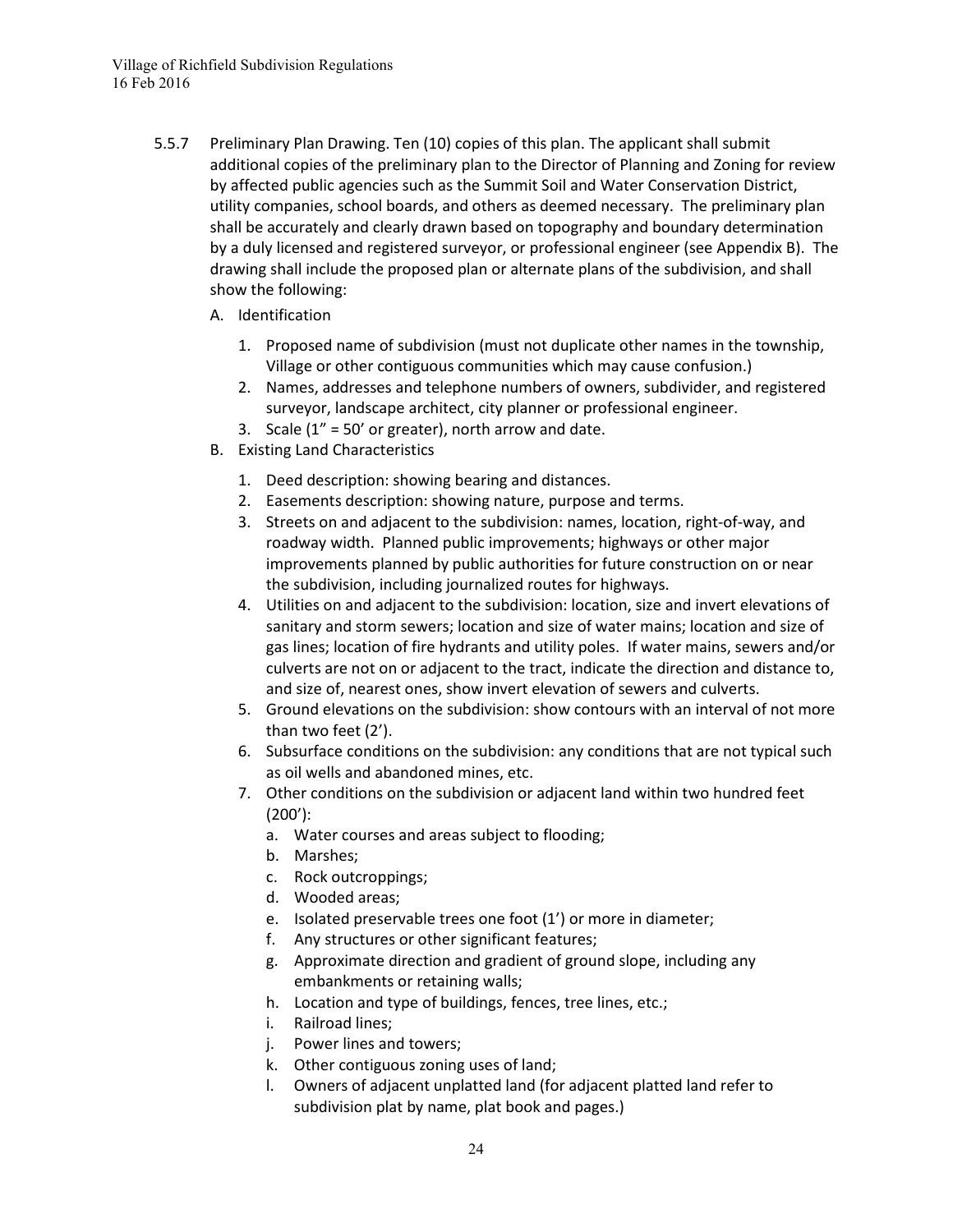5.5.7 Preliminary Plan Drawing. Ten (10) copies of this plan. The applicant shall submit additional copies of the preliminary plan to the Director of Planning and Zoning for review by affected public agencies such as the Summit Soil and Water Conservation District, utility companies, school boards, and others as deemed necessary. The preliminary plan shall be accurately and clearly drawn based on topography and boundary determination by a duly licensed and registered surveyor, or professional engineer (see Appendix B). The drawing shall include the proposed plan or alternate plans of the subdivision, and shall show the following:

A. Identification

   1. Proposed name of subdivision (must not duplicate other names in the township, Village or other contiguous communities which may cause confusion.)
   2. Names, addresses and telephone numbers of owners, subdivider, and registered surveyor, landscape architect, city planner or professional engineer.
   3. Scale (1" = 50' or greater), north arrow and date.

B. Existing Land Characteristics

   1. Deed description: showing bearing and distances.
   2. Easements description: showing nature, purpose and terms.
   3. Streets on and adjacent to the subdivision: names, location, right-of-way, and roadway width. Planned public improvements; highways or other major improvements planned by public authorities for future construction on or near the subdivision, including journalized routes for highways.
   4. Utilities on and adjacent to the subdivision: location, size and invert elevations of sanitary and storm sewers; location and size of water mains; location and size of gas lines; location of fire hydrants and utility poles. If water mains, sewers and/or culverts are not on or adjacent to the tract, indicate the direction and distance to, and size of, nearest ones, show invert elevation of sewers and culverts.
   5. Ground elevations on the subdivision: show contours with an interval of not more than two feet (2').
   6. Subsurface conditions on the subdivision: any conditions that are not typical such as oil wells and abandoned mines, etc.
   7. Other conditions on the subdivision or adjacent land within two hundred feet (200'):
      a. Water courses and areas subject to flooding;
      b. Marshes;
      c. Rock outcroppings;
      d. Wooded areas;
      e. Isolated preservable trees one foot (1') or more in diameter;
      f. Any structures or other significant features;
      g. Approximate direction and gradient of ground slope, including any embankments or retaining walls;
      h. Location and type of buildings, fences, tree lines, etc.;
      i. Railroad lines;
      j. Power lines and towers;
      k. Other contiguous zoning uses of land;
      l. Owners of adjacent unplatted land (for adjacent platted land refer to subdivision plat by name, plat book and pages.)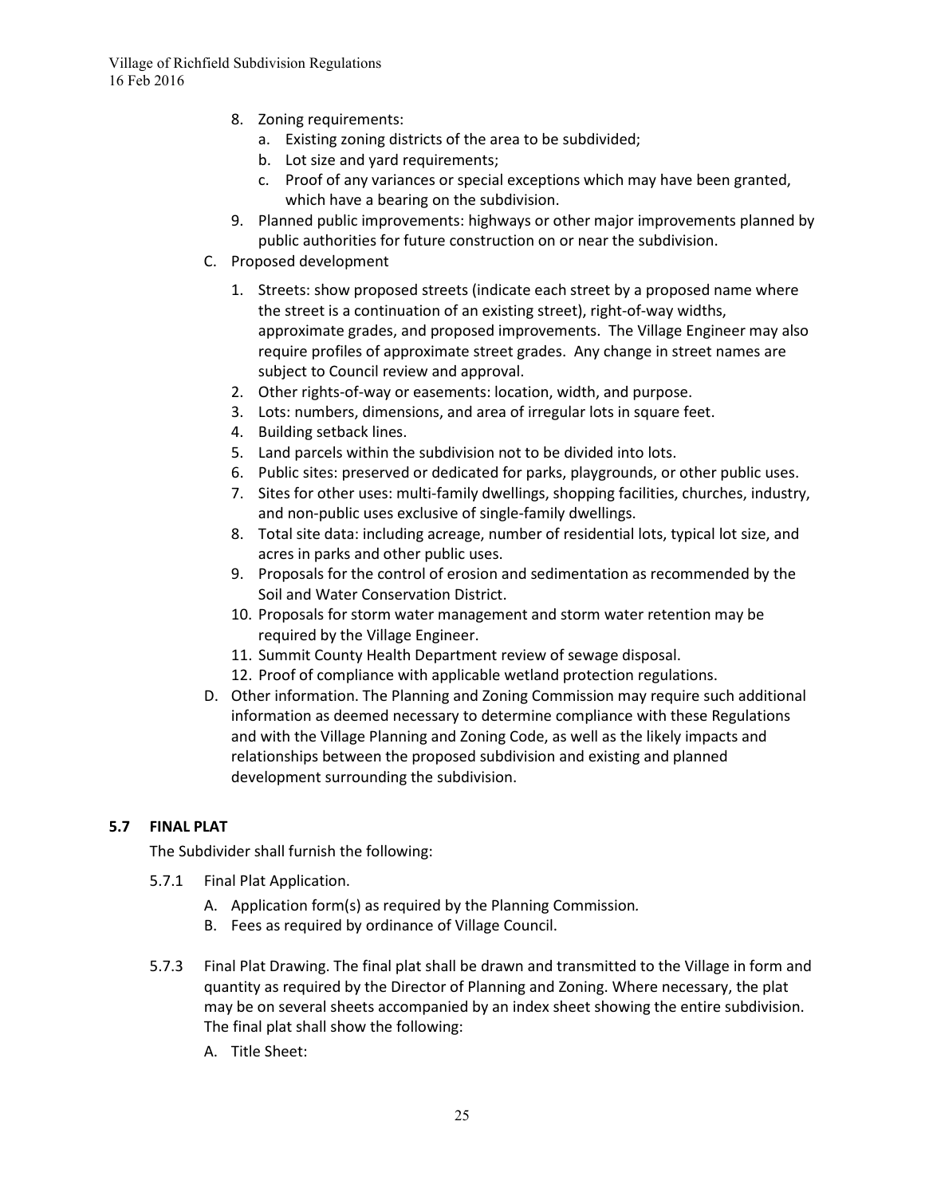8. Zoning requirements:
   a. Existing zoning districts of the area to be subdivided;
   b. Lot size and yard requirements;
   c. Proof of any variances or special exceptions which may have been granted, which have a bearing on the subdivision.
9. Planned public improvements: highways or other major improvements planned by public authorities for future construction on or near the subdivision.

C. Proposed development

1. Streets: show proposed streets (indicate each street by a proposed name where the street is a continuation of an existing street), right-of-way widths, approximate grades, and proposed improvements. The Village Engineer may also require profiles of approximate street grades. Any change in street names are subject to Council review and approval.
2. Other rights-of-way or easements: location, width, and purpose.
3. Lots: numbers, dimensions, and area of irregular lots in square feet.
4. Building setback lines.
5. Land parcels within the subdivision not to be divided into lots.
6. Public sites: preserved or dedicated for parks, playgrounds, or other public uses.
7. Sites for other uses: multi-family dwellings, shopping facilities, churches, industry, and non-public uses exclusive of single-family dwellings.
8. Total site data: including acreage, number of residential lots, typical lot size, and acres in parks and other public uses.
9. Proposals for the control of erosion and sedimentation as recommended by the Soil and Water Conservation District.
10. Proposals for storm water management and storm water retention may be required by the Village Engineer.
11. Summit County Health Department review of sewage disposal.
12. Proof of compliance with applicable wetland protection regulations.

D. Other information. The Planning and Zoning Commission may require such additional information as deemed necessary to determine compliance with these Regulations and with the Village Planning and Zoning Code, as well as the likely impacts and relationships between the proposed subdivision and existing and planned development surrounding the subdivision.

## 5.7 FINAL PLAT

The Subdivider shall furnish the following:

5.7.1 Final Plat Application.

A. Application form(s) as required by the Planning Commission.
B. Fees as required by ordinance of Village Council.

5.7.3 Final Plat Drawing. The final plat shall be drawn and transmitted to the Village in form and quantity as required by the Director of Planning and Zoning. Where necessary, the plat may be on several sheets accompanied by an index sheet showing the entire subdivision. The final plat shall show the following:

A. Title Sheet: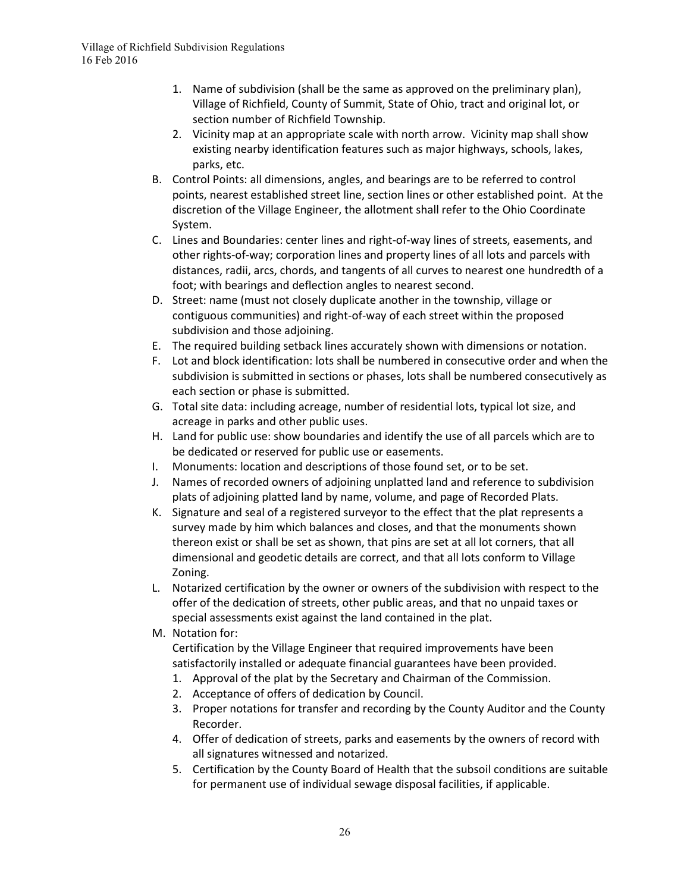1. Name of subdivision (shall be the same as approved on the preliminary plan), Village of Richfield, County of Summit, State of Ohio, tract and original lot, or section number of Richfield Township.
2. Vicinity map at an appropriate scale with north arrow. Vicinity map shall show existing nearby identification features such as major highways, schools, lakes, parks, etc.

B. Control Points: all dimensions, angles, and bearings are to be referred to control points, nearest established street line, section lines or other established point. At the discretion of the Village Engineer, the allotment shall refer to the Ohio Coordinate System.

C. Lines and Boundaries: center lines and right-of-way lines of streets, easements, and other rights-of-way; corporation lines and property lines of all lots and parcels with distances, radii, arcs, chords, and tangents of all curves to nearest one hundredth of a foot; with bearings and deflection angles to nearest second.

D. Street: name (must not closely duplicate another in the township, village or contiguous communities) and right-of-way of each street within the proposed subdivision and those adjoining.

E. The required building setback lines accurately shown with dimensions or notation.

F. Lot and block identification: lots shall be numbered in consecutive order and when the subdivision is submitted in sections or phases, lots shall be numbered consecutively as each section or phase is submitted.

G. Total site data: including acreage, number of residential lots, typical lot size, and acreage in parks and other public uses.

H. Land for public use: show boundaries and identify the use of all parcels which are to be dedicated or reserved for public use or easements.

I. Monuments: location and descriptions of those found set, or to be set.

J. Names of recorded owners of adjoining unplatted land and reference to subdivision plats of adjoining platted land by name, volume, and page of Recorded Plats.

K. Signature and seal of a registered surveyor to the effect that the plat represents a survey made by him which balances and closes, and that the monuments shown thereon exist or shall be set as shown, that pins are set at all lot corners, that all dimensional and geodetic details are correct, and that all lots conform to Village Zoning.

L. Notarized certification by the owner or owners of the subdivision with respect to the offer of the dedication of streets, other public areas, and that no unpaid taxes or special assessments exist against the land contained in the plat.

M. Notation for:
Certification by the Village Engineer that required improvements have been satisfactorily installed or adequate financial guarantees have been provided.
1. Approval of the plat by the Secretary and Chairman of the Commission.
2. Acceptance of offers of dedication by Council.
3. Proper notations for transfer and recording by the County Auditor and the County Recorder.
4. Offer of dedication of streets, parks and easements by the owners of record with all signatures witnessed and notarized.
5. Certification by the County Board of Health that the subsoil conditions are suitable for permanent use of individual sewage disposal facilities, if applicable.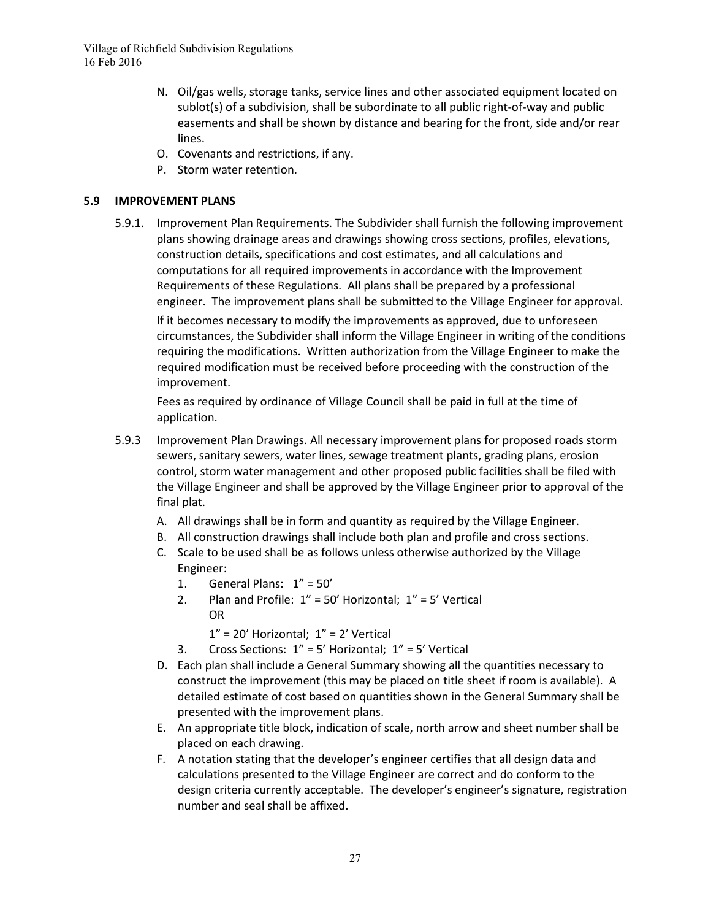N. Oil/gas wells, storage tanks, service lines and other associated equipment located on sublot(s) of a subdivision, shall be subordinate to all public right-of-way and public easements and shall be shown by distance and bearing for the front, side and/or rear lines.
O. Covenants and restrictions, if any.
P. Storm water retention.

## 5.9 IMPROVEMENT PLANS

5.9.1. Improvement Plan Requirements. The Subdivider shall furnish the following improvement plans showing drainage areas and drawings showing cross sections, profiles, elevations, construction details, specifications and cost estimates, and all calculations and computations for all required improvements in accordance with the Improvement Requirements of these Regulations. All plans shall be prepared by a professional engineer. The improvement plans shall be submitted to the Village Engineer for approval.

If it becomes necessary to modify the improvements as approved, due to unforeseen circumstances, the Subdivider shall inform the Village Engineer in writing of the conditions requiring the modifications. Written authorization from the Village Engineer to make the required modification must be received before proceeding with the construction of the improvement.

Fees as required by ordinance of Village Council shall be paid in full at the time of application.

5.9.3 Improvement Plan Drawings. All necessary improvement plans for proposed roads storm sewers, sanitary sewers, water lines, sewage treatment plants, grading plans, erosion control, storm water management and other proposed public facilities shall be filed with the Village Engineer and shall be approved by the Village Engineer prior to approval of the final plat.

A. All drawings shall be in form and quantity as required by the Village Engineer.
B. All construction drawings shall include both plan and profile and cross sections.
C. Scale to be used shall be as follows unless otherwise authorized by the Village Engineer:
    1. General Plans: 1" = 50'
    2. Plan and Profile: 1" = 50' Horizontal; 1" = 5' Vertical
       OR
       1" = 20' Horizontal; 1" = 2' Vertical
    3. Cross Sections: 1" = 5' Horizontal; 1" = 5' Vertical
D. Each plan shall include a General Summary showing all the quantities necessary to construct the improvement (this may be placed on title sheet if room is available). A detailed estimate of cost based on quantities shown in the General Summary shall be presented with the improvement plans.
E. An appropriate title block, indication of scale, north arrow and sheet number shall be placed on each drawing.
F. A notation stating that the developer's engineer certifies that all design data and calculations presented to the Village Engineer are correct and do conform to the design criteria currently acceptable. The developer's engineer's signature, registration number and seal shall be affixed.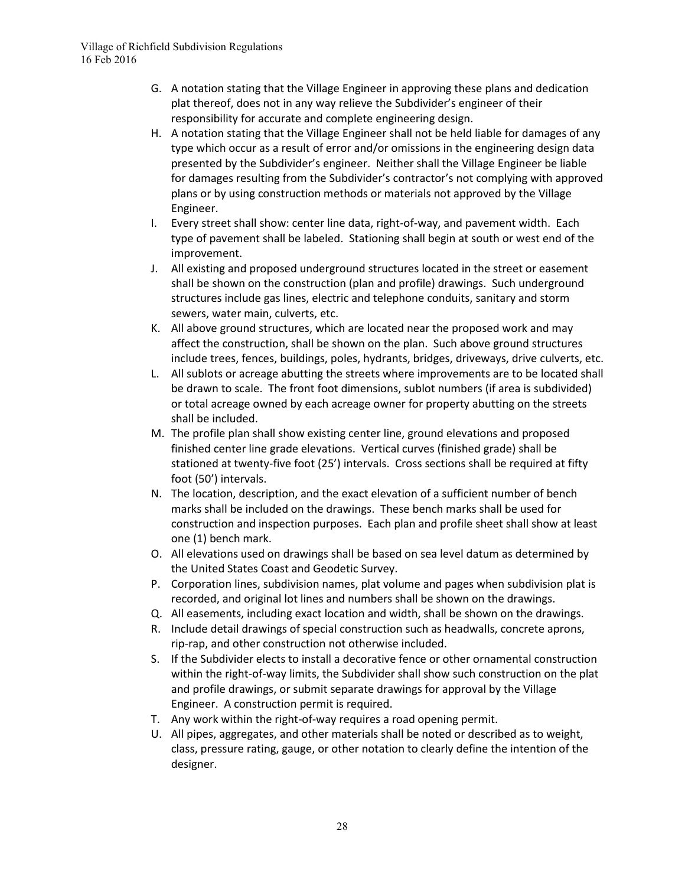G. A notation stating that the Village Engineer in approving these plans and dedication plat thereof, does not in any way relieve the Subdivider's engineer of their responsibility for accurate and complete engineering design.

H. A notation stating that the Village Engineer shall not be held liable for damages of any type which occur as a result of error and/or omissions in the engineering design data presented by the Subdivider's engineer. Neither shall the Village Engineer be liable for damages resulting from the Subdivider's contractor's not complying with approved plans or by using construction methods or materials not approved by the Village Engineer.

I. Every street shall show: center line data, right-of-way, and pavement width. Each type of pavement shall be labeled. Stationing shall begin at south or west end of the improvement.

J. All existing and proposed underground structures located in the street or easement shall be shown on the construction (plan and profile) drawings. Such underground structures include gas lines, electric and telephone conduits, sanitary and storm sewers, water main, culverts, etc.

K. All above ground structures, which are located near the proposed work and may affect the construction, shall be shown on the plan. Such above ground structures include trees, fences, buildings, poles, hydrants, bridges, driveways, drive culverts, etc.

L. All sublots or acreage abutting the streets where improvements are to be located shall be drawn to scale. The front foot dimensions, sublot numbers (if area is subdivided) or total acreage owned by each acreage owner for property abutting on the streets shall be included.

M. The profile plan shall show existing center line, ground elevations and proposed finished center line grade elevations. Vertical curves (finished grade) shall be stationed at twenty-five foot (25') intervals. Cross sections shall be required at fifty foot (50') intervals.

N. The location, description, and the exact elevation of a sufficient number of bench marks shall be included on the drawings. These bench marks shall be used for construction and inspection purposes. Each plan and profile sheet shall show at least one (1) bench mark.

O. All elevations used on drawings shall be based on sea level datum as determined by the United States Coast and Geodetic Survey.

P. Corporation lines, subdivision names, plat volume and pages when subdivision plat is recorded, and original lot lines and numbers shall be shown on the drawings.

Q. All easements, including exact location and width, shall be shown on the drawings.

R. Include detail drawings of special construction such as headwalls, concrete aprons, rip-rap, and other construction not otherwise included.

S. If the Subdivider elects to install a decorative fence or other ornamental construction within the right-of-way limits, the Subdivider shall show such construction on the plat and profile drawings, or submit separate drawings for approval by the Village Engineer. A construction permit is required.

T. Any work within the right-of-way requires a road opening permit.

U. All pipes, aggregates, and other materials shall be noted or described as to weight, class, pressure rating, gauge, or other notation to clearly define the intention of the designer.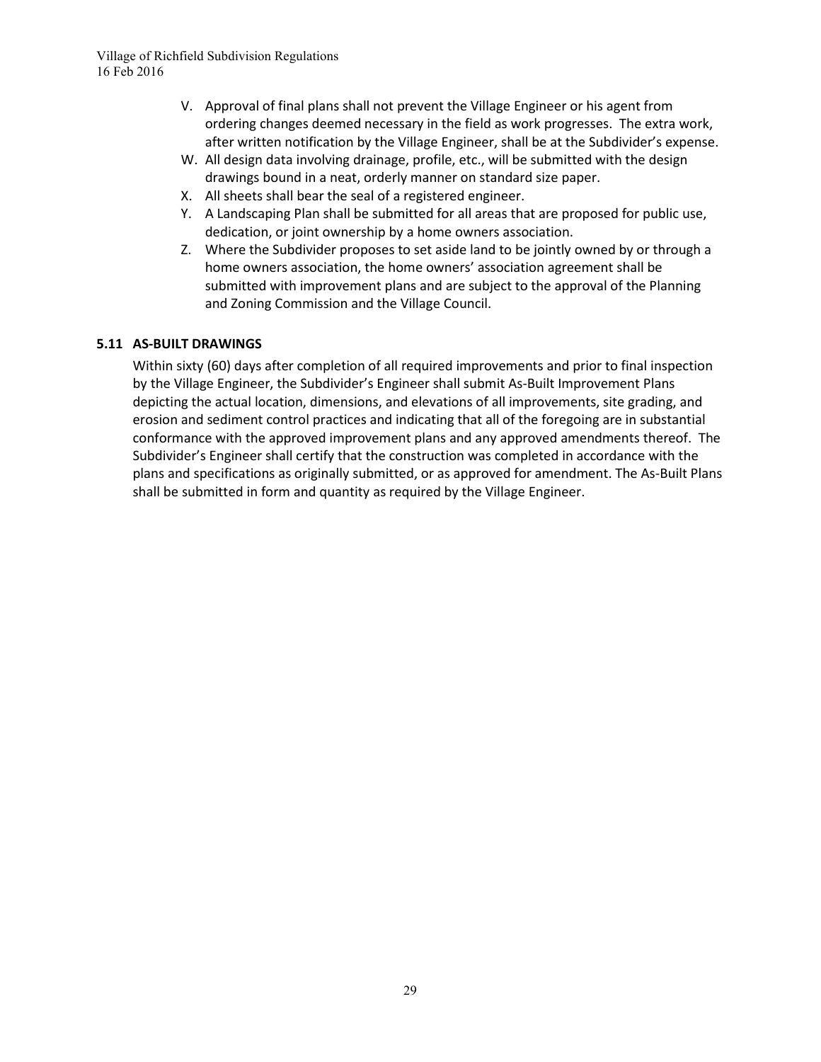V. Approval of final plans shall not prevent the Village Engineer or his agent from ordering changes deemed necessary in the field as work progresses. The extra work, after written notification by the Village Engineer, shall be at the Subdivider's expense.

W. All design data involving drainage, profile, etc., will be submitted with the design drawings bound in a neat, orderly manner on standard size paper.

X. All sheets shall bear the seal of a registered engineer.

Y. A Landscaping Plan shall be submitted for all areas that are proposed for public use, dedication, or joint ownership by a home owners association.

Z. Where the Subdivider proposes to set aside land to be jointly owned by or through a home owners association, the home owners' association agreement shall be submitted with improvement plans and are subject to the approval of the Planning and Zoning Commission and the Village Council.

### 5.11 AS-BUILT DRAWINGS

Within sixty (60) days after completion of all required improvements and prior to final inspection by the Village Engineer, the Subdivider's Engineer shall submit As-Built Improvement Plans depicting the actual location, dimensions, and elevations of all improvements, site grading, and erosion and sediment control practices and indicating that all of the foregoing are in substantial conformance with the approved improvement plans and any approved amendments thereof. The Subdivider's Engineer shall certify that the construction was completed in accordance with the plans and specifications as originally submitted, or as approved for amendment. The As-Built Plans shall be submitted in form and quantity as required by the Village Engineer.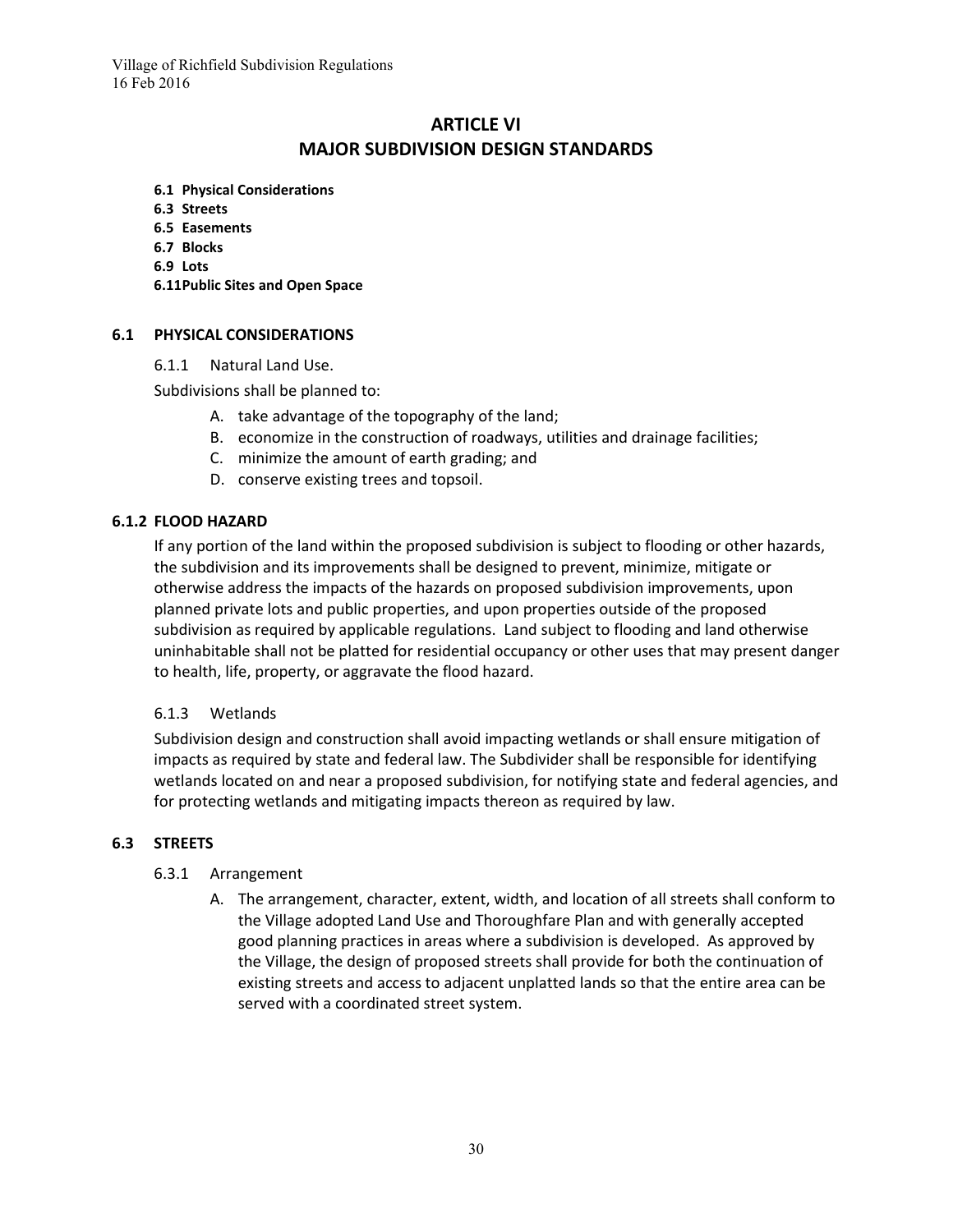# ARTICLE VI
# MAJOR SUBDIVISION DESIGN STANDARDS

**6.1 Physical Considerations**
**6.3 Streets**
**6.5 Easements**
**6.7 Blocks**
**6.9 Lots**
**6.11Public Sites and Open Space**

## 6.1 PHYSICAL CONSIDERATIONS

6.1.1 Natural Land Use.

Subdivisions shall be planned to:

A. take advantage of the topography of the land;
B. economize in the construction of roadways, utilities and drainage facilities;
C. minimize the amount of earth grading; and
D. conserve existing trees and topsoil.

## 6.1.2 FLOOD HAZARD

If any portion of the land within the proposed subdivision is subject to flooding or other hazards, the subdivision and its improvements shall be designed to prevent, minimize, mitigate or otherwise address the impacts of the hazards on proposed subdivision improvements, upon planned private lots and public properties, and upon properties outside of the proposed subdivision as required by applicable regulations. Land subject to flooding and land otherwise uninhabitable shall not be platted for residential occupancy or other uses that may present danger to health, life, property, or aggravate the flood hazard.

6.1.3 Wetlands

Subdivision design and construction shall avoid impacting wetlands or shall ensure mitigation of impacts as required by state and federal law. The Subdivider shall be responsible for identifying wetlands located on and near a proposed subdivision, for notifying state and federal agencies, and for protecting wetlands and mitigating impacts thereon as required by law.

## 6.3 STREETS

6.3.1 Arrangement

A. The arrangement, character, extent, width, and location of all streets shall conform to the Village adopted Land Use and Thoroughfare Plan and with generally accepted good planning practices in areas where a subdivision is developed. As approved by the Village, the design of proposed streets shall provide for both the continuation of existing streets and access to adjacent unplatted lands so that the entire area can be served with a coordinated street system.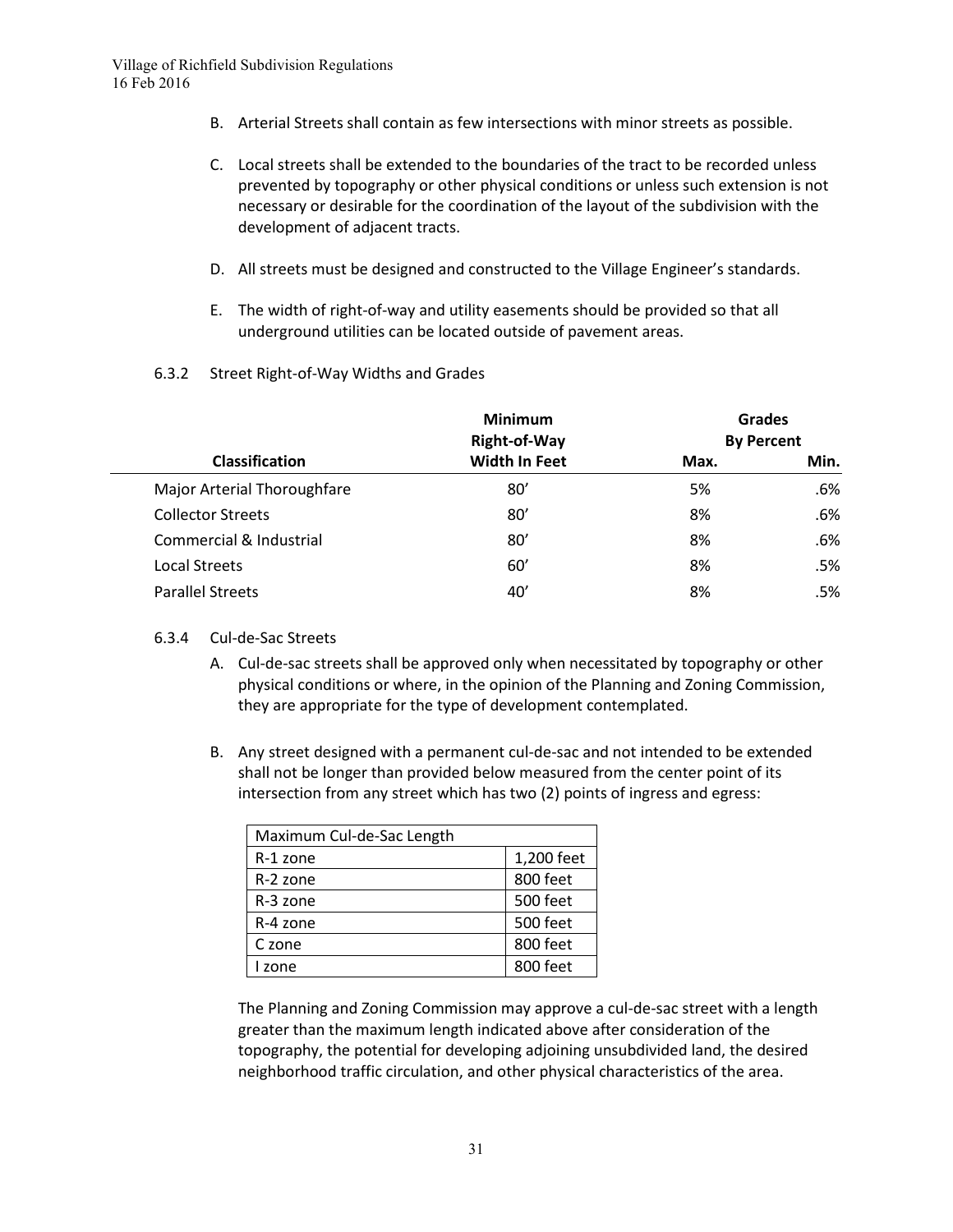B. Arterial Streets shall contain as few intersections with minor streets as possible.

C. Local streets shall be extended to the boundaries of the tract to be recorded unless prevented by topography or other physical conditions or unless such extension is not necessary or desirable for the coordination of the layout of the subdivision with the development of adjacent tracts.

D. All streets must be designed and constructed to the Village Engineer's standards.

E. The width of right-of-way and utility easements should be provided so that all underground utilities can be located outside of pavement areas.

6.3.2 Street Right-of-Way Widths and Grades

| Classification | Minimum Right-of-Way Width In Feet | Grades By Percent | |
|---|---|---|---|
| | | Max. | Min. |
| Major Arterial Thoroughfare | 80' | 5% | .6% |
| Collector Streets | 80' | 8% | .6% |
| Commercial & Industrial | 80' | 8% | .6% |
| Local Streets | 60' | 8% | .5% |
| Parallel Streets | 40' | 8% | .5% |

6.3.4 Cul-de-Sac Streets

A. Cul-de-sac streets shall be approved only when necessitated by topography or other physical conditions or where, in the opinion of the Planning and Zoning Commission, they are appropriate for the type of development contemplated.

B. Any street designed with a permanent cul-de-sac and not intended to be extended shall not be longer than provided below measured from the center point of its intersection from any street which has two (2) points of ingress and egress:

| Maximum Cul-de-Sac Length | |
|---|---|
| R-1 zone | 1,200 feet |
| R-2 zone | 800 feet |
| R-3 zone | 500 feet |
| R-4 zone | 500 feet |
| C zone | 800 feet |
| I zone | 800 feet |

The Planning and Zoning Commission may approve a cul-de-sac street with a length greater than the maximum length indicated above after consideration of the topography, the potential for developing adjoining unsubdivided land, the desired neighborhood traffic circulation, and other physical characteristics of the area.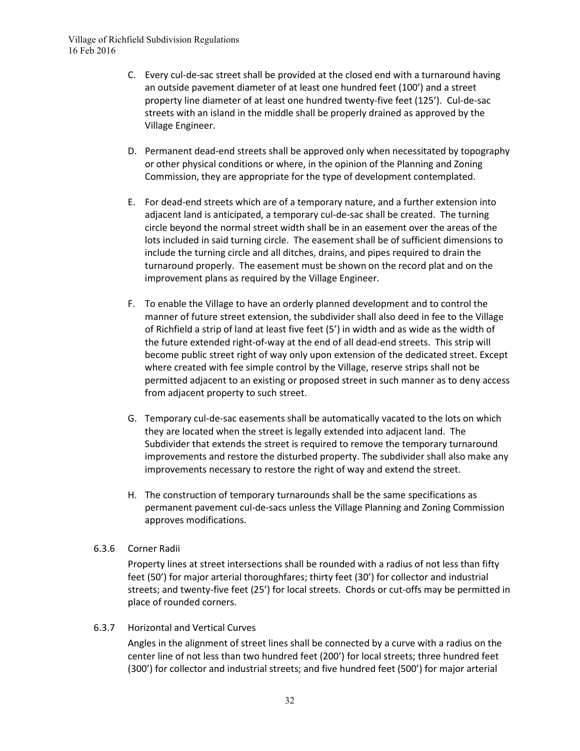C. Every cul-de-sac street shall be provided at the closed end with a turnaround having an outside pavement diameter of at least one hundred feet (100') and a street property line diameter of at least one hundred twenty-five feet (125'). Cul-de-sac streets with an island in the middle shall be properly drained as approved by the Village Engineer.

D. Permanent dead-end streets shall be approved only when necessitated by topography or other physical conditions or where, in the opinion of the Planning and Zoning Commission, they are appropriate for the type of development contemplated.

E. For dead-end streets which are of a temporary nature, and a further extension into adjacent land is anticipated, a temporary cul-de-sac shall be created. The turning circle beyond the normal street width shall be in an easement over the areas of the lots included in said turning circle. The easement shall be of sufficient dimensions to include the turning circle and all ditches, drains, and pipes required to drain the turnaround properly. The easement must be shown on the record plat and on the improvement plans as required by the Village Engineer.

F. To enable the Village to have an orderly planned development and to control the manner of future street extension, the subdivider shall also deed in fee to the Village of Richfield a strip of land at least five feet (5') in width and as wide as the width of the future extended right-of-way at the end of all dead-end streets. This strip will become public street right of way only upon extension of the dedicated street. Except where created with fee simple control by the Village, reserve strips shall not be permitted adjacent to an existing or proposed street in such manner as to deny access from adjacent property to such street.

G. Temporary cul-de-sac easements shall be automatically vacated to the lots on which they are located when the street is legally extended into adjacent land. The Subdivider that extends the street is required to remove the temporary turnaround improvements and restore the disturbed property. The subdivider shall also make any improvements necessary to restore the right of way and extend the street.

H. The construction of temporary turnarounds shall be the same specifications as permanent pavement cul-de-sacs unless the Village Planning and Zoning Commission approves modifications.

### 6.3.6 Corner Radii

Property lines at street intersections shall be rounded with a radius of not less than fifty feet (50') for major arterial thoroughfares; thirty feet (30') for collector and industrial streets; and twenty-five feet (25') for local streets. Chords or cut-offs may be permitted in place of rounded corners.

### 6.3.7 Horizontal and Vertical Curves

Angles in the alignment of street lines shall be connected by a curve with a radius on the center line of not less than two hundred feet (200') for local streets; three hundred feet (300') for collector and industrial streets; and five hundred feet (500') for major arterial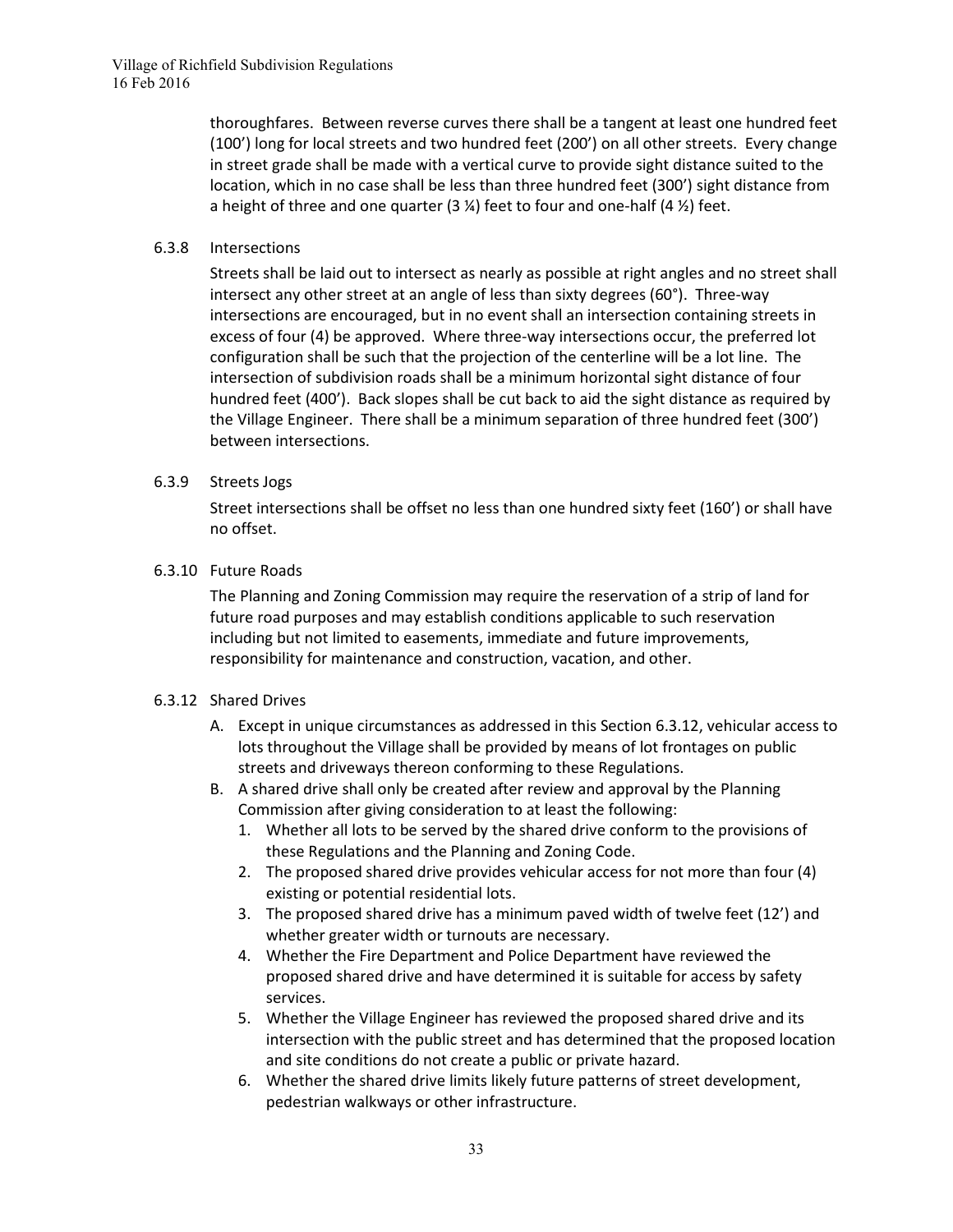thoroughfares. Between reverse curves there shall be a tangent at least one hundred feet (100') long for local streets and two hundred feet (200') on all other streets. Every change in street grade shall be made with a vertical curve to provide sight distance suited to the location, which in no case shall be less than three hundred feet (300') sight distance from a height of three and one quarter (3 ¼) feet to four and one-half (4 ½) feet.

#### 6.3.8 Intersections

Streets shall be laid out to intersect as nearly as possible at right angles and no street shall intersect any other street at an angle of less than sixty degrees (60°). Three-way intersections are encouraged, but in no event shall an intersection containing streets in excess of four (4) be approved. Where three-way intersections occur, the preferred lot configuration shall be such that the projection of the centerline will be a lot line. The intersection of subdivision roads shall be a minimum horizontal sight distance of four hundred feet (400'). Back slopes shall be cut back to aid the sight distance as required by the Village Engineer. There shall be a minimum separation of three hundred feet (300') between intersections.

#### 6.3.9 Streets Jogs

Street intersections shall be offset no less than one hundred sixty feet (160') or shall have no offset.

#### 6.3.10 Future Roads

The Planning and Zoning Commission may require the reservation of a strip of land for future road purposes and may establish conditions applicable to such reservation including but not limited to easements, immediate and future improvements, responsibility for maintenance and construction, vacation, and other.

#### 6.3.12 Shared Drives

A. Except in unique circumstances as addressed in this Section 6.3.12, vehicular access to lots throughout the Village shall be provided by means of lot frontages on public streets and driveways thereon conforming to these Regulations.

B. A shared drive shall only be created after review and approval by the Planning Commission after giving consideration to at least the following:

1. Whether all lots to be served by the shared drive conform to the provisions of these Regulations and the Planning and Zoning Code.
2. The proposed shared drive provides vehicular access for not more than four (4) existing or potential residential lots.
3. The proposed shared drive has a minimum paved width of twelve feet (12') and whether greater width or turnouts are necessary.
4. Whether the Fire Department and Police Department have reviewed the proposed shared drive and have determined it is suitable for access by safety services.
5. Whether the Village Engineer has reviewed the proposed shared drive and its intersection with the public street and has determined that the proposed location and site conditions do not create a public or private hazard.
6. Whether the shared drive limits likely future patterns of street development, pedestrian walkways or other infrastructure.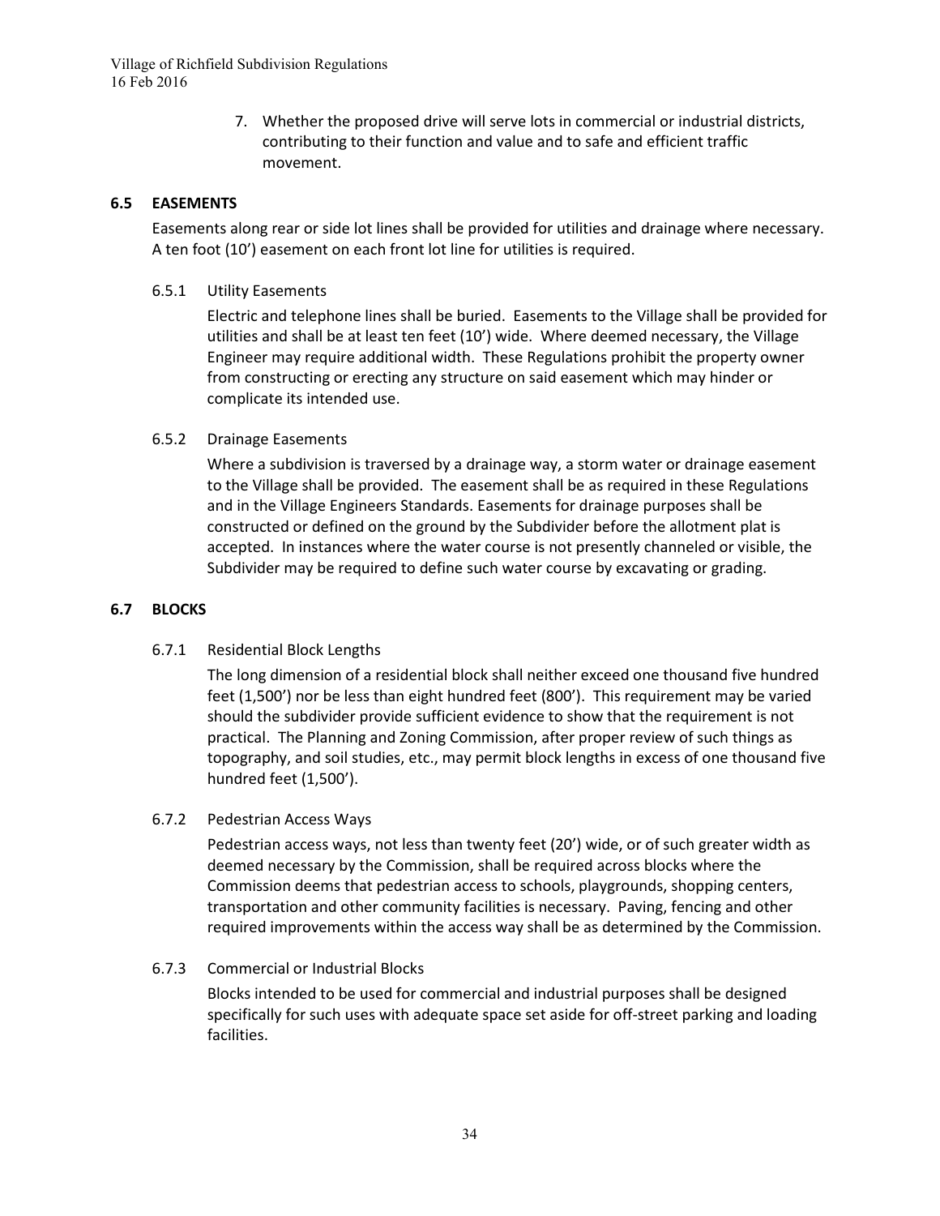7. Whether the proposed drive will serve lots in commercial or industrial districts, contributing to their function and value and to safe and efficient traffic movement.

## 6.5 EASEMENTS

Easements along rear or side lot lines shall be provided for utilities and drainage where necessary. A ten foot (10') easement on each front lot line for utilities is required.

### 6.5.1 Utility Easements

Electric and telephone lines shall be buried. Easements to the Village shall be provided for utilities and shall be at least ten feet (10') wide. Where deemed necessary, the Village Engineer may require additional width. These Regulations prohibit the property owner from constructing or erecting any structure on said easement which may hinder or complicate its intended use.

### 6.5.2 Drainage Easements

Where a subdivision is traversed by a drainage way, a storm water or drainage easement to the Village shall be provided. The easement shall be as required in these Regulations and in the Village Engineers Standards. Easements for drainage purposes shall be constructed or defined on the ground by the Subdivider before the allotment plat is accepted. In instances where the water course is not presently channeled or visible, the Subdivider may be required to define such water course by excavating or grading.

## 6.7 BLOCKS

### 6.7.1 Residential Block Lengths

The long dimension of a residential block shall neither exceed one thousand five hundred feet (1,500') nor be less than eight hundred feet (800'). This requirement may be varied should the subdivider provide sufficient evidence to show that the requirement is not practical. The Planning and Zoning Commission, after proper review of such things as topography, and soil studies, etc., may permit block lengths in excess of one thousand five hundred feet (1,500').

### 6.7.2 Pedestrian Access Ways

Pedestrian access ways, not less than twenty feet (20') wide, or of such greater width as deemed necessary by the Commission, shall be required across blocks where the Commission deems that pedestrian access to schools, playgrounds, shopping centers, transportation and other community facilities is necessary. Paving, fencing and other required improvements within the access way shall be as determined by the Commission.

### 6.7.3 Commercial or Industrial Blocks

Blocks intended to be used for commercial and industrial purposes shall be designed specifically for such uses with adequate space set aside for off-street parking and loading facilities.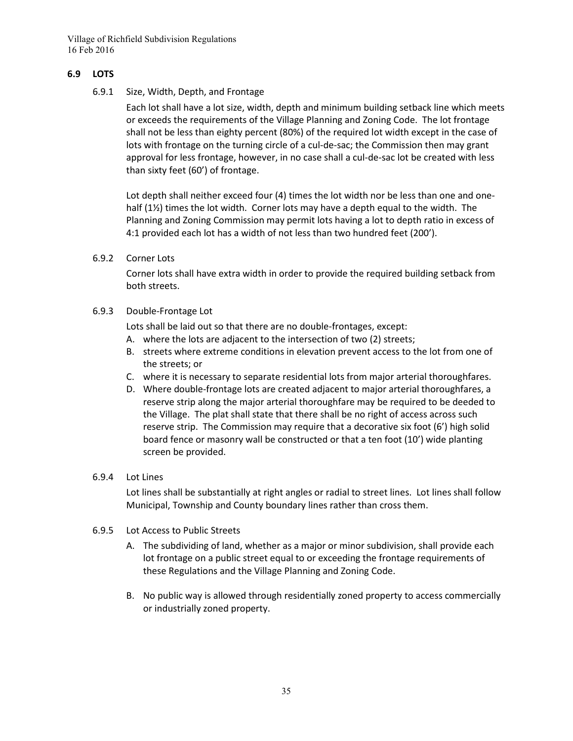## 6.9 LOTS

### 6.9.1 Size, Width, Depth, and Frontage

Each lot shall have a lot size, width, depth and minimum building setback line which meets or exceeds the requirements of the Village Planning and Zoning Code. The lot frontage shall not be less than eighty percent (80%) of the required lot width except in the case of lots with frontage on the turning circle of a cul-de-sac; the Commission then may grant approval for less frontage, however, in no case shall a cul-de-sac lot be created with less than sixty feet (60') of frontage.

Lot depth shall neither exceed four (4) times the lot width nor be less than one and one-half (1½) times the lot width. Corner lots may have a depth equal to the width. The Planning and Zoning Commission may permit lots having a lot to depth ratio in excess of 4:1 provided each lot has a width of not less than two hundred feet (200').

### 6.9.2 Corner Lots

Corner lots shall have extra width in order to provide the required building setback from both streets.

### 6.9.3 Double-Frontage Lot

Lots shall be laid out so that there are no double-frontages, except:

A. where the lots are adjacent to the intersection of two (2) streets;
B. streets where extreme conditions in elevation prevent access to the lot from one of the streets; or
C. where it is necessary to separate residential lots from major arterial thoroughfares.
D. Where double-frontage lots are created adjacent to major arterial thoroughfares, a reserve strip along the major arterial thoroughfare may be required to be deeded to the Village. The plat shall state that there shall be no right of access across such reserve strip. The Commission may require that a decorative six foot (6') high solid board fence or masonry wall be constructed or that a ten foot (10') wide planting screen be provided.

### 6.9.4 Lot Lines

Lot lines shall be substantially at right angles or radial to street lines. Lot lines shall follow Municipal, Township and County boundary lines rather than cross them.

### 6.9.5 Lot Access to Public Streets

A. The subdividing of land, whether as a major or minor subdivision, shall provide each lot frontage on a public street equal to or exceeding the frontage requirements of these Regulations and the Village Planning and Zoning Code.

B. No public way is allowed through residentially zoned property to access commercially or industrially zoned property.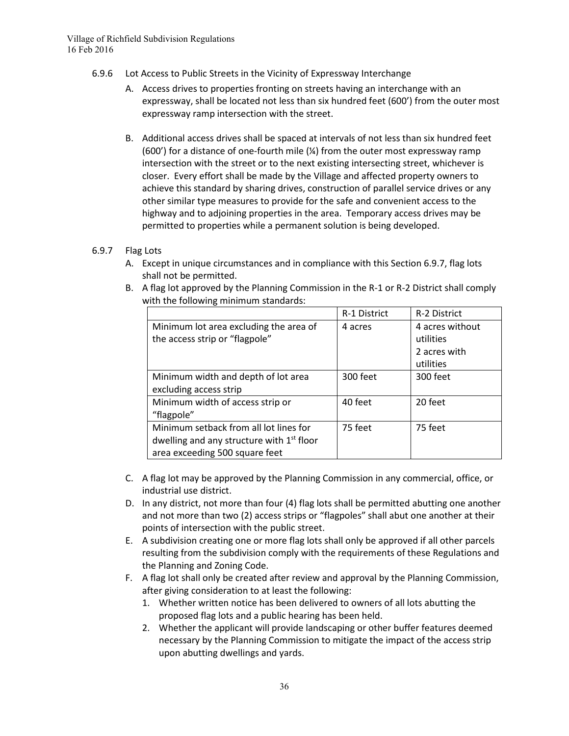### 6.9.6 Lot Access to Public Streets in the Vicinity of Expressway Interchange

A. Access drives to properties fronting on streets having an interchange with an expressway, shall be located not less than six hundred feet (600') from the outer most expressway ramp intersection with the street.

B. Additional access drives shall be spaced at intervals of not less than six hundred feet (600') for a distance of one-fourth mile (¼) from the outer most expressway ramp intersection with the street or to the next existing intersecting street, whichever is closer. Every effort shall be made by the Village and affected property owners to achieve this standard by sharing drives, construction of parallel service drives or any other similar type measures to provide for the safe and convenient access to the highway and to adjoining properties in the area. Temporary access drives may be permitted to properties while a permanent solution is being developed.

### 6.9.7 Flag Lots

A. Except in unique circumstances and in compliance with this Section 6.9.7, flag lots shall not be permitted.

B. A flag lot approved by the Planning Commission in the R-1 or R-2 District shall comply with the following minimum standards:

| | R-1 District | R-2 District |
|---|---|---|
| Minimum lot area excluding the area of the access strip or "flagpole" | 4 acres | 4 acres without utilities<br>2 acres with utilities |
| Minimum width and depth of lot area excluding access strip | 300 feet | 300 feet |
| Minimum width of access strip or "flagpole" | 40 feet | 20 feet |
| Minimum setback from all lot lines for dwelling and any structure with 1st floor area exceeding 500 square feet | 75 feet | 75 feet |

C. A flag lot may be approved by the Planning Commission in any commercial, office, or industrial use district.

D. In any district, not more than four (4) flag lots shall be permitted abutting one another and not more than two (2) access strips or "flagpoles" shall abut one another at their points of intersection with the public street.

E. A subdivision creating one or more flag lots shall only be approved if all other parcels resulting from the subdivision comply with the requirements of these Regulations and the Planning and Zoning Code.

F. A flag lot shall only be created after review and approval by the Planning Commission, after giving consideration to at least the following:

1. Whether written notice has been delivered to owners of all lots abutting the proposed flag lots and a public hearing has been held.
2. Whether the applicant will provide landscaping or other buffer features deemed necessary by the Planning Commission to mitigate the impact of the access strip upon abutting dwellings and yards.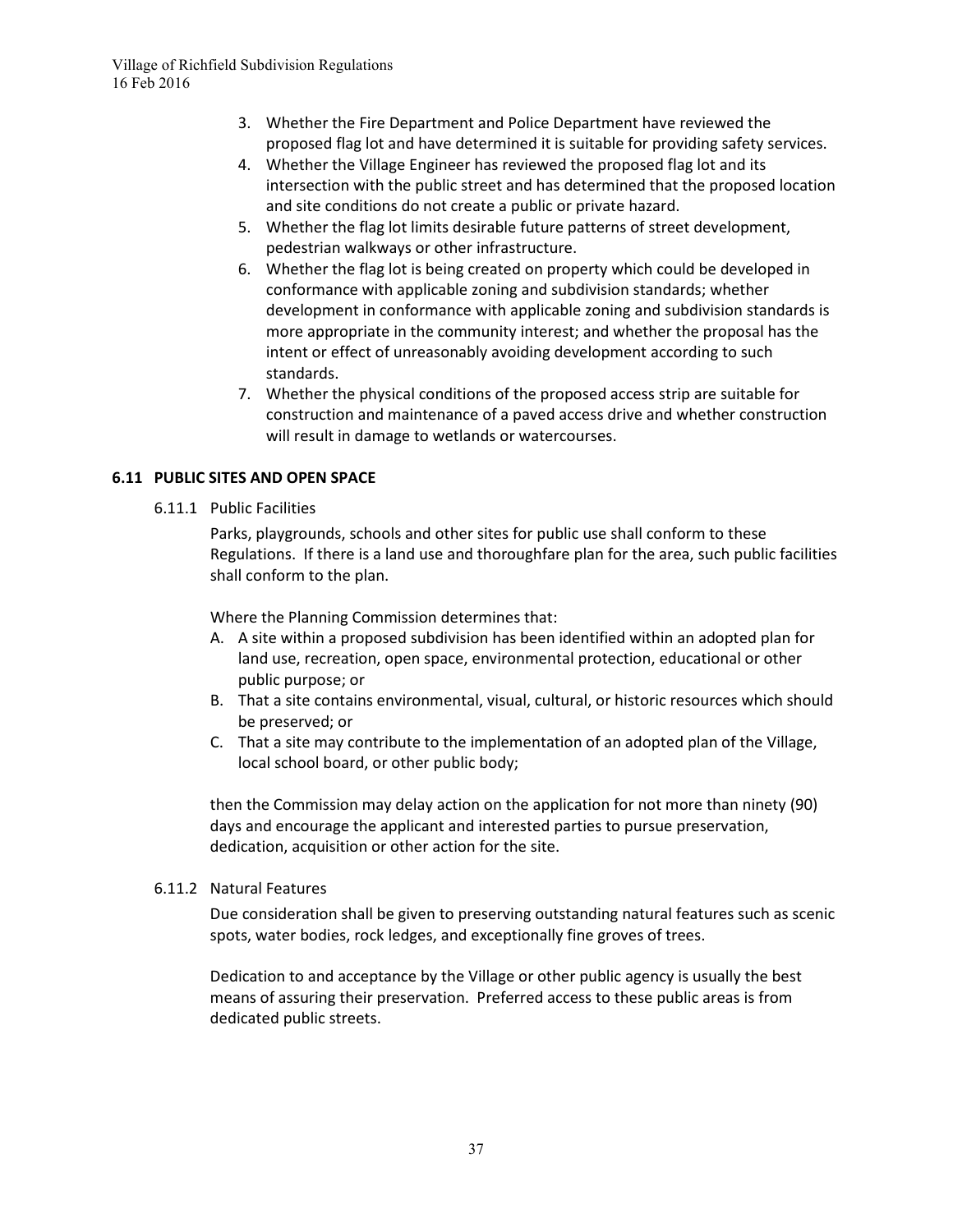3. Whether the Fire Department and Police Department have reviewed the proposed flag lot and have determined it is suitable for providing safety services.
4. Whether the Village Engineer has reviewed the proposed flag lot and its intersection with the public street and has determined that the proposed location and site conditions do not create a public or private hazard.
5. Whether the flag lot limits desirable future patterns of street development, pedestrian walkways or other infrastructure.
6. Whether the flag lot is being created on property which could be developed in conformance with applicable zoning and subdivision standards; whether development in conformance with applicable zoning and subdivision standards is more appropriate in the community interest; and whether the proposal has the intent or effect of unreasonably avoiding development according to such standards.
7. Whether the physical conditions of the proposed access strip are suitable for construction and maintenance of a paved access drive and whether construction will result in damage to wetlands or watercourses.

## 6.11 PUBLIC SITES AND OPEN SPACE

### 6.11.1 Public Facilities

Parks, playgrounds, schools and other sites for public use shall conform to these Regulations. If there is a land use and thoroughfare plan for the area, such public facilities shall conform to the plan.

Where the Planning Commission determines that:

A. A site within a proposed subdivision has been identified within an adopted plan for land use, recreation, open space, environmental protection, educational or other public purpose; or
B. That a site contains environmental, visual, cultural, or historic resources which should be preserved; or
C. That a site may contribute to the implementation of an adopted plan of the Village, local school board, or other public body;

then the Commission may delay action on the application for not more than ninety (90) days and encourage the applicant and interested parties to pursue preservation, dedication, acquisition or other action for the site.

### 6.11.2 Natural Features

Due consideration shall be given to preserving outstanding natural features such as scenic spots, water bodies, rock ledges, and exceptionally fine groves of trees.

Dedication to and acceptance by the Village or other public agency is usually the best means of assuring their preservation. Preferred access to these public areas is from dedicated public streets.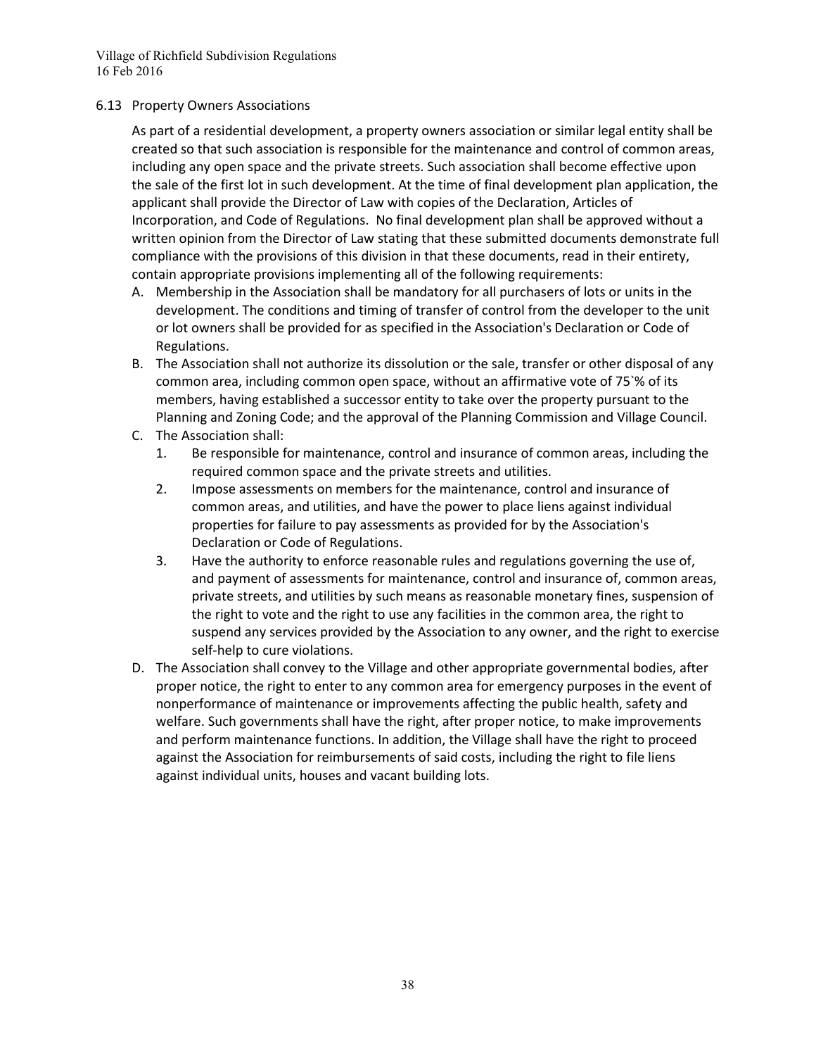## 6.13 Property Owners Associations

As part of a residential development, a property owners association or similar legal entity shall be created so that such association is responsible for the maintenance and control of common areas, including any open space and the private streets. Such association shall become effective upon the sale of the first lot in such development. At the time of final development plan application, the applicant shall provide the Director of Law with copies of the Declaration, Articles of Incorporation, and Code of Regulations. No final development plan shall be approved without a written opinion from the Director of Law stating that these submitted documents demonstrate full compliance with the provisions of this division in that these documents, read in their entirety, contain appropriate provisions implementing all of the following requirements:

A. Membership in the Association shall be mandatory for all purchasers of lots or units in the development. The conditions and timing of transfer of control from the developer to the unit or lot owners shall be provided for as specified in the Association's Declaration or Code of Regulations.

B. The Association shall not authorize its dissolution or the sale, transfer or other disposal of any common area, including common open space, without an affirmative vote of 75`% of its members, having established a successor entity to take over the property pursuant to the Planning and Zoning Code; and the approval of the Planning Commission and Village Council.

C. The Association shall:
   1. Be responsible for maintenance, control and insurance of common areas, including the required common space and the private streets and utilities.
   2. Impose assessments on members for the maintenance, control and insurance of common areas, and utilities, and have the power to place liens against individual properties for failure to pay assessments as provided for by the Association's Declaration or Code of Regulations.
   3. Have the authority to enforce reasonable rules and regulations governing the use of, and payment of assessments for maintenance, control and insurance of, common areas, private streets, and utilities by such means as reasonable monetary fines, suspension of the right to vote and the right to use any facilities in the common area, the right to suspend any services provided by the Association to any owner, and the right to exercise self-help to cure violations.

D. The Association shall convey to the Village and other appropriate governmental bodies, after proper notice, the right to enter to any common area for emergency purposes in the event of nonperformance of maintenance or improvements affecting the public health, safety and welfare. Such governments shall have the right, after proper notice, to make improvements and perform maintenance functions. In addition, the Village shall have the right to proceed against the Association for reimbursements of said costs, including the right to file liens against individual units, houses and vacant building lots.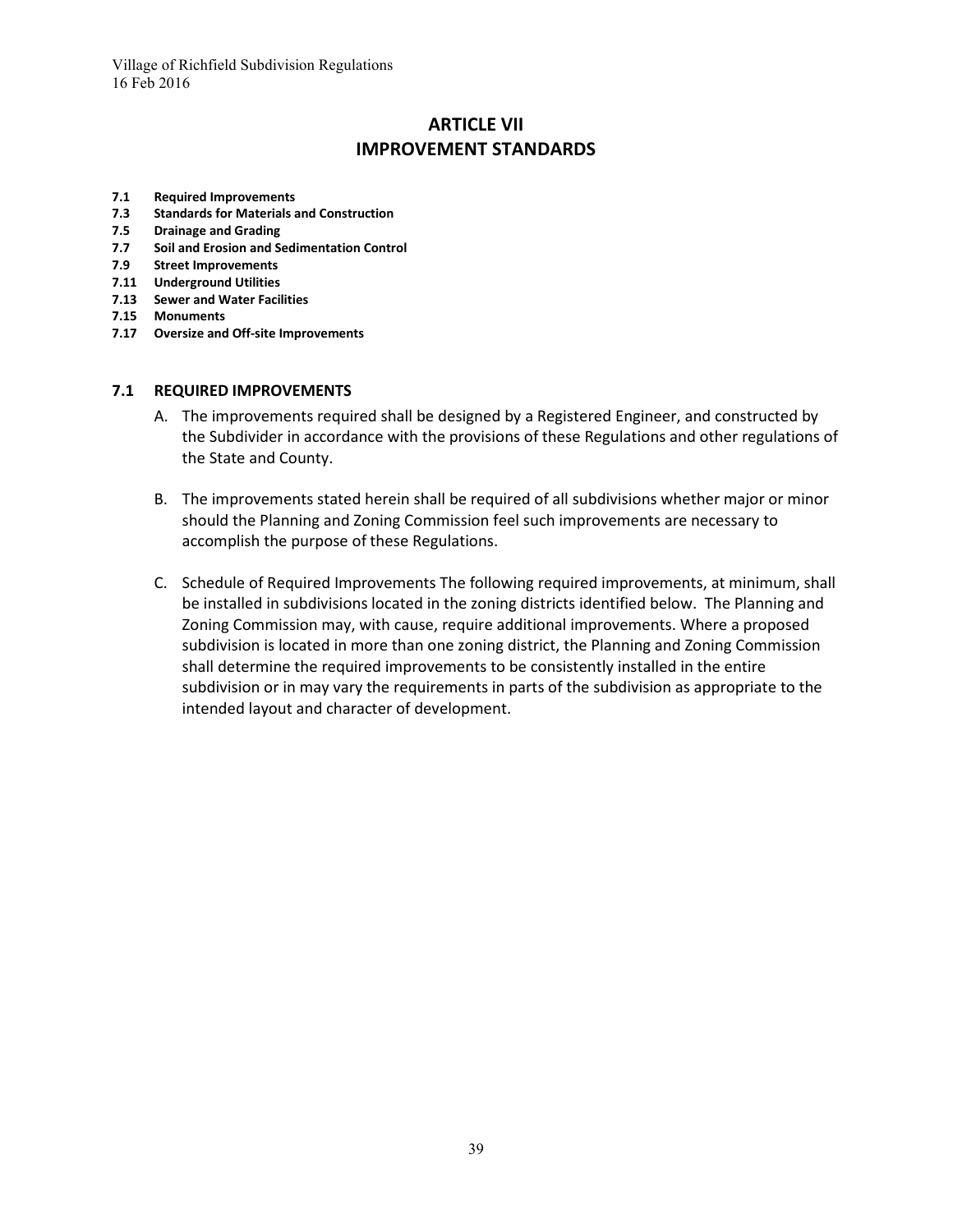# ARTICLE VII
# IMPROVEMENT STANDARDS

**7.1 Required Improvements**
**7.3 Standards for Materials and Construction**
**7.5 Drainage and Grading**
**7.7 Soil and Erosion and Sedimentation Control**
**7.9 Street Improvements**
**7.11 Underground Utilities**
**7.13 Sewer and Water Facilities**
**7.15 Monuments**
**7.17 Oversize and Off-site Improvements**

## 7.1 REQUIRED IMPROVEMENTS

A. The improvements required shall be designed by a Registered Engineer, and constructed by the Subdivider in accordance with the provisions of these Regulations and other regulations of the State and County.

B. The improvements stated herein shall be required of all subdivisions whether major or minor should the Planning and Zoning Commission feel such improvements are necessary to accomplish the purpose of these Regulations.

C. Schedule of Required Improvements The following required improvements, at minimum, shall be installed in subdivisions located in the zoning districts identified below. The Planning and Zoning Commission may, with cause, require additional improvements. Where a proposed subdivision is located in more than one zoning district, the Planning and Zoning Commission shall determine the required improvements to be consistently installed in the entire subdivision or in may vary the requirements in parts of the subdivision as appropriate to the intended layout and character of development.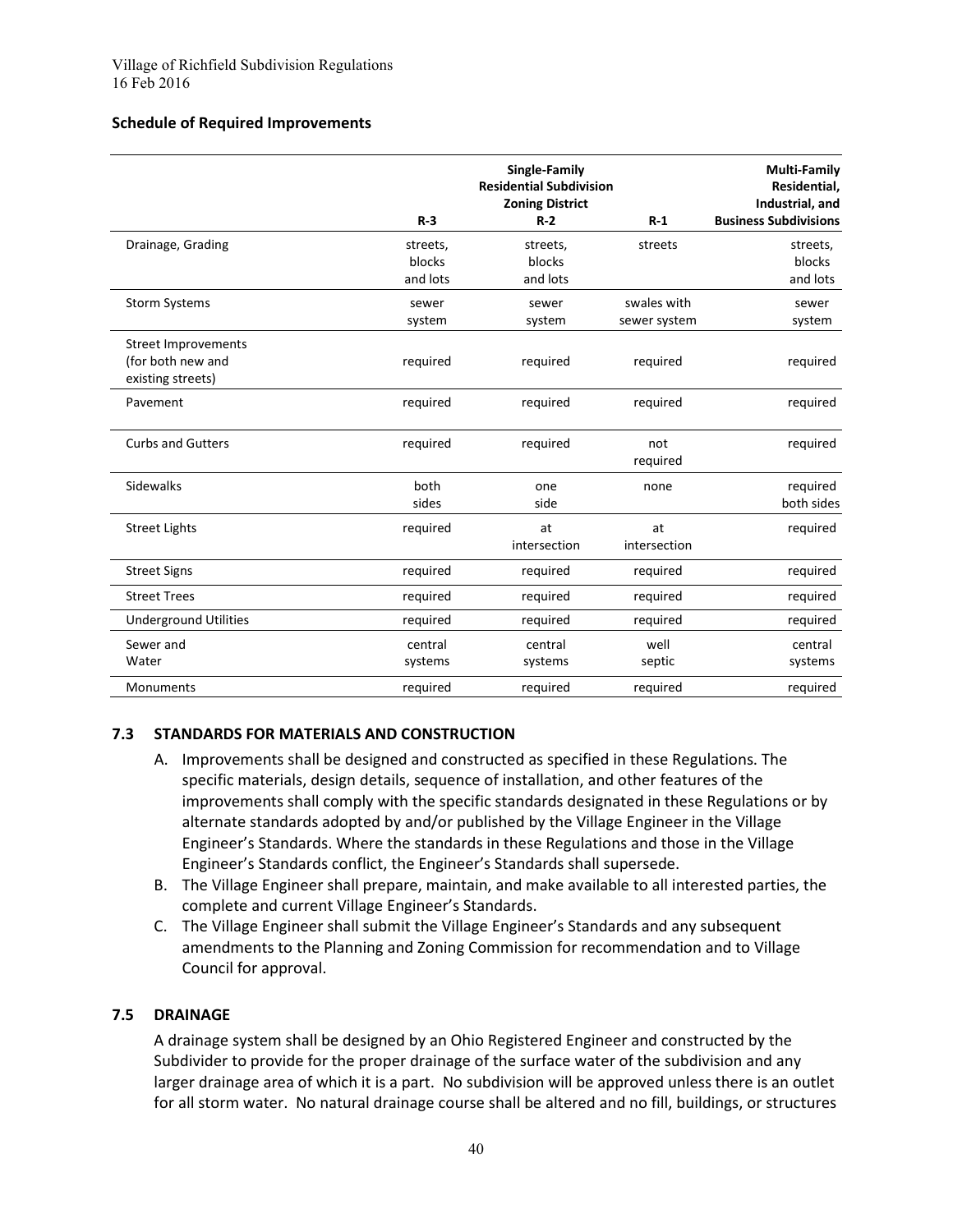**Schedule of Required Improvements**

| | Single-Family Residential Subdivision Zoning District | | | Multi-Family Residential, Industrial, and Business Subdivisions |
|---|---|---|---|---|
| | R-3 | R-2 | R-1 | |
| Drainage, Grading | streets, blocks and lots | streets, blocks and lots | streets | streets, blocks and lots |
| Storm Systems | sewer system | sewer system | swales with sewer system | sewer system |
| Street Improvements (for both new and existing streets) | required | required | required | required |
| Pavement | required | required | required | required |
| Curbs and Gutters | required | required | not required | required |
| Sidewalks | both sides | one side | none | required both sides |
| Street Lights | required | at intersection | at intersection | required |
| Street Signs | required | required | required | required |
| Street Trees | required | required | required | required |
| Underground Utilities | required | required | required | required |
| Sewer and Water | central systems | central systems | well septic | central systems |
| Monuments | required | required | required | required |

### 7.3 STANDARDS FOR MATERIALS AND CONSTRUCTION

A. Improvements shall be designed and constructed as specified in these Regulations. The specific materials, design details, sequence of installation, and other features of the improvements shall comply with the specific standards designated in these Regulations or by alternate standards adopted by and/or published by the Village Engineer in the Village Engineer's Standards. Where the standards in these Regulations and those in the Village Engineer's Standards conflict, the Engineer's Standards shall supersede.

B. The Village Engineer shall prepare, maintain, and make available to all interested parties, the complete and current Village Engineer's Standards.

C. The Village Engineer shall submit the Village Engineer's Standards and any subsequent amendments to the Planning and Zoning Commission for recommendation and to Village Council for approval.

### 7.5 DRAINAGE

A drainage system shall be designed by an Ohio Registered Engineer and constructed by the Subdivider to provide for the proper drainage of the surface water of the subdivision and any larger drainage area of which it is a part. No subdivision will be approved unless there is an outlet for all storm water. No natural drainage course shall be altered and no fill, buildings, or structures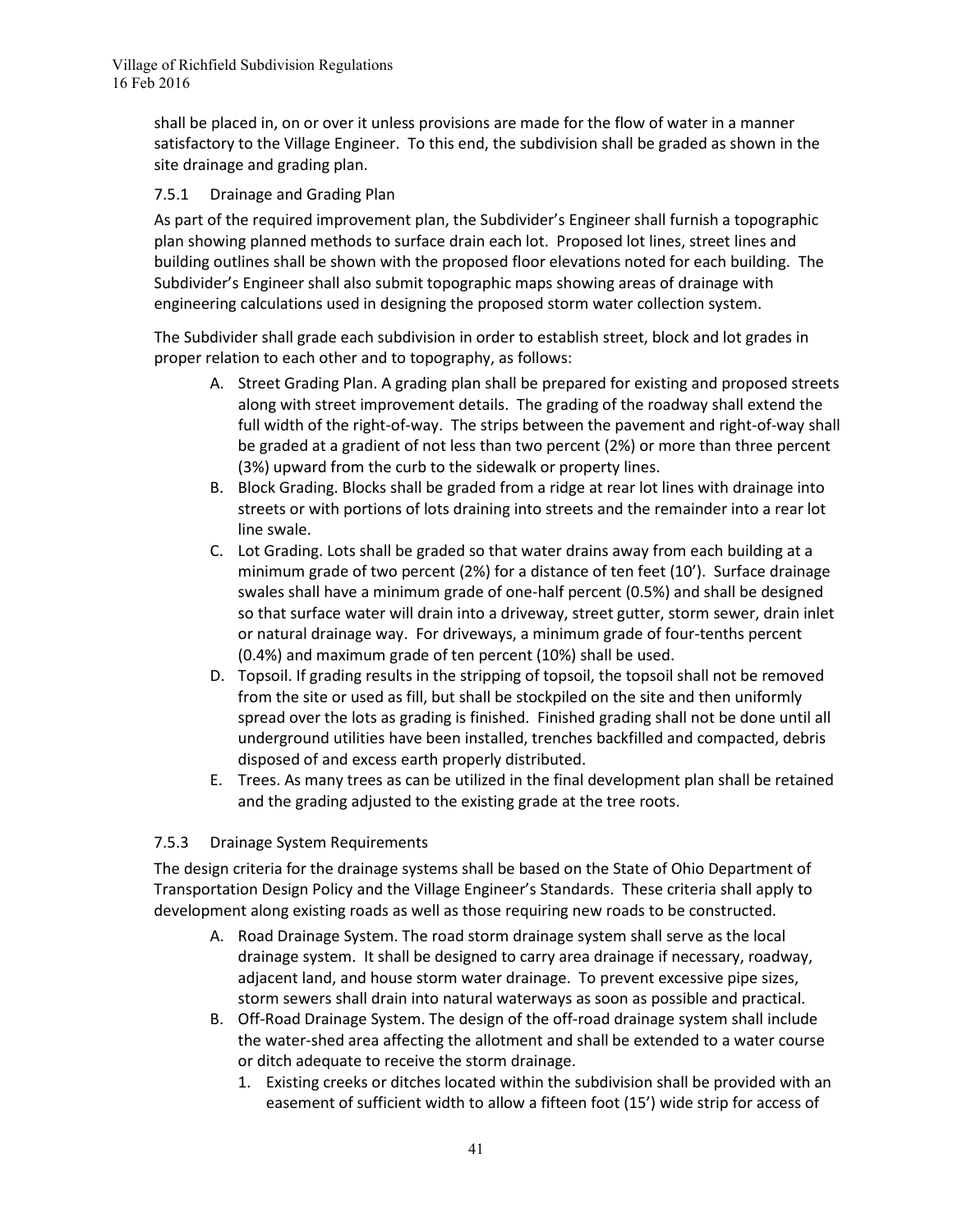shall be placed in, on or over it unless provisions are made for the flow of water in a manner satisfactory to the Village Engineer. To this end, the subdivision shall be graded as shown in the site drainage and grading plan.

### 7.5.1 Drainage and Grading Plan

As part of the required improvement plan, the Subdivider's Engineer shall furnish a topographic plan showing planned methods to surface drain each lot. Proposed lot lines, street lines and building outlines shall be shown with the proposed floor elevations noted for each building. The Subdivider's Engineer shall also submit topographic maps showing areas of drainage with engineering calculations used in designing the proposed storm water collection system.

The Subdivider shall grade each subdivision in order to establish street, block and lot grades in proper relation to each other and to topography, as follows:

A. Street Grading Plan. A grading plan shall be prepared for existing and proposed streets along with street improvement details. The grading of the roadway shall extend the full width of the right-of-way. The strips between the pavement and right-of-way shall be graded at a gradient of not less than two percent (2%) or more than three percent (3%) upward from the curb to the sidewalk or property lines.
B. Block Grading. Blocks shall be graded from a ridge at rear lot lines with drainage into streets or with portions of lots draining into streets and the remainder into a rear lot line swale.
C. Lot Grading. Lots shall be graded so that water drains away from each building at a minimum grade of two percent (2%) for a distance of ten feet (10'). Surface drainage swales shall have a minimum grade of one-half percent (0.5%) and shall be designed so that surface water will drain into a driveway, street gutter, storm sewer, drain inlet or natural drainage way. For driveways, a minimum grade of four-tenths percent (0.4%) and maximum grade of ten percent (10%) shall be used.
D. Topsoil. If grading results in the stripping of topsoil, the topsoil shall not be removed from the site or used as fill, but shall be stockpiled on the site and then uniformly spread over the lots as grading is finished. Finished grading shall not be done until all underground utilities have been installed, trenches backfilled and compacted, debris disposed of and excess earth properly distributed.
E. Trees. As many trees as can be utilized in the final development plan shall be retained and the grading adjusted to the existing grade at the tree roots.

### 7.5.3 Drainage System Requirements

The design criteria for the drainage systems shall be based on the State of Ohio Department of Transportation Design Policy and the Village Engineer's Standards. These criteria shall apply to development along existing roads as well as those requiring new roads to be constructed.

A. Road Drainage System. The road storm drainage system shall serve as the local drainage system. It shall be designed to carry area drainage if necessary, roadway, adjacent land, and house storm water drainage. To prevent excessive pipe sizes, storm sewers shall drain into natural waterways as soon as possible and practical.
B. Off-Road Drainage System. The design of the off-road drainage system shall include the water-shed area affecting the allotment and shall be extended to a water course or ditch adequate to receive the storm drainage.
    1. Existing creeks or ditches located within the subdivision shall be provided with an easement of sufficient width to allow a fifteen foot (15') wide strip for access of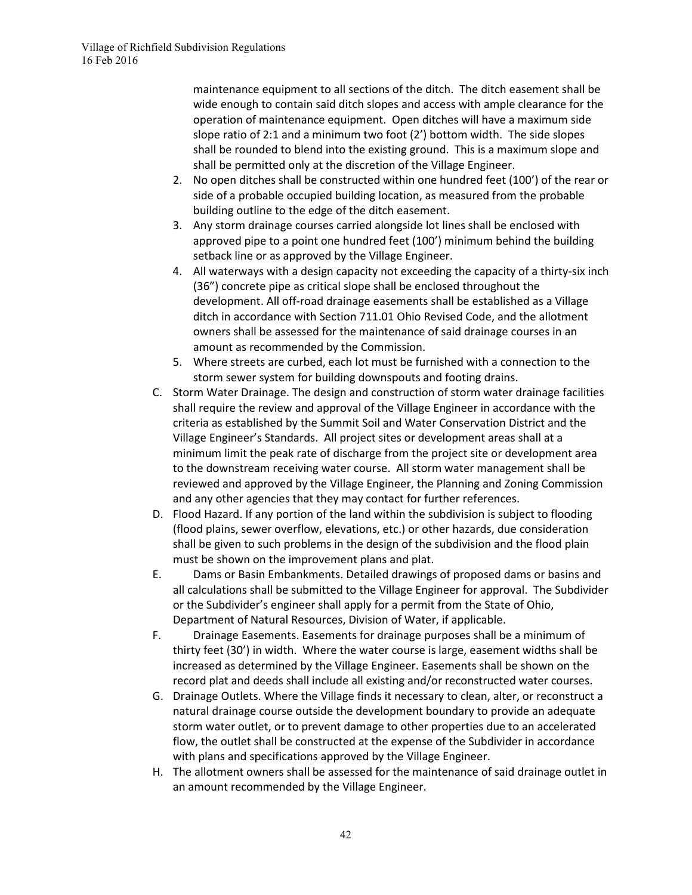maintenance equipment to all sections of the ditch. The ditch easement shall be wide enough to contain said ditch slopes and access with ample clearance for the operation of maintenance equipment. Open ditches will have a maximum side slope ratio of 2:1 and a minimum two foot (2') bottom width. The side slopes shall be rounded to blend into the existing ground. This is a maximum slope and shall be permitted only at the discretion of the Village Engineer.

2. No open ditches shall be constructed within one hundred feet (100') of the rear or side of a probable occupied building location, as measured from the probable building outline to the edge of the ditch easement.
3. Any storm drainage courses carried alongside lot lines shall be enclosed with approved pipe to a point one hundred feet (100') minimum behind the building setback line or as approved by the Village Engineer.
4. All waterways with a design capacity not exceeding the capacity of a thirty-six inch (36") concrete pipe as critical slope shall be enclosed throughout the development. All off-road drainage easements shall be established as a Village ditch in accordance with Section 711.01 Ohio Revised Code, and the allotment owners shall be assessed for the maintenance of said drainage courses in an amount as recommended by the Commission.
5. Where streets are curbed, each lot must be furnished with a connection to the storm sewer system for building downspouts and footing drains.

C. Storm Water Drainage. The design and construction of storm water drainage facilities shall require the review and approval of the Village Engineer in accordance with the criteria as established by the Summit Soil and Water Conservation District and the Village Engineer's Standards. All project sites or development areas shall at a minimum limit the peak rate of discharge from the project site or development area to the downstream receiving water course. All storm water management shall be reviewed and approved by the Village Engineer, the Planning and Zoning Commission and any other agencies that they may contact for further references.

D. Flood Hazard. If any portion of the land within the subdivision is subject to flooding (flood plains, sewer overflow, elevations, etc.) or other hazards, due consideration shall be given to such problems in the design of the subdivision and the flood plain must be shown on the improvement plans and plat.

E. Dams or Basin Embankments. Detailed drawings of proposed dams or basins and all calculations shall be submitted to the Village Engineer for approval. The Subdivider or the Subdivider's engineer shall apply for a permit from the State of Ohio, Department of Natural Resources, Division of Water, if applicable.

F. Drainage Easements. Easements for drainage purposes shall be a minimum of thirty feet (30') in width. Where the water course is large, easement widths shall be increased as determined by the Village Engineer. Easements shall be shown on the record plat and deeds shall include all existing and/or reconstructed water courses.

G. Drainage Outlets. Where the Village finds it necessary to clean, alter, or reconstruct a natural drainage course outside the development boundary to provide an adequate storm water outlet, or to prevent damage to other properties due to an accelerated flow, the outlet shall be constructed at the expense of the Subdivider in accordance with plans and specifications approved by the Village Engineer.

H. The allotment owners shall be assessed for the maintenance of said drainage outlet in an amount recommended by the Village Engineer.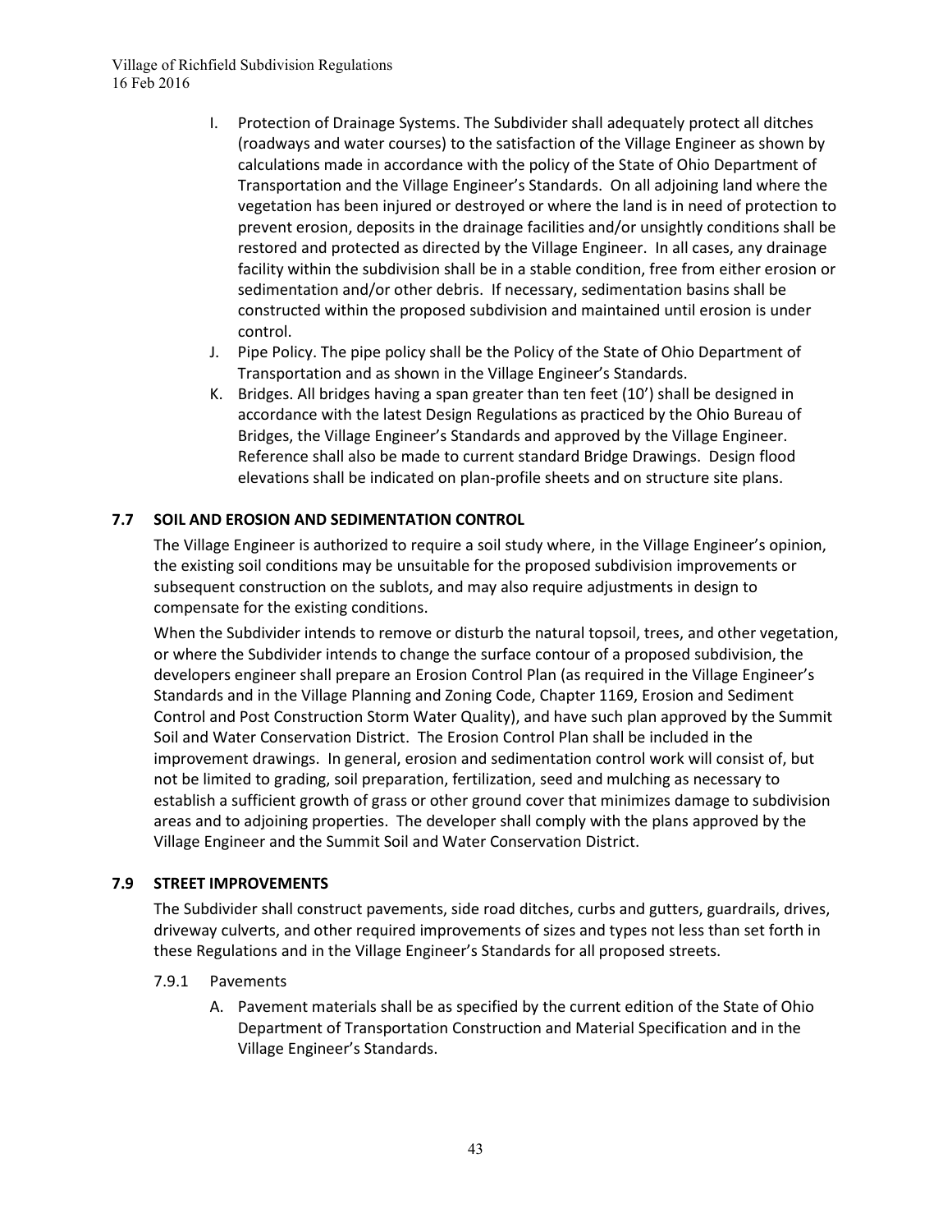I. Protection of Drainage Systems. The Subdivider shall adequately protect all ditches (roadways and water courses) to the satisfaction of the Village Engineer as shown by calculations made in accordance with the policy of the State of Ohio Department of Transportation and the Village Engineer's Standards. On all adjoining land where the vegetation has been injured or destroyed or where the land is in need of protection to prevent erosion, deposits in the drainage facilities and/or unsightly conditions shall be restored and protected as directed by the Village Engineer. In all cases, any drainage facility within the subdivision shall be in a stable condition, free from either erosion or sedimentation and/or other debris. If necessary, sedimentation basins shall be constructed within the proposed subdivision and maintained until erosion is under control.

J. Pipe Policy. The pipe policy shall be the Policy of the State of Ohio Department of Transportation and as shown in the Village Engineer's Standards.

K. Bridges. All bridges having a span greater than ten feet (10') shall be designed in accordance with the latest Design Regulations as practiced by the Ohio Bureau of Bridges, the Village Engineer's Standards and approved by the Village Engineer. Reference shall also be made to current standard Bridge Drawings. Design flood elevations shall be indicated on plan-profile sheets and on structure site plans.

## 7.7 SOIL AND EROSION AND SEDIMENTATION CONTROL

The Village Engineer is authorized to require a soil study where, in the Village Engineer's opinion, the existing soil conditions may be unsuitable for the proposed subdivision improvements or subsequent construction on the sublots, and may also require adjustments in design to compensate for the existing conditions.

When the Subdivider intends to remove or disturb the natural topsoil, trees, and other vegetation, or where the Subdivider intends to change the surface contour of a proposed subdivision, the developers engineer shall prepare an Erosion Control Plan (as required in the Village Engineer's Standards and in the Village Planning and Zoning Code, Chapter 1169, Erosion and Sediment Control and Post Construction Storm Water Quality), and have such plan approved by the Summit Soil and Water Conservation District. The Erosion Control Plan shall be included in the improvement drawings. In general, erosion and sedimentation control work will consist of, but not be limited to grading, soil preparation, fertilization, seed and mulching as necessary to establish a sufficient growth of grass or other ground cover that minimizes damage to subdivision areas and to adjoining properties. The developer shall comply with the plans approved by the Village Engineer and the Summit Soil and Water Conservation District.

## 7.9 STREET IMPROVEMENTS

The Subdivider shall construct pavements, side road ditches, curbs and gutters, guardrails, drives, driveway culverts, and other required improvements of sizes and types not less than set forth in these Regulations and in the Village Engineer's Standards for all proposed streets.

### 7.9.1 Pavements

A. Pavement materials shall be as specified by the current edition of the State of Ohio Department of Transportation Construction and Material Specification and in the Village Engineer's Standards.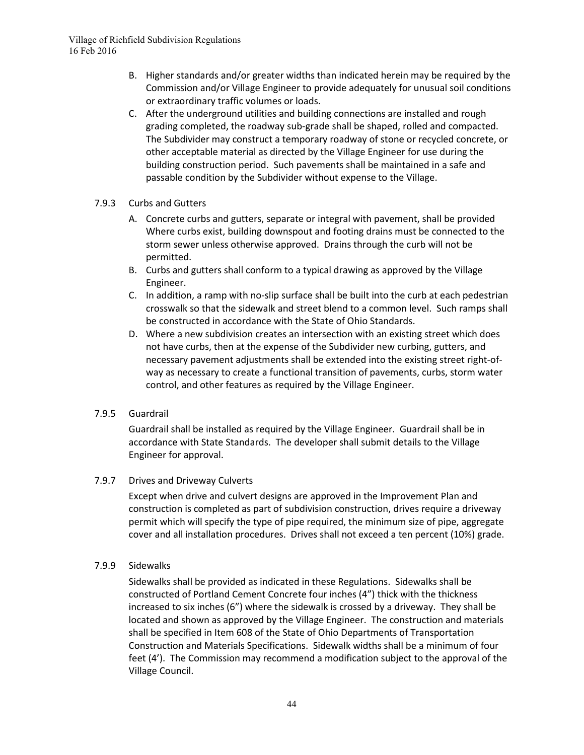B. Higher standards and/or greater widths than indicated herein may be required by the Commission and/or Village Engineer to provide adequately for unusual soil conditions or extraordinary traffic volumes or loads.

C. After the underground utilities and building connections are installed and rough grading completed, the roadway sub-grade shall be shaped, rolled and compacted. The Subdivider may construct a temporary roadway of stone or recycled concrete, or other acceptable material as directed by the Village Engineer for use during the building construction period. Such pavements shall be maintained in a safe and passable condition by the Subdivider without expense to the Village.

### 7.9.3 Curbs and Gutters

A. Concrete curbs and gutters, separate or integral with pavement, shall be provided Where curbs exist, building downspout and footing drains must be connected to the storm sewer unless otherwise approved. Drains through the curb will not be permitted.

B. Curbs and gutters shall conform to a typical drawing as approved by the Village Engineer.

C. In addition, a ramp with no-slip surface shall be built into the curb at each pedestrian crosswalk so that the sidewalk and street blend to a common level. Such ramps shall be constructed in accordance with the State of Ohio Standards.

D. Where a new subdivision creates an intersection with an existing street which does not have curbs, then at the expense of the Subdivider new curbing, gutters, and necessary pavement adjustments shall be extended into the existing street right-of-way as necessary to create a functional transition of pavements, curbs, storm water control, and other features as required by the Village Engineer.

### 7.9.5 Guardrail

Guardrail shall be installed as required by the Village Engineer. Guardrail shall be in accordance with State Standards. The developer shall submit details to the Village Engineer for approval.

### 7.9.7 Drives and Driveway Culverts

Except when drive and culvert designs are approved in the Improvement Plan and construction is completed as part of subdivision construction, drives require a driveway permit which will specify the type of pipe required, the minimum size of pipe, aggregate cover and all installation procedures. Drives shall not exceed a ten percent (10%) grade.

### 7.9.9 Sidewalks

Sidewalks shall be provided as indicated in these Regulations. Sidewalks shall be constructed of Portland Cement Concrete four inches (4") thick with the thickness increased to six inches (6") where the sidewalk is crossed by a driveway. They shall be located and shown as approved by the Village Engineer. The construction and materials shall be specified in Item 608 of the State of Ohio Departments of Transportation Construction and Materials Specifications. Sidewalk widths shall be a minimum of four feet (4'). The Commission may recommend a modification subject to the approval of the Village Council.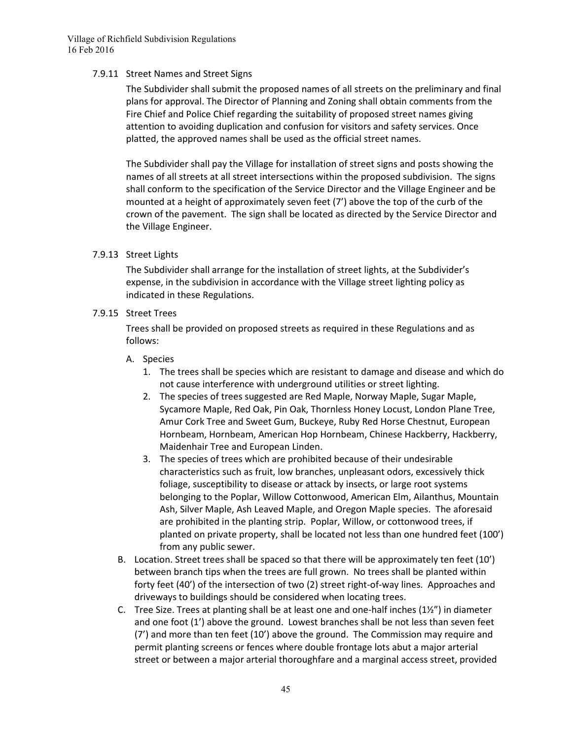### 7.9.11 Street Names and Street Signs

The Subdivider shall submit the proposed names of all streets on the preliminary and final plans for approval. The Director of Planning and Zoning shall obtain comments from the Fire Chief and Police Chief regarding the suitability of proposed street names giving attention to avoiding duplication and confusion for visitors and safety services. Once platted, the approved names shall be used as the official street names.

The Subdivider shall pay the Village for installation of street signs and posts showing the names of all streets at all street intersections within the proposed subdivision. The signs shall conform to the specification of the Service Director and the Village Engineer and be mounted at a height of approximately seven feet (7') above the top of the curb of the crown of the pavement. The sign shall be located as directed by the Service Director and the Village Engineer.

### 7.9.13 Street Lights

The Subdivider shall arrange for the installation of street lights, at the Subdivider's expense, in the subdivision in accordance with the Village street lighting policy as indicated in these Regulations.

### 7.9.15 Street Trees

Trees shall be provided on proposed streets as required in these Regulations and as follows:

A. Species
   1. The trees shall be species which are resistant to damage and disease and which do not cause interference with underground utilities or street lighting.
   2. The species of trees suggested are Red Maple, Norway Maple, Sugar Maple, Sycamore Maple, Red Oak, Pin Oak, Thornless Honey Locust, London Plane Tree, Amur Cork Tree and Sweet Gum, Buckeye, Ruby Red Horse Chestnut, European Hornbeam, Hornbeam, American Hop Hornbeam, Chinese Hackberry, Hackberry, Maidenhair Tree and European Linden.
   3. The species of trees which are prohibited because of their undesirable characteristics such as fruit, low branches, unpleasant odors, excessively thick foliage, susceptibility to disease or attack by insects, or large root systems belonging to the Poplar, Willow Cottonwood, American Elm, Ailanthus, Mountain Ash, Silver Maple, Ash Leaved Maple, and Oregon Maple species. The aforesaid are prohibited in the planting strip. Poplar, Willow, or cottonwood trees, if planted on private property, shall be located not less than one hundred feet (100') from any public sewer.

B. Location. Street trees shall be spaced so that there will be approximately ten feet (10') between branch tips when the trees are full grown. No trees shall be planted within forty feet (40') of the intersection of two (2) street right-of-way lines. Approaches and driveways to buildings should be considered when locating trees.

C. Tree Size. Trees at planting shall be at least one and one-half inches (1½") in diameter and one foot (1') above the ground. Lowest branches shall be not less than seven feet (7') and more than ten feet (10') above the ground. The Commission may require and permit planting screens or fences where double frontage lots abut a major arterial street or between a major arterial thoroughfare and a marginal access street, provided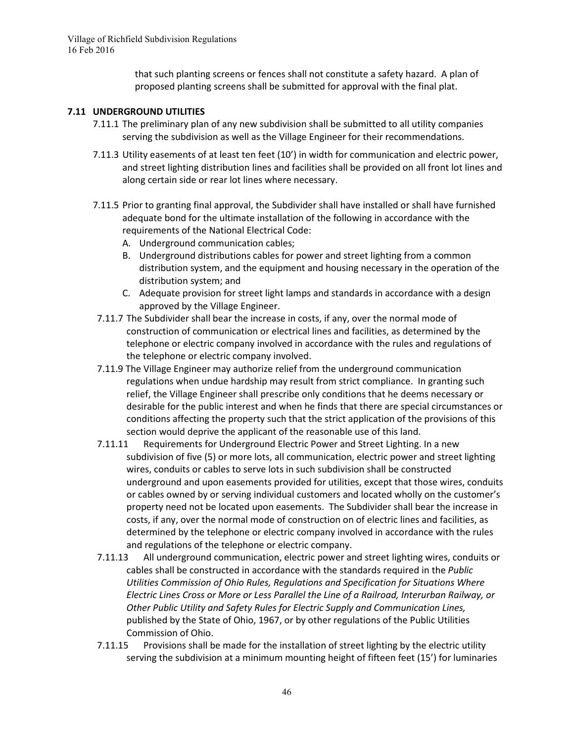that such planting screens or fences shall not constitute a safety hazard. A plan of proposed planting screens shall be submitted for approval with the final plat.

## 7.11 UNDERGROUND UTILITIES

7.11.1 The preliminary plan of any new subdivision shall be submitted to all utility companies serving the subdivision as well as the Village Engineer for their recommendations.

7.11.3 Utility easements of at least ten feet (10') in width for communication and electric power, and street lighting distribution lines and facilities shall be provided on all front lot lines and along certain side or rear lot lines where necessary.

7.11.5 Prior to granting final approval, the Subdivider shall have installed or shall have furnished adequate bond for the ultimate installation of the following in accordance with the requirements of the National Electrical Code:

A. Underground communication cables;
B. Underground distributions cables for power and street lighting from a common distribution system, and the equipment and housing necessary in the operation of the distribution system; and
C. Adequate provision for street light lamps and standards in accordance with a design approved by the Village Engineer.

7.11.7 The Subdivider shall bear the increase in costs, if any, over the normal mode of construction of communication or electrical lines and facilities, as determined by the telephone or electric company involved in accordance with the rules and regulations of the telephone or electric company involved.

7.11.9 The Village Engineer may authorize relief from the underground communication regulations when undue hardship may result from strict compliance. In granting such relief, the Village Engineer shall prescribe only conditions that he deems necessary or desirable for the public interest and when he finds that there are special circumstances or conditions affecting the property such that the strict application of the provisions of this section would deprive the applicant of the reasonable use of this land.

7.11.11 Requirements for Underground Electric Power and Street Lighting. In a new subdivision of five (5) or more lots, all communication, electric power and street lighting wires, conduits or cables to serve lots in such subdivision shall be constructed underground and upon easements provided for utilities, except that those wires, conduits or cables owned by or serving individual customers and located wholly on the customer's property need not be located upon easements. The Subdivider shall bear the increase in costs, if any, over the normal mode of construction on of electric lines and facilities, as determined by the telephone or electric company involved in accordance with the rules and regulations of the telephone or electric company.

7.11.13 All underground communication, electric power and street lighting wires, conduits or cables shall be constructed in accordance with the standards required in the *Public Utilities Commission of Ohio Rules, Regulations and Specification for Situations Where Electric Lines Cross or More or Less Parallel the Line of a Railroad, Interurban Railway, or Other Public Utility and Safety Rules for Electric Supply and Communication Lines,* published by the State of Ohio, 1967, or by other regulations of the Public Utilities Commission of Ohio.

7.11.15 Provisions shall be made for the installation of street lighting by the electric utility serving the subdivision at a minimum mounting height of fifteen feet (15') for luminaries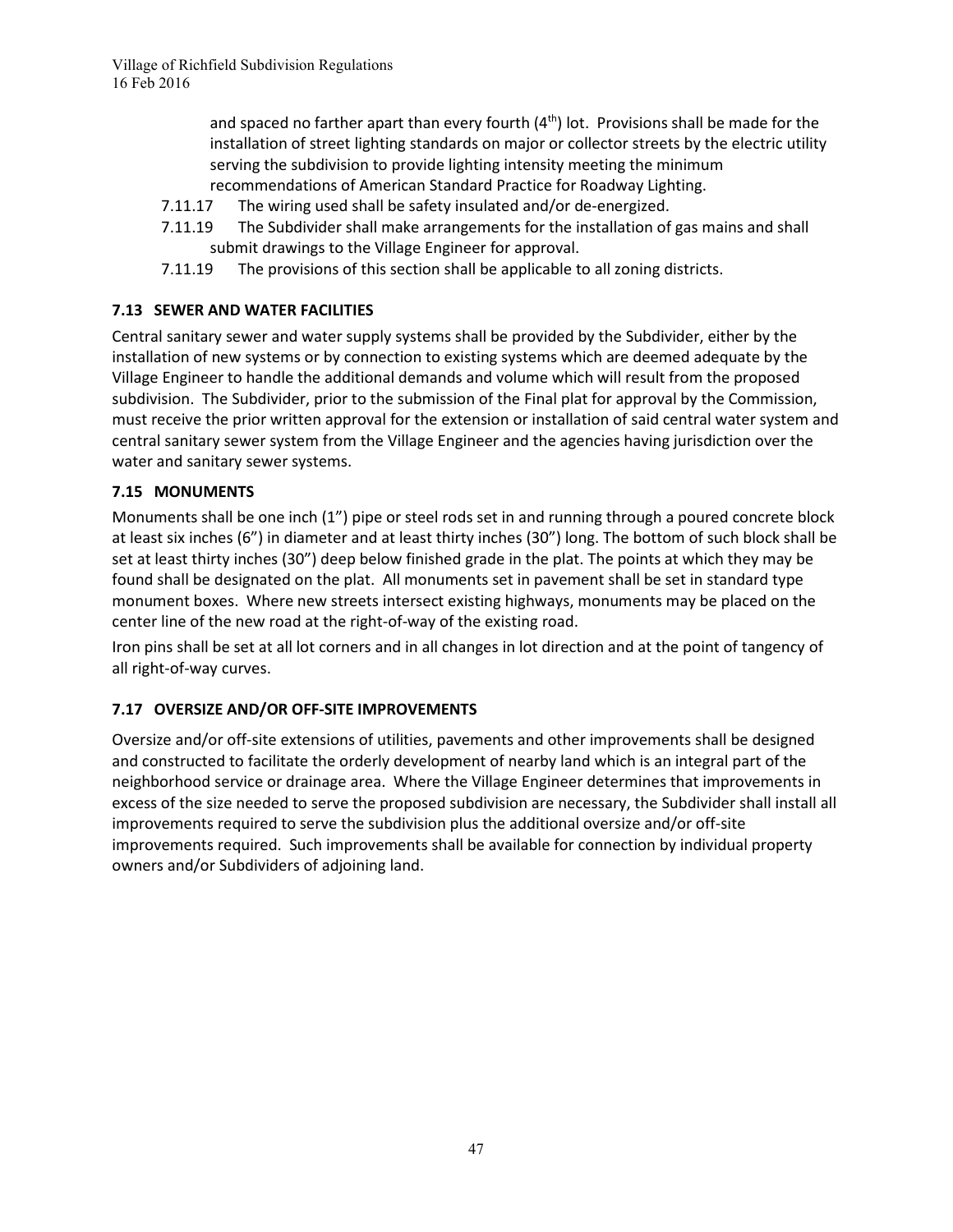and spaced no farther apart than every fourth (4th) lot. Provisions shall be made for the installation of street lighting standards on major or collector streets by the electric utility serving the subdivision to provide lighting intensity meeting the minimum recommendations of American Standard Practice for Roadway Lighting.

7.11.17 The wiring used shall be safety insulated and/or de-energized.

7.11.19 The Subdivider shall make arrangements for the installation of gas mains and shall submit drawings to the Village Engineer for approval.

7.11.19 The provisions of this section shall be applicable to all zoning districts.

### 7.13 SEWER AND WATER FACILITIES

Central sanitary sewer and water supply systems shall be provided by the Subdivider, either by the installation of new systems or by connection to existing systems which are deemed adequate by the Village Engineer to handle the additional demands and volume which will result from the proposed subdivision. The Subdivider, prior to the submission of the Final plat for approval by the Commission, must receive the prior written approval for the extension or installation of said central water system and central sanitary sewer system from the Village Engineer and the agencies having jurisdiction over the water and sanitary sewer systems.

### 7.15 MONUMENTS

Monuments shall be one inch (1") pipe or steel rods set in and running through a poured concrete block at least six inches (6") in diameter and at least thirty inches (30") long. The bottom of such block shall be set at least thirty inches (30") deep below finished grade in the plat. The points at which they may be found shall be designated on the plat. All monuments set in pavement shall be set in standard type monument boxes. Where new streets intersect existing highways, monuments may be placed on the center line of the new road at the right-of-way of the existing road.

Iron pins shall be set at all lot corners and in all changes in lot direction and at the point of tangency of all right-of-way curves.

### 7.17 OVERSIZE AND/OR OFF-SITE IMPROVEMENTS

Oversize and/or off-site extensions of utilities, pavements and other improvements shall be designed and constructed to facilitate the orderly development of nearby land which is an integral part of the neighborhood service or drainage area. Where the Village Engineer determines that improvements in excess of the size needed to serve the proposed subdivision are necessary, the Subdivider shall install all improvements required to serve the subdivision plus the additional oversize and/or off-site improvements required. Such improvements shall be available for connection by individual property owners and/or Subdividers of adjoining land.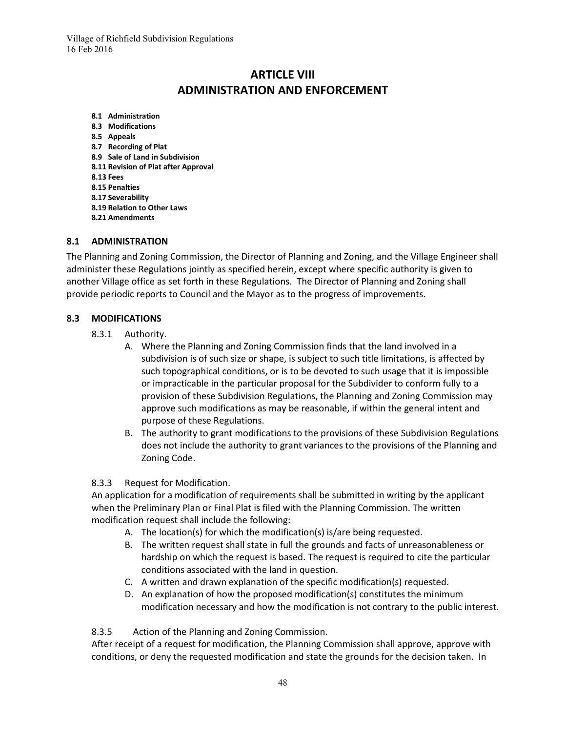# ARTICLE VIII
# ADMINISTRATION AND ENFORCEMENT

**8.1 Administration**
**8.3 Modifications**
**8.5 Appeals**
**8.7 Recording of Plat**
**8.9 Sale of Land in Subdivision**
**8.11 Revision of Plat after Approval**
**8.13 Fees**
**8.15 Penalties**
**8.17 Severability**
**8.19 Relation to Other Laws**
**8.21 Amendments**

## 8.1 ADMINISTRATION

The Planning and Zoning Commission, the Director of Planning and Zoning, and the Village Engineer shall administer these Regulations jointly as specified herein, except where specific authority is given to another Village office as set forth in these Regulations. The Director of Planning and Zoning shall provide periodic reports to Council and the Mayor as to the progress of improvements.

## 8.3 MODIFICATIONS

8.3.1 Authority.

A. Where the Planning and Zoning Commission finds that the land involved in a subdivision is of such size or shape, is subject to such title limitations, is affected by such topographical conditions, or is to be devoted to such usage that it is impossible or impracticable in the particular proposal for the Subdivider to conform fully to a provision of these Subdivision Regulations, the Planning and Zoning Commission may approve such modifications as may be reasonable, if within the general intent and purpose of these Regulations.

B. The authority to grant modifications to the provisions of these Subdivision Regulations does not include the authority to grant variances to the provisions of the Planning and Zoning Code.

8.3.3 Request for Modification.

An application for a modification of requirements shall be submitted in writing by the applicant when the Preliminary Plan or Final Plat is filed with the Planning Commission. The written modification request shall include the following:

A. The location(s) for which the modification(s) is/are being requested.
B. The written request shall state in full the grounds and facts of unreasonableness or hardship on which the request is based. The request is required to cite the particular conditions associated with the land in question.
C. A written and drawn explanation of the specific modification(s) requested.
D. An explanation of how the proposed modification(s) constitutes the minimum modification necessary and how the modification is not contrary to the public interest.

8.3.5 Action of the Planning and Zoning Commission.

After receipt of a request for modification, the Planning Commission shall approve, approve with conditions, or deny the requested modification and state the grounds for the decision taken. In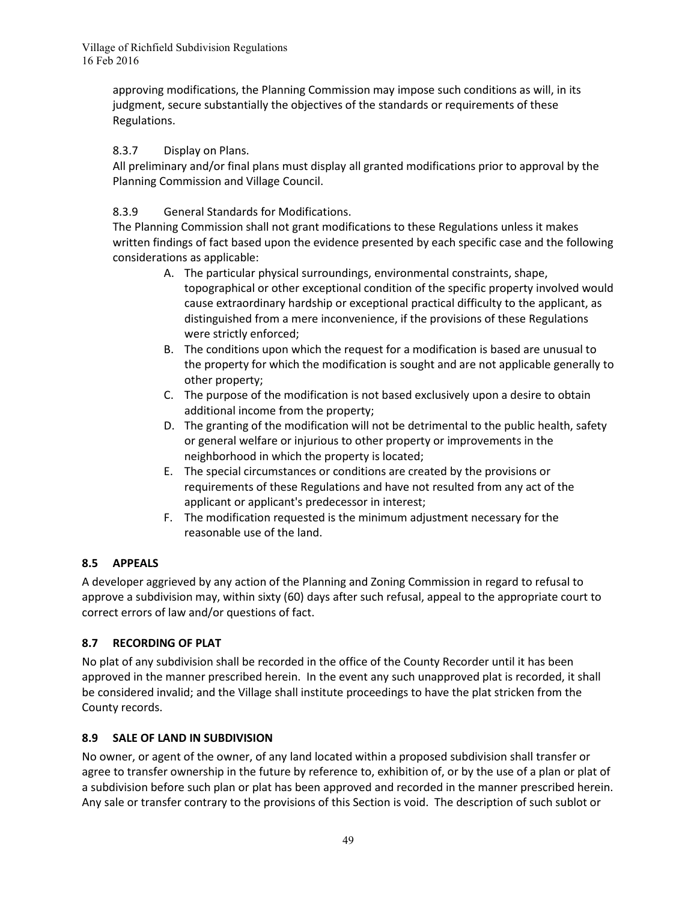approving modifications, the Planning Commission may impose such conditions as will, in its judgment, secure substantially the objectives of the standards or requirements of these Regulations.

8.3.7 Display on Plans.

All preliminary and/or final plans must display all granted modifications prior to approval by the Planning Commission and Village Council.

8.3.9 General Standards for Modifications.

The Planning Commission shall not grant modifications to these Regulations unless it makes written findings of fact based upon the evidence presented by each specific case and the following considerations as applicable:

A. The particular physical surroundings, environmental constraints, shape, topographical or other exceptional condition of the specific property involved would cause extraordinary hardship or exceptional practical difficulty to the applicant, as distinguished from a mere inconvenience, if the provisions of these Regulations were strictly enforced;
B. The conditions upon which the request for a modification is based are unusual to the property for which the modification is sought and are not applicable generally to other property;
C. The purpose of the modification is not based exclusively upon a desire to obtain additional income from the property;
D. The granting of the modification will not be detrimental to the public health, safety or general welfare or injurious to other property or improvements in the neighborhood in which the property is located;
E. The special circumstances or conditions are created by the provisions or requirements of these Regulations and have not resulted from any act of the applicant or applicant's predecessor in interest;
F. The modification requested is the minimum adjustment necessary for the reasonable use of the land.

## 8.5 APPEALS

A developer aggrieved by any action of the Planning and Zoning Commission in regard to refusal to approve a subdivision may, within sixty (60) days after such refusal, appeal to the appropriate court to correct errors of law and/or questions of fact.

## 8.7 RECORDING OF PLAT

No plat of any subdivision shall be recorded in the office of the County Recorder until it has been approved in the manner prescribed herein. In the event any such unapproved plat is recorded, it shall be considered invalid; and the Village shall institute proceedings to have the plat stricken from the County records.

## 8.9 SALE OF LAND IN SUBDIVISION

No owner, or agent of the owner, of any land located within a proposed subdivision shall transfer or agree to transfer ownership in the future by reference to, exhibition of, or by the use of a plan or plat of a subdivision before such plan or plat has been approved and recorded in the manner prescribed herein. Any sale or transfer contrary to the provisions of this Section is void. The description of such sublot or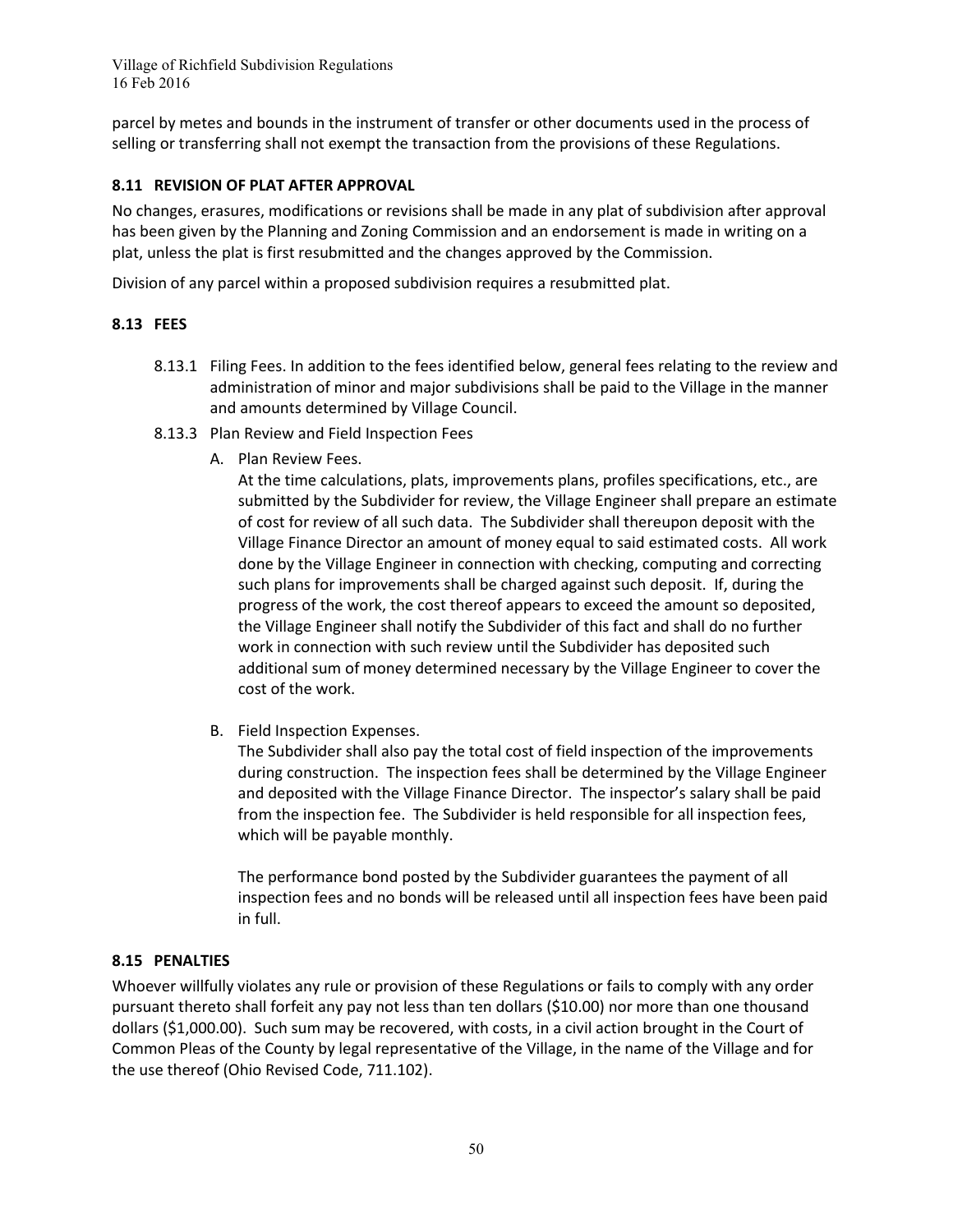parcel by metes and bounds in the instrument of transfer or other documents used in the process of selling or transferring shall not exempt the transaction from the provisions of these Regulations.

### 8.11 REVISION OF PLAT AFTER APPROVAL

No changes, erasures, modifications or revisions shall be made in any plat of subdivision after approval has been given by the Planning and Zoning Commission and an endorsement is made in writing on a plat, unless the plat is first resubmitted and the changes approved by the Commission.

Division of any parcel within a proposed subdivision requires a resubmitted plat.

### 8.13 FEES

8.13.1 Filing Fees. In addition to the fees identified below, general fees relating to the review and administration of minor and major subdivisions shall be paid to the Village in the manner and amounts determined by Village Council.

8.13.3 Plan Review and Field Inspection Fees

A. Plan Review Fees.

At the time calculations, plats, improvements plans, profiles specifications, etc., are submitted by the Subdivider for review, the Village Engineer shall prepare an estimate of cost for review of all such data. The Subdivider shall thereupon deposit with the Village Finance Director an amount of money equal to said estimated costs. All work done by the Village Engineer in connection with checking, computing and correcting such plans for improvements shall be charged against such deposit. If, during the progress of the work, the cost thereof appears to exceed the amount so deposited, the Village Engineer shall notify the Subdivider of this fact and shall do no further work in connection with such review until the Subdivider has deposited such additional sum of money determined necessary by the Village Engineer to cover the cost of the work.

B. Field Inspection Expenses.

The Subdivider shall also pay the total cost of field inspection of the improvements during construction. The inspection fees shall be determined by the Village Engineer and deposited with the Village Finance Director. The inspector's salary shall be paid from the inspection fee. The Subdivider is held responsible for all inspection fees, which will be payable monthly.

The performance bond posted by the Subdivider guarantees the payment of all inspection fees and no bonds will be released until all inspection fees have been paid in full.

### 8.15 PENALTIES

Whoever willfully violates any rule or provision of these Regulations or fails to comply with any order pursuant thereto shall forfeit any pay not less than ten dollars ($10.00) nor more than one thousand dollars ($1,000.00). Such sum may be recovered, with costs, in a civil action brought in the Court of Common Pleas of the County by legal representative of the Village, in the name of the Village and for the use thereof (Ohio Revised Code, 711.102).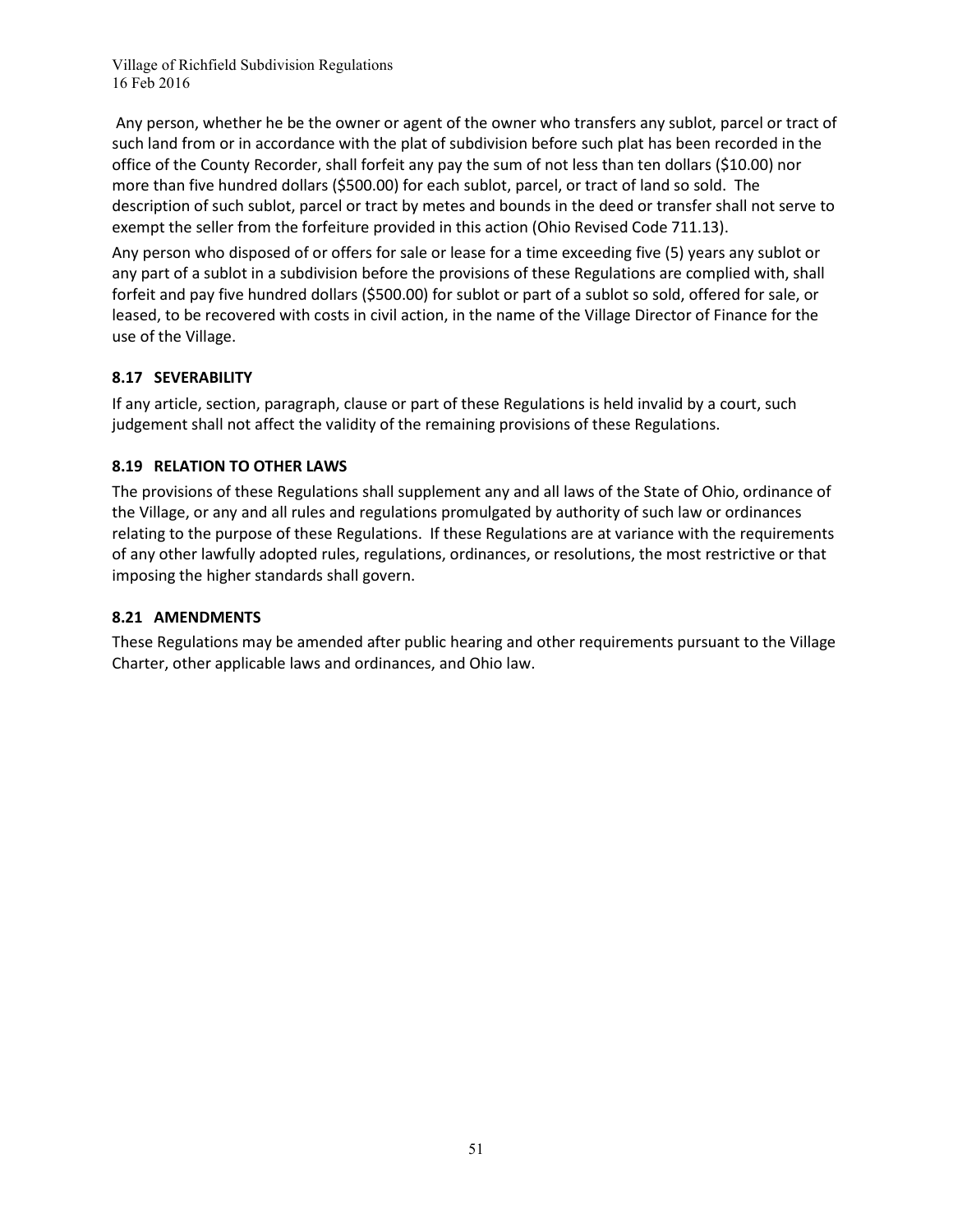Any person, whether he be the owner or agent of the owner who transfers any sublot, parcel or tract of such land from or in accordance with the plat of subdivision before such plat has been recorded in the office of the County Recorder, shall forfeit any pay the sum of not less than ten dollars ($10.00) nor more than five hundred dollars ($500.00) for each sublot, parcel, or tract of land so sold. The description of such sublot, parcel or tract by metes and bounds in the deed or transfer shall not serve to exempt the seller from the forfeiture provided in this action (Ohio Revised Code 711.13).

Any person who disposed of or offers for sale or lease for a time exceeding five (5) years any sublot or any part of a sublot in a subdivision before the provisions of these Regulations are complied with, shall forfeit and pay five hundred dollars ($500.00) for sublot or part of a sublot so sold, offered for sale, or leased, to be recovered with costs in civil action, in the name of the Village Director of Finance for the use of the Village.

### 8.17 SEVERABILITY

If any article, section, paragraph, clause or part of these Regulations is held invalid by a court, such judgement shall not affect the validity of the remaining provisions of these Regulations.

### 8.19 RELATION TO OTHER LAWS

The provisions of these Regulations shall supplement any and all laws of the State of Ohio, ordinance of the Village, or any and all rules and regulations promulgated by authority of such law or ordinances relating to the purpose of these Regulations. If these Regulations are at variance with the requirements of any other lawfully adopted rules, regulations, ordinances, or resolutions, the most restrictive or that imposing the higher standards shall govern.

### 8.21 AMENDMENTS

These Regulations may be amended after public hearing and other requirements pursuant to the Village Charter, other applicable laws and ordinances, and Ohio law.